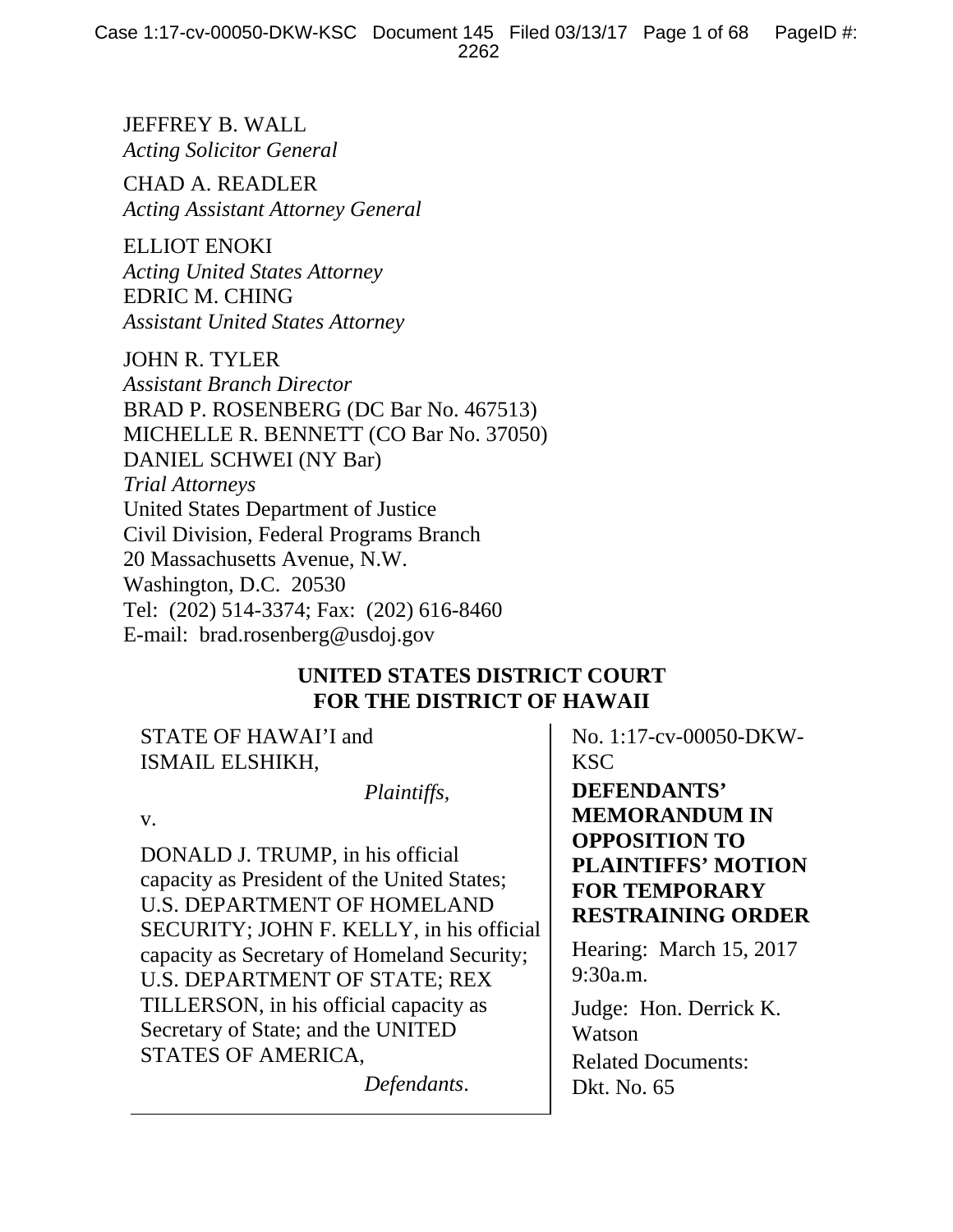JEFFREY B. WALL
*Acting Solicitor General*

CHAD A. READLER
*Acting Assistant Attorney General*

ELLIOT ENOKI
*Acting United States Attorney*
EDRIC M. CHING
*Assistant United States Attorney*

JOHN R. TYLER
*Assistant Branch Director*
BRAD P. ROSENBERG (DC Bar No. 467513)
MICHELLE R. BENNETT (CO Bar No. 37050)
DANIEL SCHWEI (NY Bar)
*Trial Attorneys*
United States Department of Justice
Civil Division, Federal Programs Branch
20 Massachusetts Avenue, N.W.
Washington, D.C. 20530
Tel: (202) 514-3374; Fax: (202) 616-8460
E-mail: brad.rosenberg@usdoj.gov

**UNITED STATES DISTRICT COURT**
**FOR THE DISTRICT OF HAWAII**

STATE OF HAWAI'I and
ISMAIL ELSHIKH,

*Plaintiffs*,

v.

DONALD J. TRUMP, in his official capacity as President of the United States; U.S. DEPARTMENT OF HOMELAND SECURITY; JOHN F. KELLY, in his official capacity as Secretary of Homeland Security; U.S. DEPARTMENT OF STATE; REX TILLERSON, in his official capacity as Secretary of State; and the UNITED STATES OF AMERICA,

*Defendants*.

No. 1:17-cv-00050-DKW-KSC

**DEFENDANTS' MEMORANDUM IN OPPOSITION TO PLAINTIFFS' MOTION FOR TEMPORARY RESTRAINING ORDER**

Hearing: March 15, 2017 9:30a.m.

Judge: Hon. Derrick K. Watson

Related Documents: Dkt. No. 65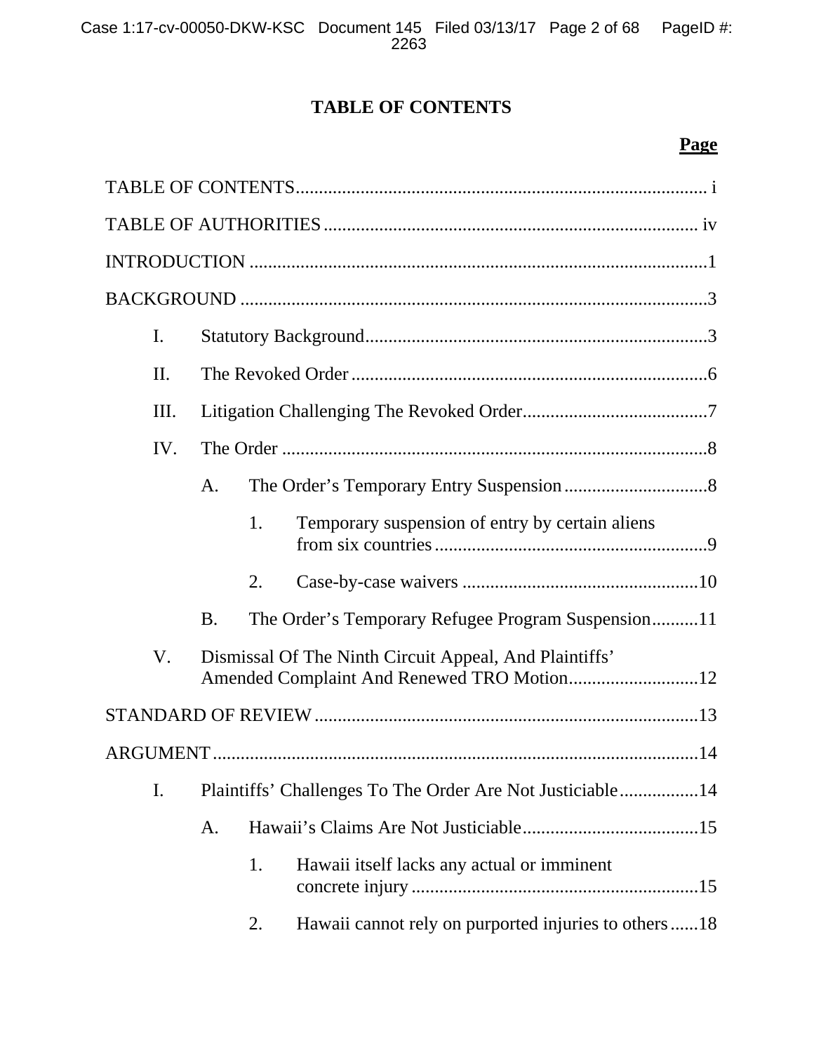# TABLE OF CONTENTS

**Page**

TABLE OF CONTENTS ..... i

TABLE OF AUTHORITIES ..... iv

INTRODUCTION ..... 1

BACKGROUND ..... 3

- I. Statutory Background ..... 3
- II. The Revoked Order ..... 6
- III. Litigation Challenging The Revoked Order ..... 7
- IV. The Order ..... 8
  - A. The Order's Temporary Entry Suspension ..... 8
    - 1. Temporary suspension of entry by certain aliens from six countries ..... 9
    - 2. Case-by-case waivers ..... 10
  - B. The Order's Temporary Refugee Program Suspension ..... 11
- V. Dismissal Of The Ninth Circuit Appeal, And Plaintiffs' Amended Complaint And Renewed TRO Motion ..... 12

STANDARD OF REVIEW ..... 13

ARGUMENT ..... 14

- I. Plaintiffs' Challenges To The Order Are Not Justiciable ..... 14
  - A. Hawaii's Claims Are Not Justiciable ..... 15
    - 1. Hawaii itself lacks any actual or imminent concrete injury ..... 15
    - 2. Hawaii cannot rely on purported injuries to others ..... 18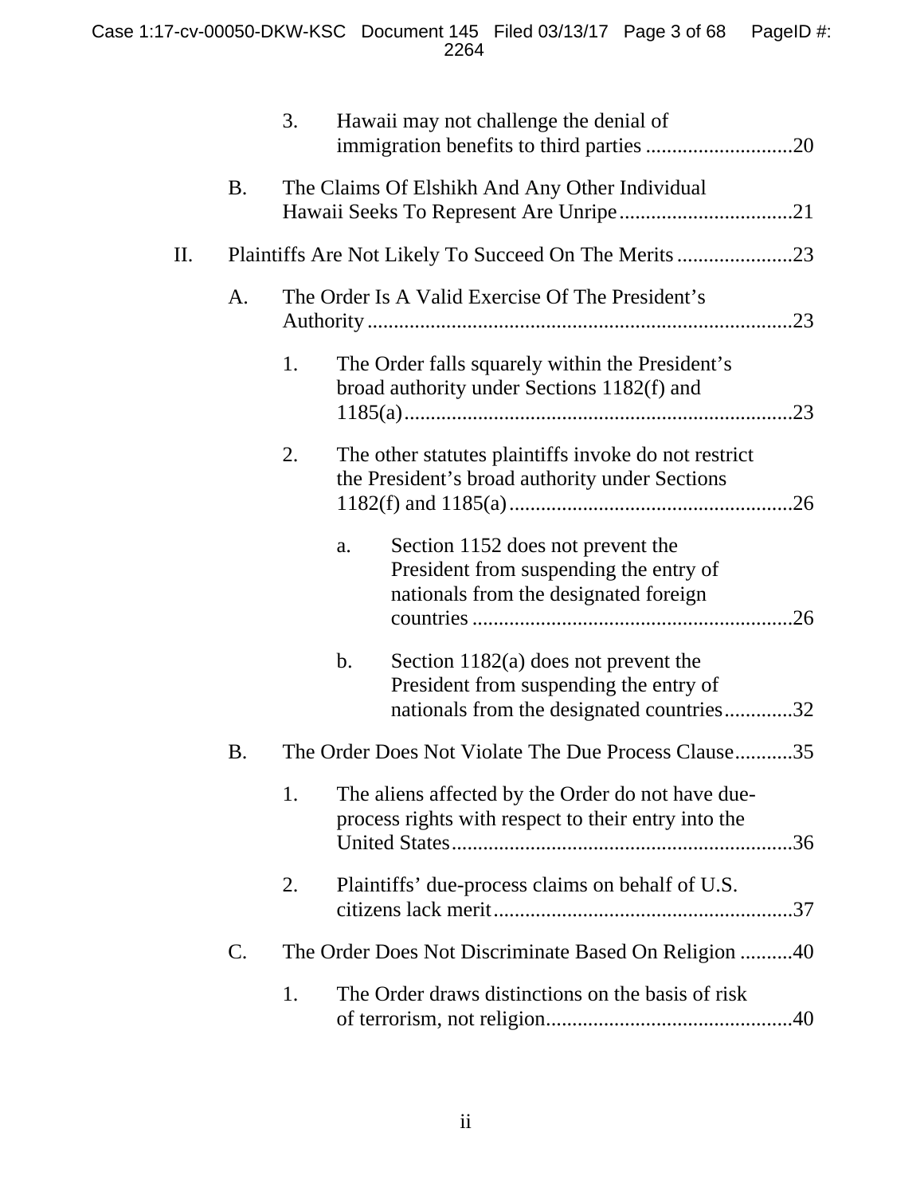3. Hawaii may not challenge the denial of immigration benefits to third parties ............................20

B. The Claims Of Elshikh And Any Other Individual Hawaii Seeks To Represent Are Unripe.................................21

II. Plaintiffs Are Not Likely To Succeed On The Merits ......................23

A. The Order Is A Valid Exercise Of The President's Authority ................................................................................23

1. The Order falls squarely within the President's broad authority under Sections 1182(f) and 1185(a).........................................................................23

2. The other statutes plaintiffs invoke do not restrict the President's broad authority under Sections 1182(f) and 1185(a)......................................................26

a. Section 1152 does not prevent the President from suspending the entry of nationals from the designated foreign countries .............................................................26

b. Section 1182(a) does not prevent the President from suspending the entry of nationals from the designated countries.............32

B. The Order Does Not Violate The Due Process Clause...........35

1. The aliens affected by the Order do not have due-process rights with respect to their entry into the United States.................................................................36

2. Plaintiffs' due-process claims on behalf of U.S. citizens lack merit.........................................................37

C. The Order Does Not Discriminate Based On Religion ..........40

1. The Order draws distinctions on the basis of risk of terrorism, not religion...............................................40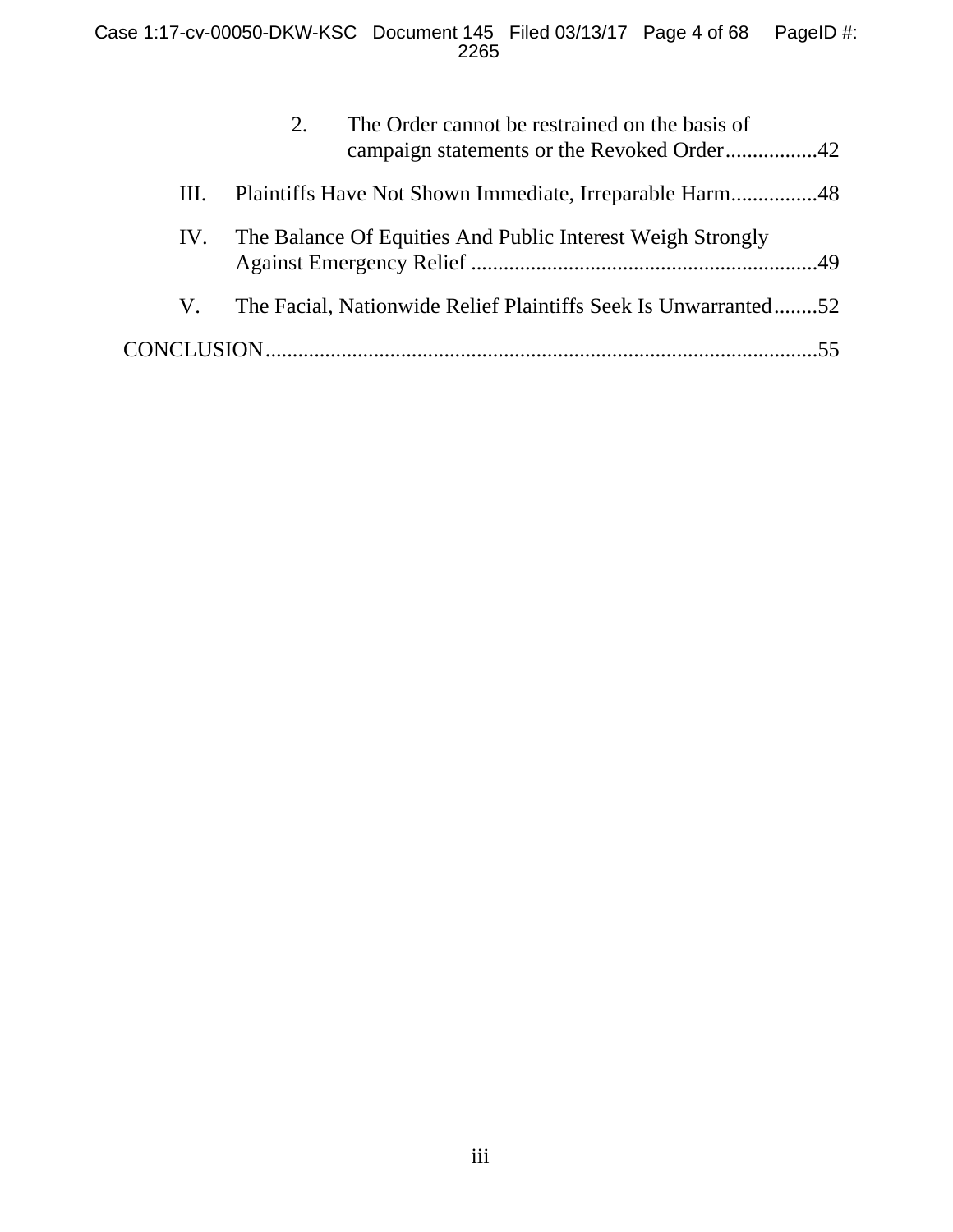2. The Order cannot be restrained on the basis of campaign statements or the Revoked Order .................42

III. Plaintiffs Have Not Shown Immediate, Irreparable Harm................48

IV. The Balance Of Equities And Public Interest Weigh Strongly Against Emergency Relief ...............................................................49

V. The Facial, Nationwide Relief Plaintiffs Seek Is Unwarranted........52

CONCLUSION.....................................................................................................55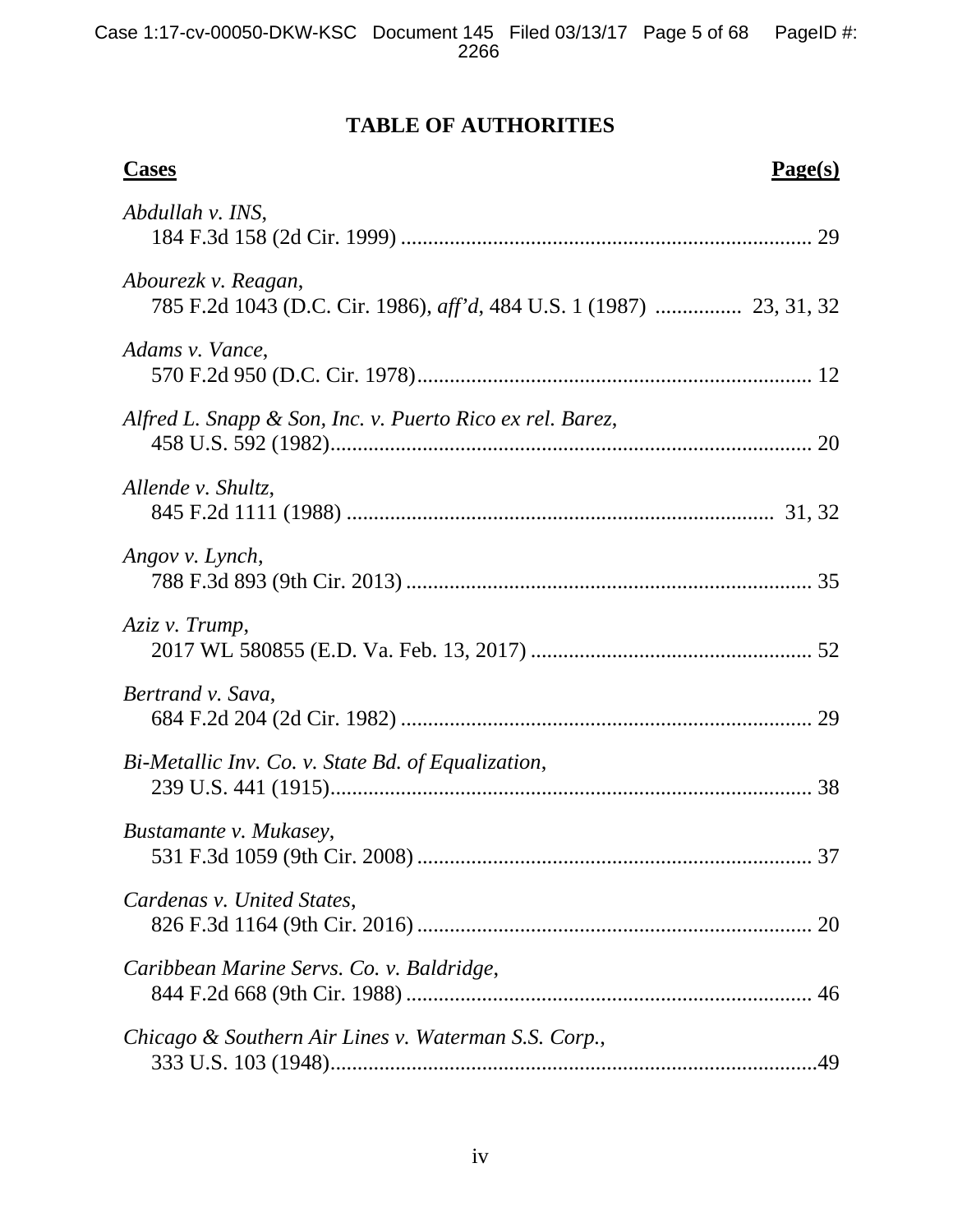# TABLE OF AUTHORITIES

**Cases** **Page(s)**

*Abdullah v. INS*,
184 F.3d 158 (2d Cir. 1999) ........................................................................... 29

*Abourezk v. Reagan*,
785 F.2d 1043 (D.C. Cir. 1986), *aff'd*, 484 U.S. 1 (1987) ................ 23, 31, 32

*Adams v. Vance*,
570 F.2d 950 (D.C. Cir. 1978)......................................................................... 12

*Alfred L. Snapp & Son, Inc. v. Puerto Rico ex rel. Barez*,
458 U.S. 592 (1982)......................................................................................... 20

*Allende v. Shultz*,
845 F.2d 1111 (1988) ............................................................................... 31, 32

*Angov v. Lynch*,
788 F.3d 893 (9th Cir. 2013) ........................................................................... 35

*Aziz v. Trump*,
2017 WL 580855 (E.D. Va. Feb. 13, 2017) .................................................... 52

*Bertrand v. Sava*,
684 F.2d 204 (2d Cir. 1982) ............................................................................ 29

*Bi-Metallic Inv. Co. v. State Bd. of Equalization*,
239 U.S. 441 (1915)......................................................................................... 38

*Bustamante v. Mukasey*,
531 F.3d 1059 (9th Cir. 2008) ......................................................................... 37

*Cardenas v. United States*,
826 F.3d 1164 (9th Cir. 2016) ......................................................................... 20

*Caribbean Marine Servs. Co. v. Baldridge*,
844 F.2d 668 (9th Cir. 1988) ........................................................................... 46

*Chicago & Southern Air Lines v. Waterman S.S. Corp.*,
333 U.S. 103 (1948)..........................................................................................49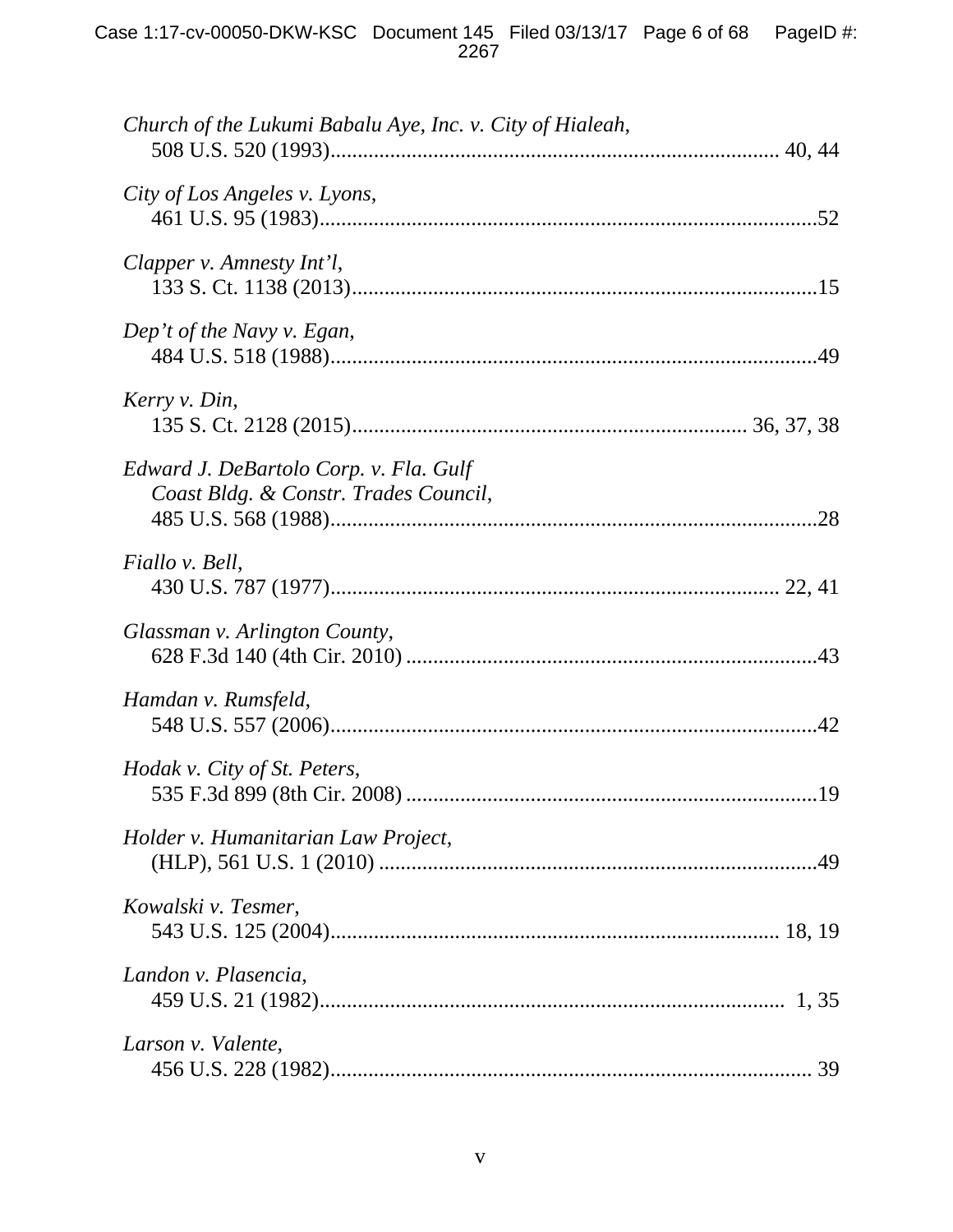*Church of the Lukumi Babalu Aye, Inc. v. City of Hialeah*,
508 U.S. 520 (1993)................................................................................. 40, 44

*City of Los Angeles v. Lyons*,
461 U.S. 95 (1983).........................................................................................52

*Clapper v. Amnesty Int'l*,
133 S. Ct. 1138 (2013)....................................................................................15

*Dep't of the Navy v. Egan*,
484 U.S. 518 (1988).........................................................................................49

*Kerry v. Din*,
135 S. Ct. 2128 (2015)...................................................................... 36, 37, 38

*Edward J. DeBartolo Corp. v. Fla. Gulf Coast Bldg. & Constr. Trades Council*,
485 U.S. 568 (1988).........................................................................................28

*Fiallo v. Bell*,
430 U.S. 787 (1977)................................................................................. 22, 41

*Glassman v. Arlington County*,
628 F.3d 140 (4th Cir. 2010) ...........................................................................43

*Hamdan v. Rumsfeld*,
548 U.S. 557 (2006).........................................................................................42

*Hodak v. City of St. Peters*,
535 F.3d 899 (8th Cir. 2008) ...........................................................................19

*Holder v. Humanitarian Law Project*,
(HLP), 561 U.S. 1 (2010) ................................................................................49

*Kowalski v. Tesmer*,
543 U.S. 125 (2004).................................................................................. 18, 19

*Landon v. Plasencia*,
459 U.S. 21 (1982)....................................................................................  1, 35

*Larson v. Valente*,
456 U.S. 228 (1982)........................................................................................ 39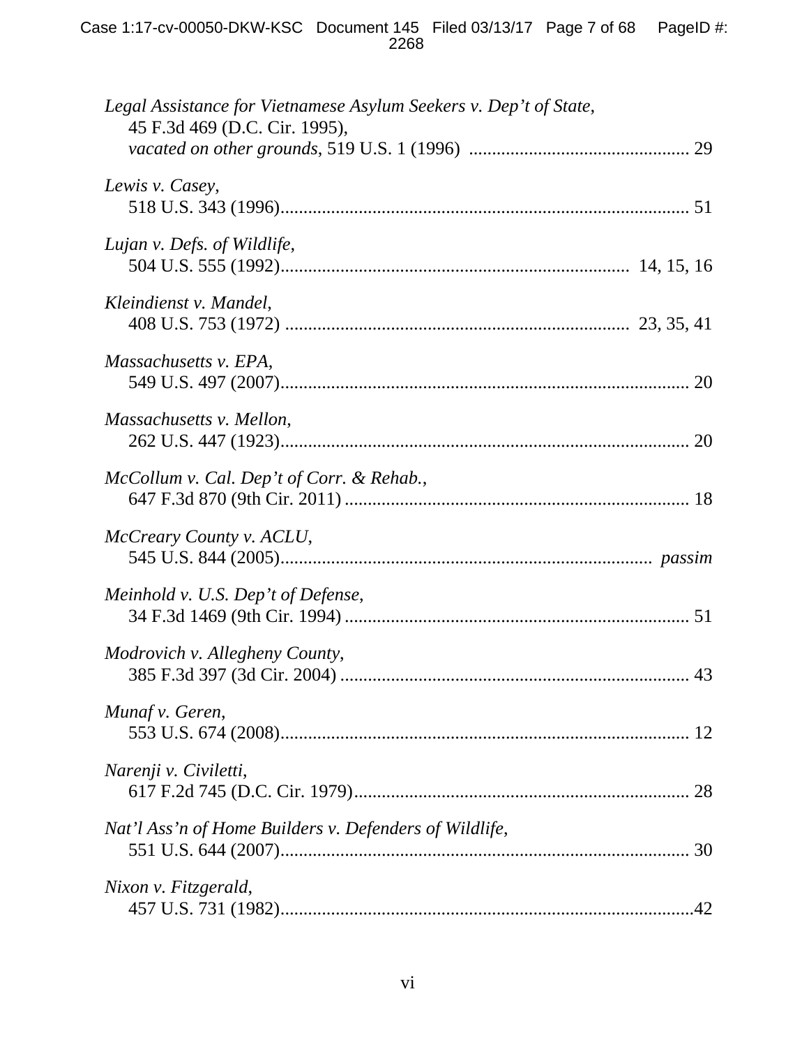*Legal Assistance for Vietnamese Asylum Seekers v. Dep't of State*,
45 F.3d 469 (D.C. Cir. 1995),
*vacated on other grounds*, 519 U.S. 1 (1996) ................................................ 29

*Lewis v. Casey*,
518 U.S. 343 (1996)......................................................................................... 51

*Lujan v. Defs. of Wildlife*,
504 U.S. 555 (1992)........................................................................... 14, 15, 16

*Kleindienst v. Mandel*,
408 U.S. 753 (1972) ......................................................................... 23, 35, 41

*Massachusetts v. EPA*,
549 U.S. 497 (2007)......................................................................................... 20

*Massachusetts v. Mellon*,
262 U.S. 447 (1923)......................................................................................... 20

*McCollum v. Cal. Dep't of Corr. & Rehab.*,
647 F.3d 870 (9th Cir. 2011) .......................................................................... 18

*McCreary County v. ACLU*,
545 U.S. 844 (2005)............................................................................... *passim*

*Meinhold v. U.S. Dep't of Defense*,
34 F.3d 1469 (9th Cir. 1994) .......................................................................... 51

*Modrovich v. Allegheny County*,
385 F.3d 397 (3d Cir. 2004) ........................................................................... 43

*Munaf v. Geren*,
553 U.S. 674 (2008)......................................................................................... 12

*Narenji v. Civiletti*,
617 F.2d 745 (D.C. Cir. 1979)........................................................................ 28

*Nat'l Ass'n of Home Builders v. Defenders of Wildlife*,
551 U.S. 644 (2007)......................................................................................... 30

*Nixon v. Fitzgerald*,
457 U.S. 731 (1982)..........................................................................................42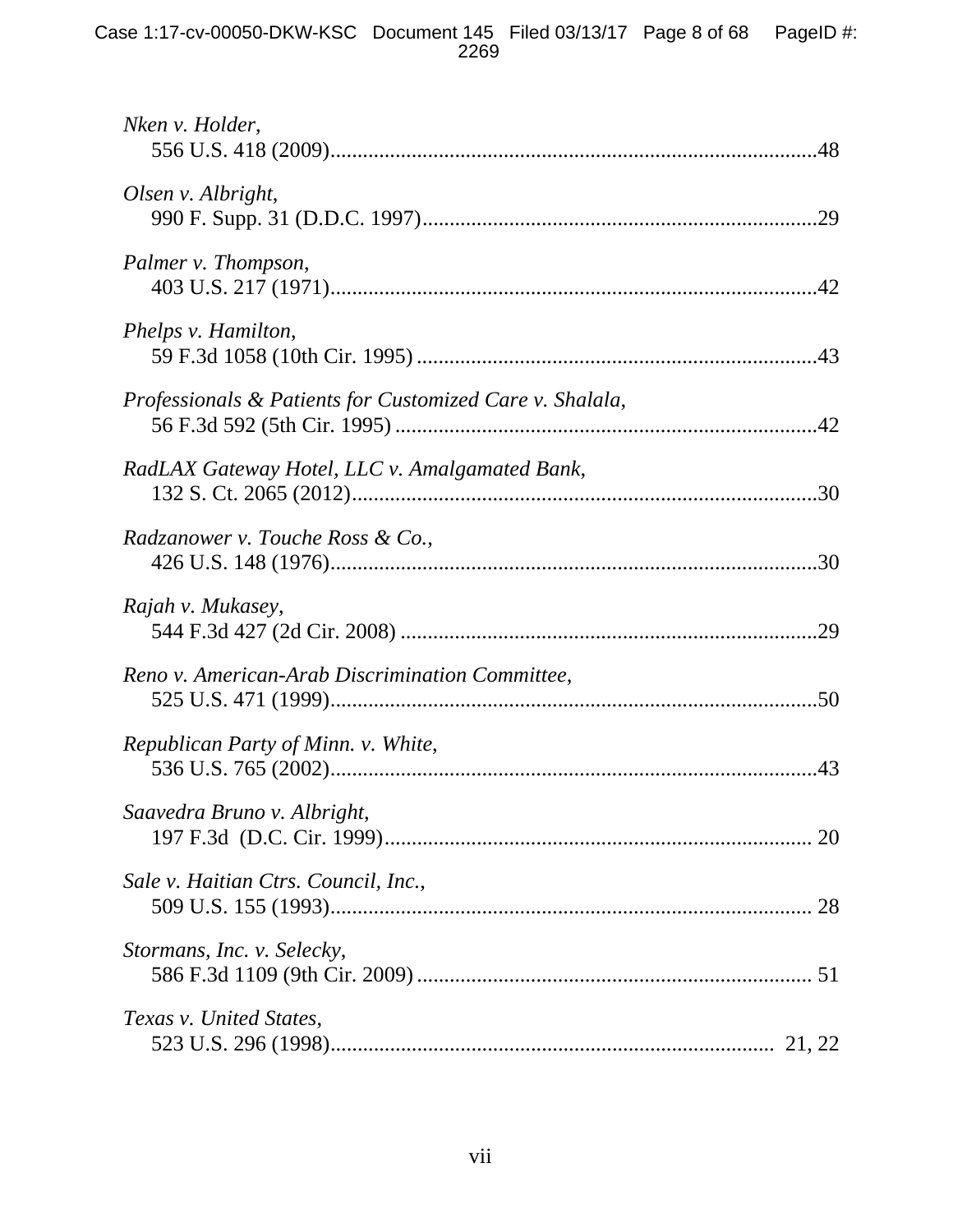*Nken v. Holder*,
556 U.S. 418 (2009)........................................................................................48

*Olsen v. Albright*,
990 F. Supp. 31 (D.D.C. 1997).......................................................................29

*Palmer v. Thompson*,
403 U.S. 217 (1971)........................................................................................42

*Phelps v. Hamilton*,
59 F.3d 1058 (10th Cir. 1995).........................................................................43

*Professionals & Patients for Customized Care v. Shalala*,
56 F.3d 592 (5th Cir. 1995).............................................................................42

*RadLAX Gateway Hotel, LLC v. Amalgamated Bank*,
132 S. Ct. 2065 (2012)....................................................................................30

*Radzanower v. Touche Ross & Co.*,
426 U.S. 148 (1976)........................................................................................30

*Rajah v. Mukasey*,
544 F.3d 427 (2d Cir. 2008)............................................................................29

*Reno v. American-Arab Discrimination Committee*,
525 U.S. 471 (1999)........................................................................................50

*Republican Party of Minn. v. White*,
536 U.S. 765 (2002)........................................................................................43

*Saavedra Bruno v. Albright*,
197 F.3d (D.C. Cir. 1999)............................................................................... 20

*Sale v. Haitian Ctrs. Council, Inc.*,
509 U.S. 155 (1993)........................................................................................ 28

*Stormans, Inc. v. Selecky*,
586 F.3d 1109 (9th Cir. 2009)......................................................................... 51

*Texas v. United States*,
523 U.S. 296 (1998)................................................................................. 21, 22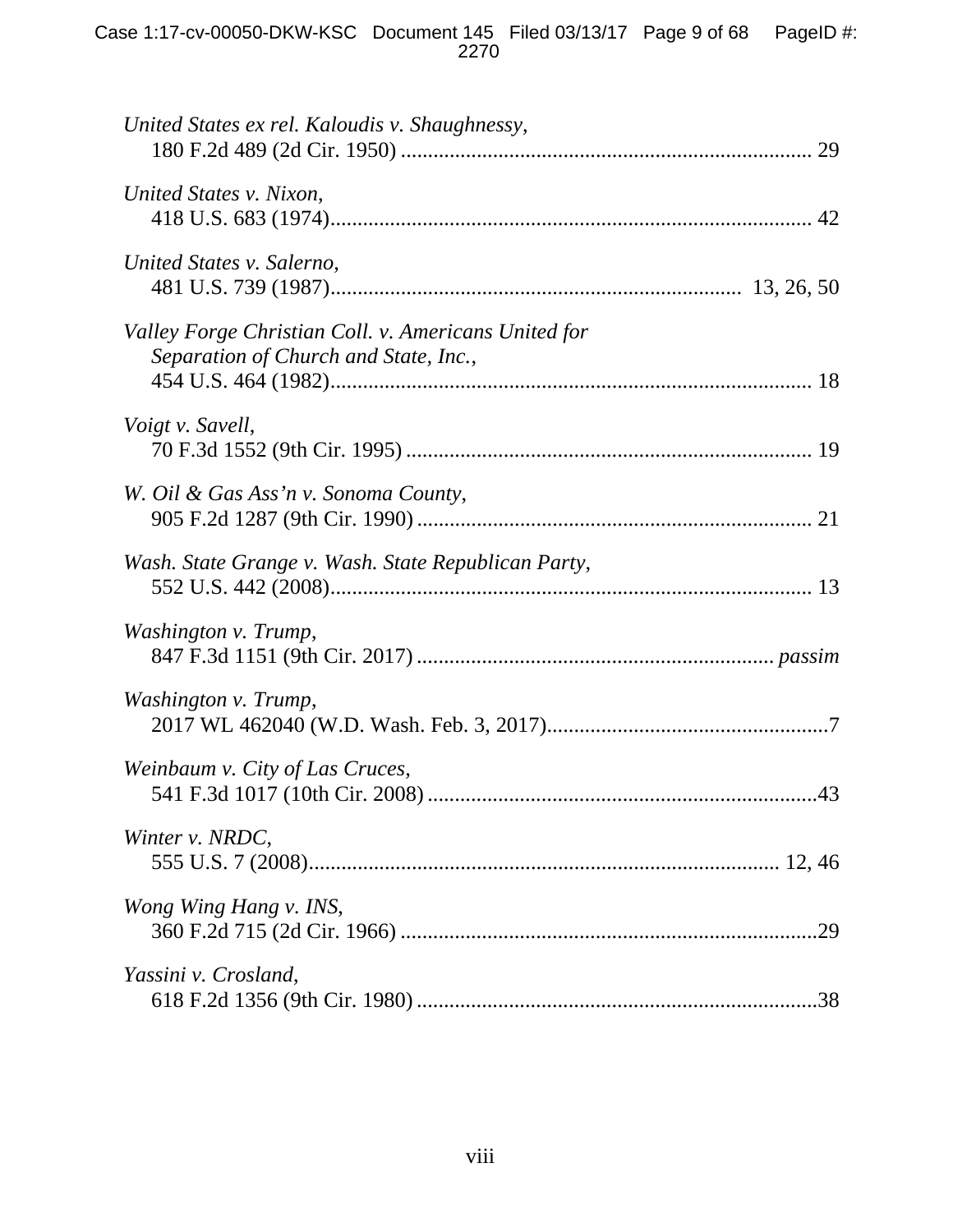*United States ex rel. Kaloudis v. Shaughnessy*,
180 F.2d 489 (2d Cir. 1950) .......................................................................... 29

*United States v. Nixon*,
418 U.S. 683 (1974)........................................................................................ 42

*United States v. Salerno*,
481 U.S. 739 (1987)......................................................................... 13, 26, 50

*Valley Forge Christian Coll. v. Americans United for Separation of Church and State, Inc.*,
454 U.S. 464 (1982)........................................................................................ 18

*Voigt v. Savell*,
70 F.3d 1552 (9th Cir. 1995) .......................................................................... 19

*W. Oil & Gas Ass'n v. Sonoma County*,
905 F.2d 1287 (9th Cir. 1990) ........................................................................ 21

*Wash. State Grange v. Wash. State Republican Party*,
552 U.S. 442 (2008)........................................................................................ 13

*Washington v. Trump*,
847 F.3d 1151 (9th Cir. 2017) ................................................................. *passim*

*Washington v. Trump*,
2017 WL 462040 (W.D. Wash. Feb. 3, 2017)...................................................7

*Weinbaum v. City of Las Cruces*,
541 F.3d 1017 (10th Cir. 2008) .......................................................................43

*Winter v. NRDC*,
555 U.S. 7 (2008).................................................................................... 12, 46

*Wong Wing Hang v. INS*,
360 F.2d 715 (2d Cir. 1966) ............................................................................29

*Yassini v. Crosland*,
618 F.2d 1356 (9th Cir. 1980) .........................................................................38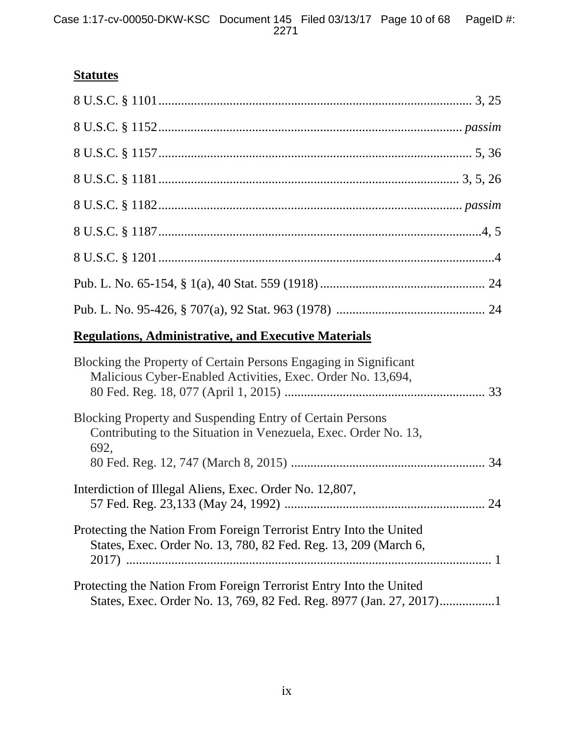**Statutes**

8 U.S.C. § 1101................................................................................................ 3, 25

8 U.S.C. § 1152............................................................................................ *passim*

8 U.S.C. § 1157................................................................................................ 5, 36

8 U.S.C. § 1181........................................................................................... 3, 5, 26

8 U.S.C. § 1182............................................................................................ *passim*

8 U.S.C. § 1187...................................................................................................4, 5

8 U.S.C. § 1201........................................................................................................4

Pub. L. No. 65-154, § 1(a), 40 Stat. 559 (1918).................................................. 24

Pub. L. No. 95-426, § 707(a), 92 Stat. 963 (1978) ............................................. 24

**Regulations, Administrative, and Executive Materials**

Blocking the Property of Certain Persons Engaging in Significant Malicious Cyber-Enabled Activities, Exec. Order No. 13,694, 80 Fed. Reg. 18, 077 (April 1, 2015) ............................................................ 33

Blocking Property and Suspending Entry of Certain Persons Contributing to the Situation in Venezuela, Exec. Order No. 13, 692, 80 Fed. Reg. 12, 747 (March 8, 2015) ........................................................... 34

Interdiction of Illegal Aliens, Exec. Order No. 12,807, 57 Fed. Reg. 23,133 (May 24, 1992) ............................................................. 24

Protecting the Nation From Foreign Terrorist Entry Into the United States, Exec. Order No. 13, 780, 82 Fed. Reg. 13, 209 (March 6, 2017) ................................................................................................ 1

Protecting the Nation From Foreign Terrorist Entry Into the United States, Exec. Order No. 13, 769, 82 Fed. Reg. 8977 (Jan. 27, 2017).................1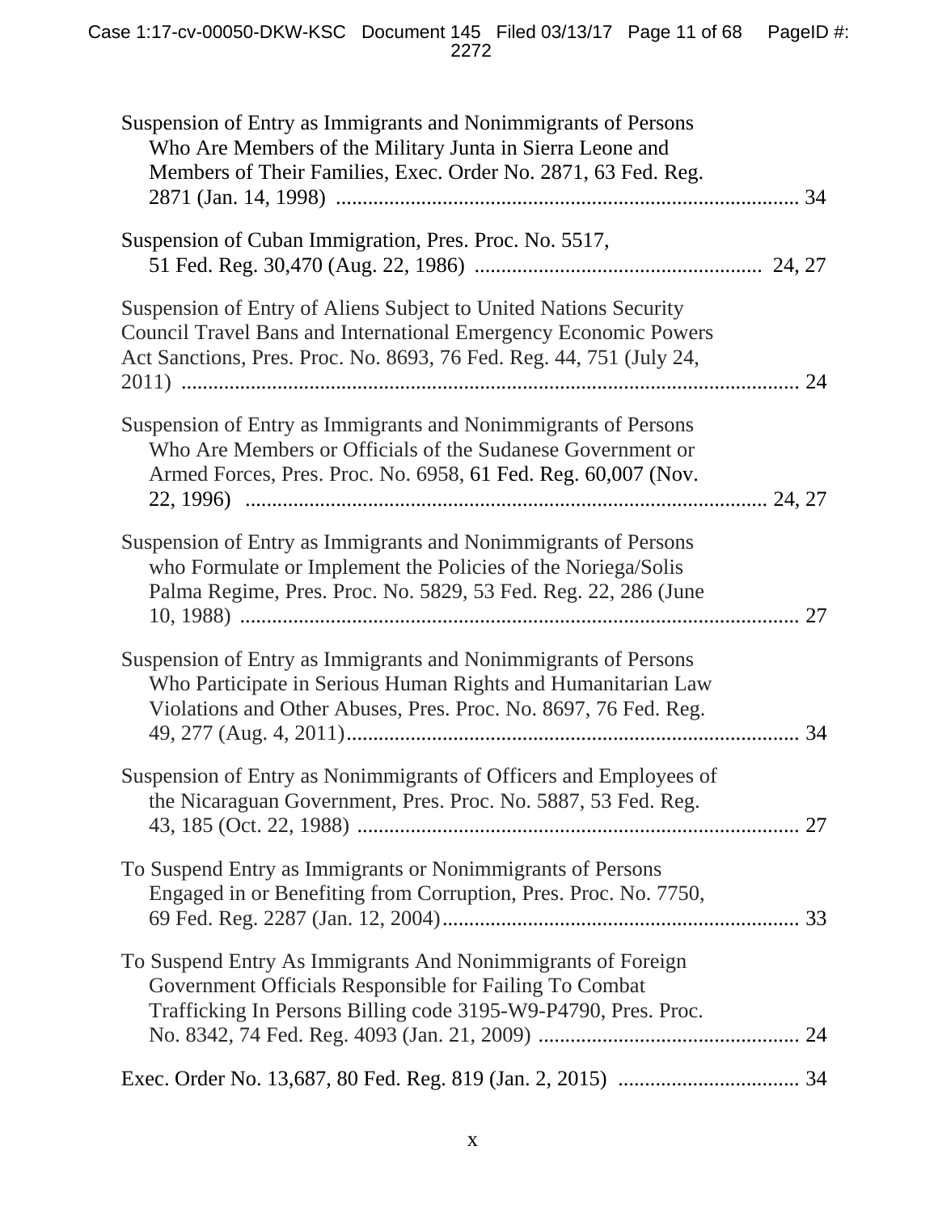Suspension of Entry as Immigrants and Nonimmigrants of Persons Who Are Members of the Military Junta in Sierra Leone and Members of Their Families, Exec. Order No. 2871, 63 Fed. Reg. 2871 (Jan. 14, 1998) ....................................................................................... 34

Suspension of Cuban Immigration, Pres. Proc. No. 5517, 51 Fed. Reg. 30,470 (Aug. 22, 1986) ..................................................... 24, 27

Suspension of Entry of Aliens Subject to United Nations Security Council Travel Bans and International Emergency Economic Powers Act Sanctions, Pres. Proc. No. 8693, 76 Fed. Reg. 44, 751 (July 24, 2011) .................................................................................................... 24

Suspension of Entry as Immigrants and Nonimmigrants of Persons Who Are Members or Officials of the Sudanese Government or Armed Forces, Pres. Proc. No. 6958, 61 Fed. Reg. 60,007 (Nov. 22, 1996) ................................................................................. 24, 27

Suspension of Entry as Immigrants and Nonimmigrants of Persons who Formulate or Implement the Policies of the Noriega/Solis Palma Regime, Pres. Proc. No. 5829, 53 Fed. Reg. 22, 286 (June 10, 1988) ........................................................................................ 27

Suspension of Entry as Immigrants and Nonimmigrants of Persons Who Participate in Serious Human Rights and Humanitarian Law Violations and Other Abuses, Pres. Proc. No. 8697, 76 Fed. Reg. 49, 277 (Aug. 4, 2011).................................................................................. 34

Suspension of Entry as Nonimmigrants of Officers and Employees of the Nicaraguan Government, Pres. Proc. No. 5887, 53 Fed. Reg. 43, 185 (Oct. 22, 1988) ................................................................................ 27

To Suspend Entry as Immigrants or Nonimmigrants of Persons Engaged in or Benefiting from Corruption, Pres. Proc. No. 7750, 69 Fed. Reg. 2287 (Jan. 12, 2004).................................................................. 33

To Suspend Entry As Immigrants And Nonimmigrants of Foreign Government Officials Responsible for Failing To Combat Trafficking In Persons Billing code 3195-W9-P4790, Pres. Proc. No. 8342, 74 Fed. Reg. 4093 (Jan. 21, 2009) ................................................ 24

Exec. Order No. 13,687, 80 Fed. Reg. 819 (Jan. 2, 2015) .................................. 34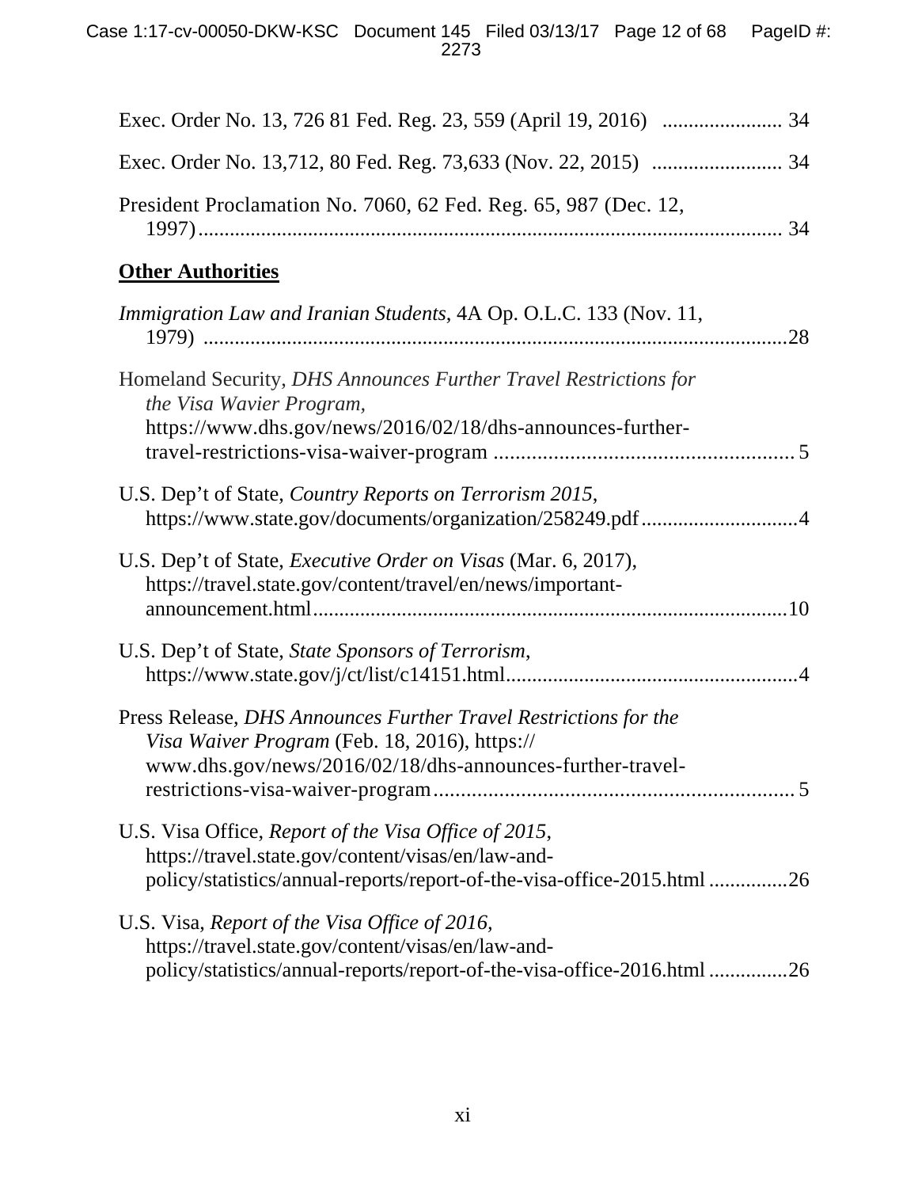Exec. Order No. 13, 726 81 Fed. Reg. 23, 559 (April 19, 2016) ....................... 34

Exec. Order No. 13,712, 80 Fed. Reg. 73,633 (Nov. 22, 2015) ......................... 34

President Proclamation No. 7060, 62 Fed. Reg. 65, 987 (Dec. 12, 1997)................................................................................................................ 34

**Other Authorities**

*Immigration Law and Iranian Students*, 4A Op. O.L.C. 133 (Nov. 11, 1979) ...............................................................................................................28

Homeland Security, *DHS Announces Further Travel Restrictions for the Visa Wavier Program,* https://www.dhs.gov/news/2016/02/18/dhs-announces-further-travel-restrictions-visa-waiver-program ........................................................ 5

U.S. Dep't of State, *Country Reports on Terrorism 2015*, https://www.state.gov/documents/organization/258249.pdf..............................4

U.S. Dep't of State, *Executive Order on Visas* (Mar. 6, 2017), https://travel.state.gov/content/travel/en/news/important-announcement.html..........................................................................................10

U.S. Dep't of State, *State Sponsors of Terrorism*, https://www.state.gov/j/ct/list/c14151.html.......................................................4

Press Release, *DHS Announces Further Travel Restrictions for the Visa Waiver Program* (Feb. 18, 2016), https:// www.dhs.gov/news/2016/02/18/dhs-announces-further-travel-restrictions-visa-waiver-program.................................................................. 5

U.S. Visa Office, *Report of the Visa Office of 2015*, https://travel.state.gov/content/visas/en/law-and-policy/statistics/annual-reports/report-of-the-visa-office-2015.html ...............26

U.S. Visa, *Report of the Visa Office of 2016*, https://travel.state.gov/content/visas/en/law-and-policy/statistics/annual-reports/report-of-the-visa-office-2016.html ...............26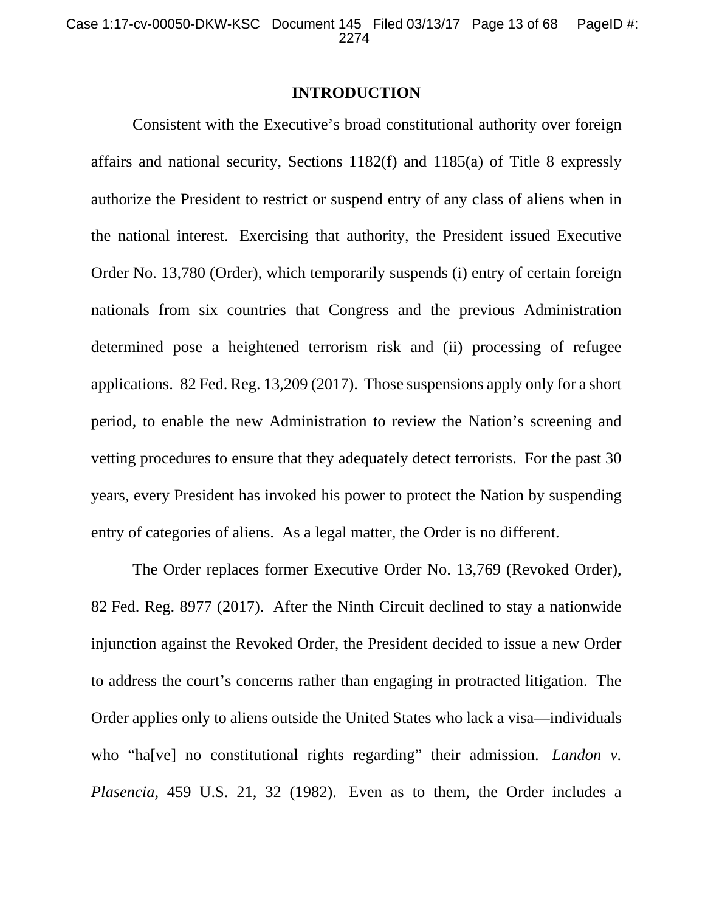## INTRODUCTION

Consistent with the Executive's broad constitutional authority over foreign affairs and national security, Sections 1182(f) and 1185(a) of Title 8 expressly authorize the President to restrict or suspend entry of any class of aliens when in the national interest. Exercising that authority, the President issued Executive Order No. 13,780 (Order), which temporarily suspends (i) entry of certain foreign nationals from six countries that Congress and the previous Administration determined pose a heightened terrorism risk and (ii) processing of refugee applications. 82 Fed. Reg. 13,209 (2017). Those suspensions apply only for a short period, to enable the new Administration to review the Nation's screening and vetting procedures to ensure that they adequately detect terrorists. For the past 30 years, every President has invoked his power to protect the Nation by suspending entry of categories of aliens. As a legal matter, the Order is no different.

The Order replaces former Executive Order No. 13,769 (Revoked Order), 82 Fed. Reg. 8977 (2017). After the Ninth Circuit declined to stay a nationwide injunction against the Revoked Order, the President decided to issue a new Order to address the court's concerns rather than engaging in protracted litigation. The Order applies only to aliens outside the United States who lack a visa—individuals who "ha[ve] no constitutional rights regarding" their admission. *Landon v. Plasencia*, 459 U.S. 21, 32 (1982). Even as to them, the Order includes a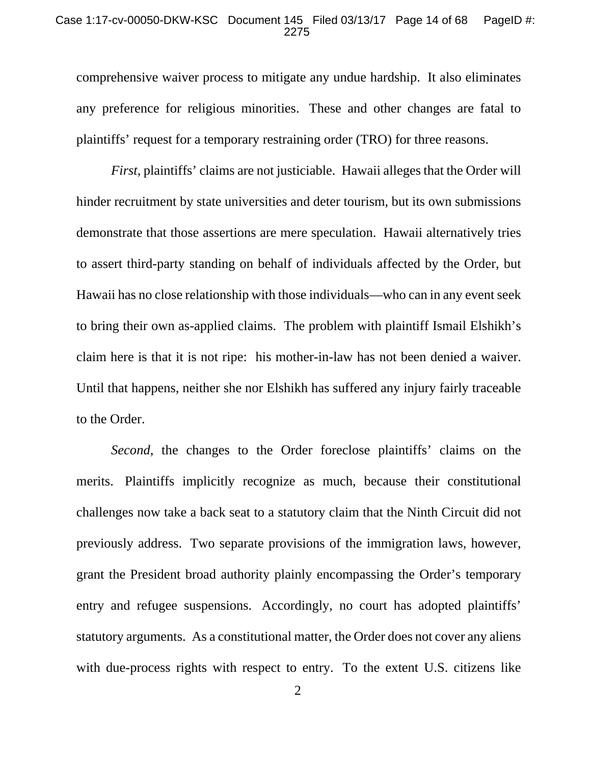comprehensive waiver process to mitigate any undue hardship. It also eliminates any preference for religious minorities. These and other changes are fatal to plaintiffs' request for a temporary restraining order (TRO) for three reasons.

*First*, plaintiffs' claims are not justiciable. Hawaii alleges that the Order will hinder recruitment by state universities and deter tourism, but its own submissions demonstrate that those assertions are mere speculation. Hawaii alternatively tries to assert third-party standing on behalf of individuals affected by the Order, but Hawaii has no close relationship with those individuals—who can in any event seek to bring their own as-applied claims. The problem with plaintiff Ismail Elshikh's claim here is that it is not ripe: his mother-in-law has not been denied a waiver. Until that happens, neither she nor Elshikh has suffered any injury fairly traceable to the Order.

*Second*, the changes to the Order foreclose plaintiffs' claims on the merits. Plaintiffs implicitly recognize as much, because their constitutional challenges now take a back seat to a statutory claim that the Ninth Circuit did not previously address. Two separate provisions of the immigration laws, however, grant the President broad authority plainly encompassing the Order's temporary entry and refugee suspensions. Accordingly, no court has adopted plaintiffs' statutory arguments. As a constitutional matter, the Order does not cover any aliens with due-process rights with respect to entry. To the extent U.S. citizens like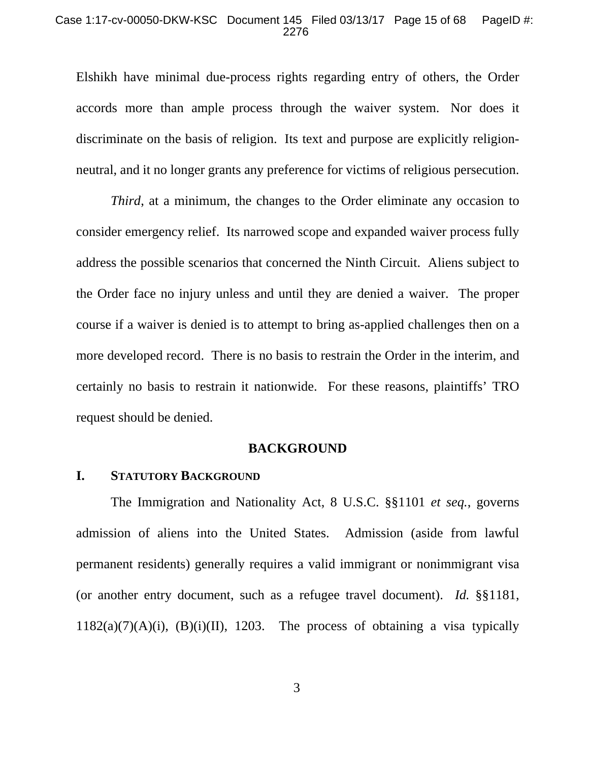Elshikh have minimal due-process rights regarding entry of others, the Order accords more than ample process through the waiver system. Nor does it discriminate on the basis of religion. Its text and purpose are explicitly religion-neutral, and it no longer grants any preference for victims of religious persecution.

*Third*, at a minimum, the changes to the Order eliminate any occasion to consider emergency relief. Its narrowed scope and expanded waiver process fully address the possible scenarios that concerned the Ninth Circuit. Aliens subject to the Order face no injury unless and until they are denied a waiver. The proper course if a waiver is denied is to attempt to bring as-applied challenges then on a more developed record. There is no basis to restrain the Order in the interim, and certainly no basis to restrain it nationwide. For these reasons, plaintiffs' TRO request should be denied.

## BACKGROUND

### I. Statutory Background

The Immigration and Nationality Act, 8 U.S.C. §§1101 *et seq.*, governs admission of aliens into the United States. Admission (aside from lawful permanent residents) generally requires a valid immigrant or nonimmigrant visa (or another entry document, such as a refugee travel document). *Id.* §§1181, 1182(a)(7)(A)(i), (B)(i)(II), 1203. The process of obtaining a visa typically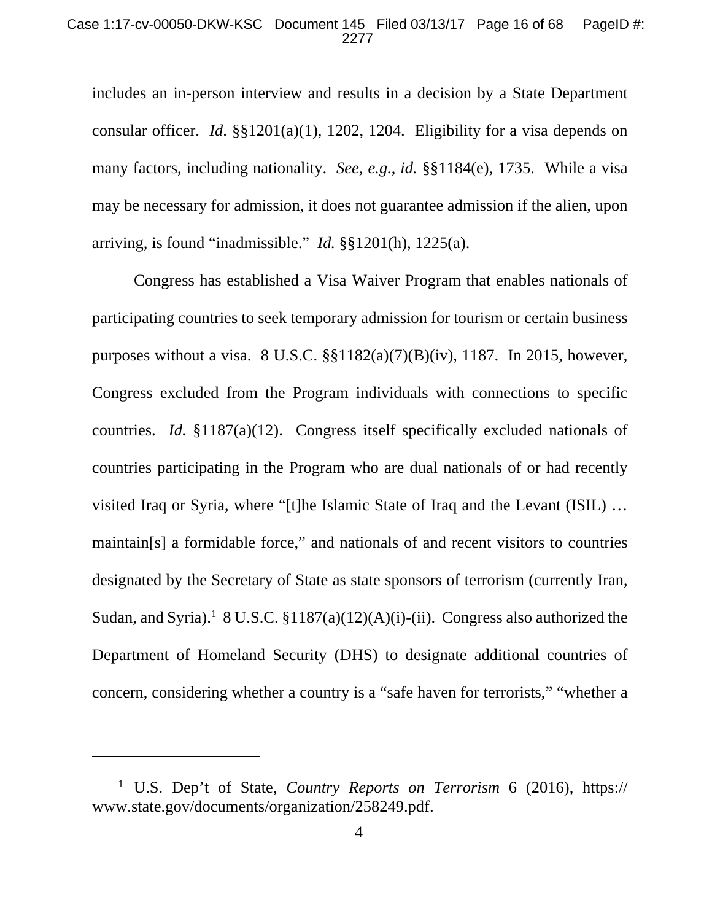includes an in-person interview and results in a decision by a State Department consular officer. *Id*. §§1201(a)(1), 1202, 1204. Eligibility for a visa depends on many factors, including nationality. *See*, *e.g.*, *id.* §§1184(e), 1735. While a visa may be necessary for admission, it does not guarantee admission if the alien, upon arriving, is found "inadmissible." *Id.* §§1201(h), 1225(a).

Congress has established a Visa Waiver Program that enables nationals of participating countries to seek temporary admission for tourism or certain business purposes without a visa. 8 U.S.C. §§1182(a)(7)(B)(iv), 1187. In 2015, however, Congress excluded from the Program individuals with connections to specific countries. *Id.* §1187(a)(12). Congress itself specifically excluded nationals of countries participating in the Program who are dual nationals of or had recently visited Iraq or Syria, where "[t]he Islamic State of Iraq and the Levant (ISIL) … maintain[s] a formidable force," and nationals of and recent visitors to countries designated by the Secretary of State as state sponsors of terrorism (currently Iran, Sudan, and Syria).[1] 8 U.S.C. §1187(a)(12)(A)(i)-(ii). Congress also authorized the Department of Homeland Security (DHS) to designate additional countries of concern, considering whether a country is a "safe haven for terrorists," "whether a

---

[1] U.S. Dep't of State, *Country Reports on Terrorism* 6 (2016), https://www.state.gov/documents/organization/258249.pdf.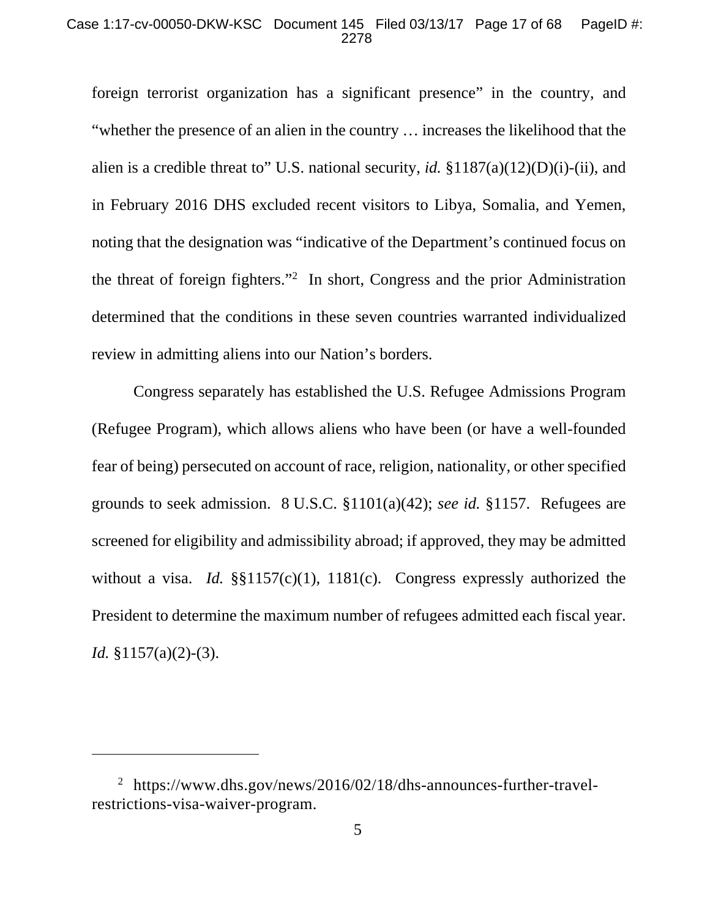foreign terrorist organization has a significant presence" in the country, and "whether the presence of an alien in the country … increases the likelihood that the alien is a credible threat to" U.S. national security, *id.* §1187(a)(12)(D)(i)-(ii), and in February 2016 DHS excluded recent visitors to Libya, Somalia, and Yemen, noting that the designation was "indicative of the Department's continued focus on the threat of foreign fighters."[2] In short, Congress and the prior Administration determined that the conditions in these seven countries warranted individualized review in admitting aliens into our Nation's borders.

Congress separately has established the U.S. Refugee Admissions Program (Refugee Program), which allows aliens who have been (or have a well-founded fear of being) persecuted on account of race, religion, nationality, or other specified grounds to seek admission. 8 U.S.C. §1101(a)(42); *see id.* §1157. Refugees are screened for eligibility and admissibility abroad; if approved, they may be admitted without a visa. *Id.* §§1157(c)(1), 1181(c). Congress expressly authorized the President to determine the maximum number of refugees admitted each fiscal year. *Id.* §1157(a)(2)-(3).

---

[2] https://www.dhs.gov/news/2016/02/18/dhs-announces-further-travel-restrictions-visa-waiver-program.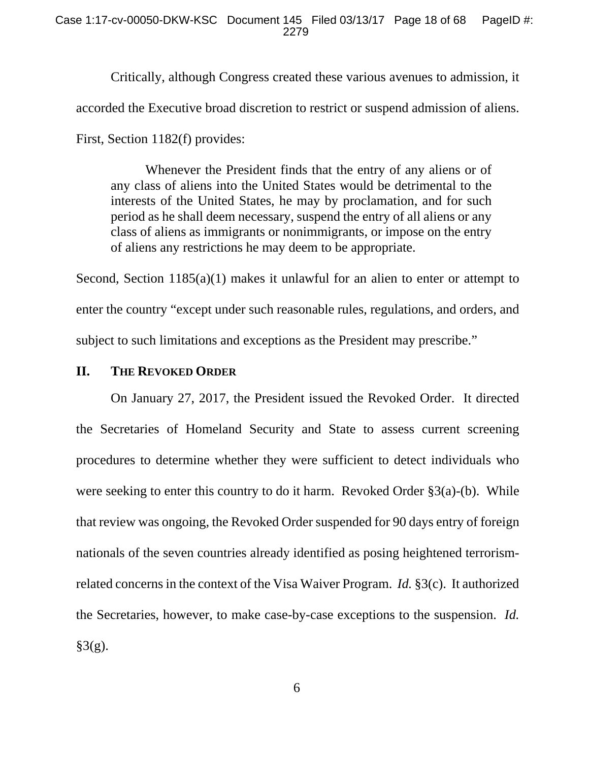Critically, although Congress created these various avenues to admission, it accorded the Executive broad discretion to restrict or suspend admission of aliens. First, Section 1182(f) provides:

> Whenever the President finds that the entry of any aliens or of any class of aliens into the United States would be detrimental to the interests of the United States, he may by proclamation, and for such period as he shall deem necessary, suspend the entry of all aliens or any class of aliens as immigrants or nonimmigrants, or impose on the entry of aliens any restrictions he may deem to be appropriate.

Second, Section 1185(a)(1) makes it unlawful for an alien to enter or attempt to enter the country "except under such reasonable rules, regulations, and orders, and subject to such limitations and exceptions as the President may prescribe."

## II. THE REVOKED ORDER

On January 27, 2017, the President issued the Revoked Order. It directed the Secretaries of Homeland Security and State to assess current screening procedures to determine whether they were sufficient to detect individuals who were seeking to enter this country to do it harm. Revoked Order §3(a)-(b). While that review was ongoing, the Revoked Order suspended for 90 days entry of foreign nationals of the seven countries already identified as posing heightened terrorism-related concerns in the context of the Visa Waiver Program. *Id.* §3(c). It authorized the Secretaries, however, to make case-by-case exceptions to the suspension. *Id.* §3(g).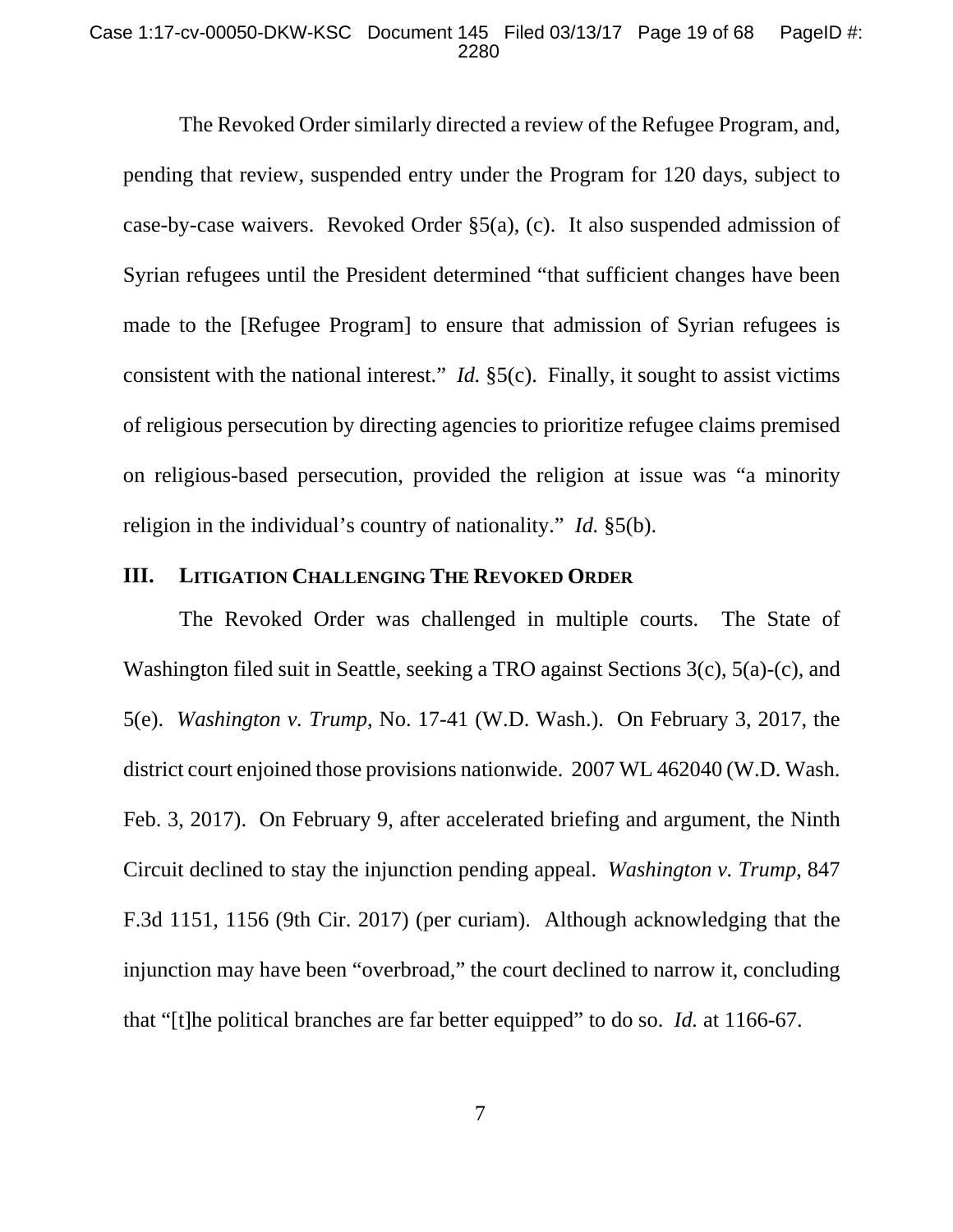The Revoked Order similarly directed a review of the Refugee Program, and, pending that review, suspended entry under the Program for 120 days, subject to case-by-case waivers. Revoked Order §5(a), (c). It also suspended admission of Syrian refugees until the President determined "that sufficient changes have been made to the [Refugee Program] to ensure that admission of Syrian refugees is consistent with the national interest." *Id.* §5(c). Finally, it sought to assist victims of religious persecution by directing agencies to prioritize refugee claims premised on religious-based persecution, provided the religion at issue was "a minority religion in the individual's country of nationality." *Id.* §5(b).

## III. LITIGATION CHALLENGING THE REVOKED ORDER

The Revoked Order was challenged in multiple courts. The State of Washington filed suit in Seattle, seeking a TRO against Sections 3(c), 5(a)-(c), and 5(e). *Washington v. Trump*, No. 17-41 (W.D. Wash.). On February 3, 2017, the district court enjoined those provisions nationwide. 2007 WL 462040 (W.D. Wash. Feb. 3, 2017). On February 9, after accelerated briefing and argument, the Ninth Circuit declined to stay the injunction pending appeal. *Washington v. Trump*, 847 F.3d 1151, 1156 (9th Cir. 2017) (per curiam). Although acknowledging that the injunction may have been "overbroad," the court declined to narrow it, concluding that "[t]he political branches are far better equipped" to do so. *Id.* at 1166-67.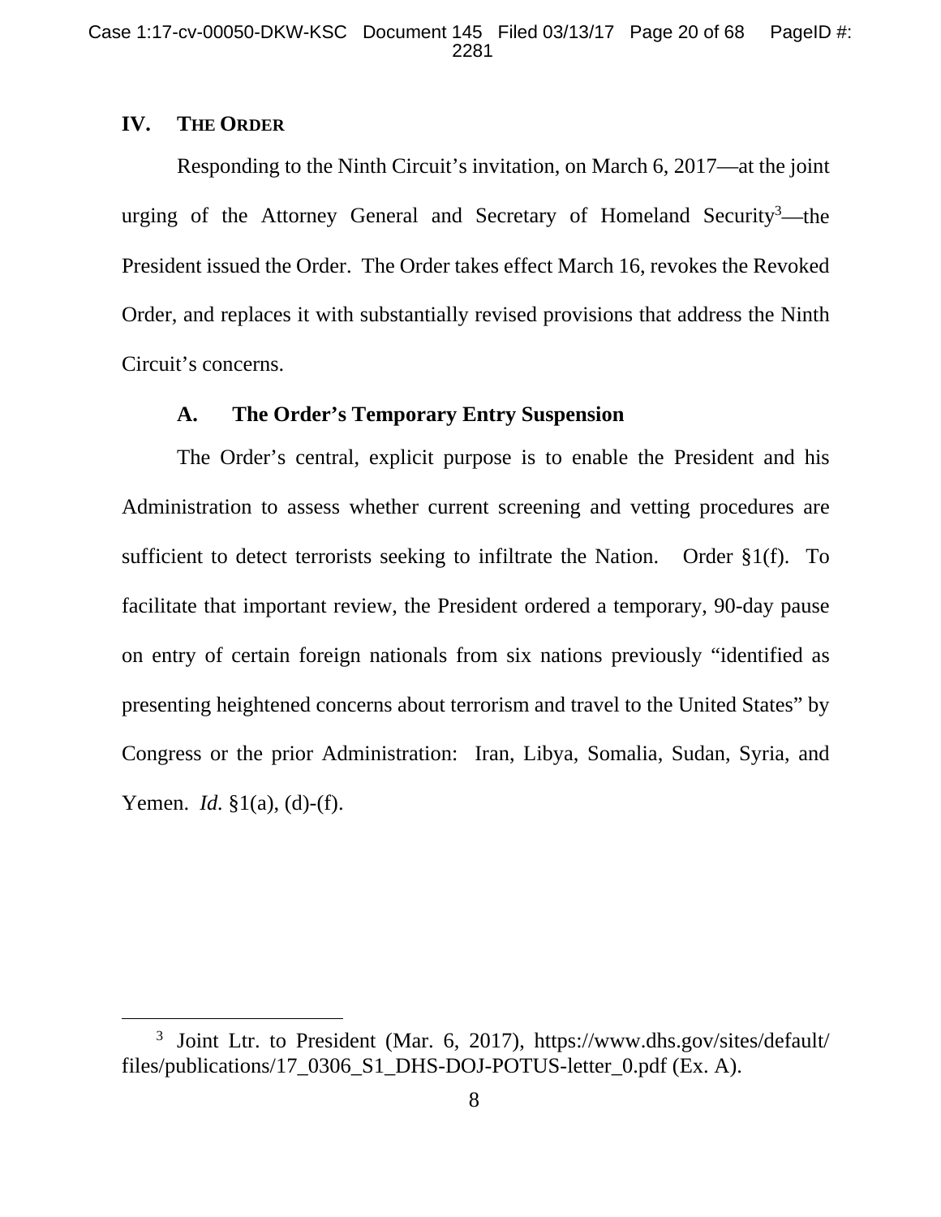## IV. THE ORDER

Responding to the Ninth Circuit's invitation, on March 6, 2017—at the joint urging of the Attorney General and Secretary of Homeland Security[3]—the President issued the Order. The Order takes effect March 16, revokes the Revoked Order, and replaces it with substantially revised provisions that address the Ninth Circuit's concerns.

### A. The Order's Temporary Entry Suspension

The Order's central, explicit purpose is to enable the President and his Administration to assess whether current screening and vetting procedures are sufficient to detect terrorists seeking to infiltrate the Nation. Order §1(f). To facilitate that important review, the President ordered a temporary, 90-day pause on entry of certain foreign nationals from six nations previously "identified as presenting heightened concerns about terrorism and travel to the United States" by Congress or the prior Administration: Iran, Libya, Somalia, Sudan, Syria, and Yemen. *Id.* §1(a), (d)-(f).

---

[3] Joint Ltr. to President (Mar. 6, 2017), https://www.dhs.gov/sites/default/files/publications/17_0306_S1_DHS-DOJ-POTUS-letter_0.pdf (Ex. A).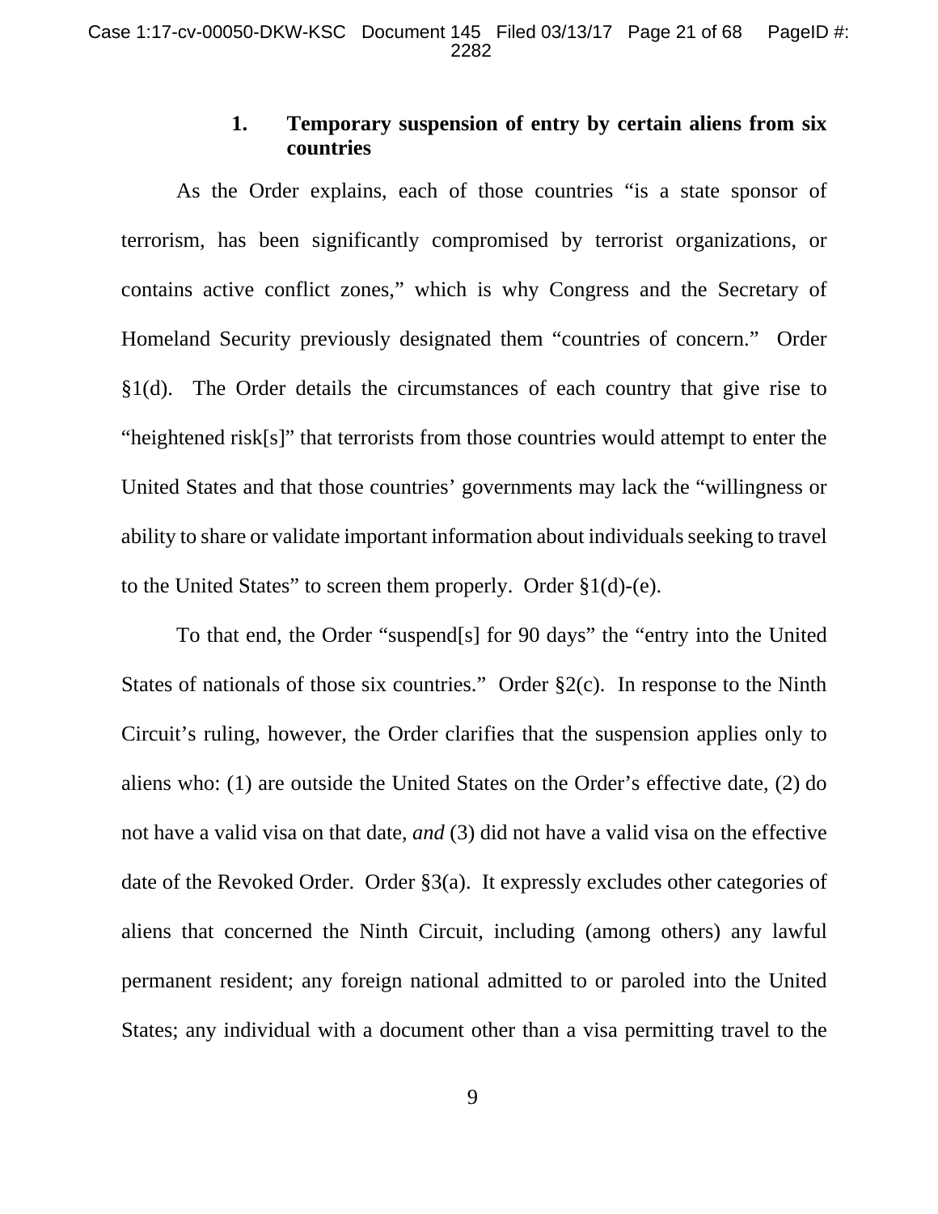### 1. Temporary suspension of entry by certain aliens from six countries

As the Order explains, each of those countries "is a state sponsor of terrorism, has been significantly compromised by terrorist organizations, or contains active conflict zones," which is why Congress and the Secretary of Homeland Security previously designated them "countries of concern." Order §1(d). The Order details the circumstances of each country that give rise to "heightened risk[s]" that terrorists from those countries would attempt to enter the United States and that those countries' governments may lack the "willingness or ability to share or validate important information about individuals seeking to travel to the United States" to screen them properly. Order §1(d)-(e).

To that end, the Order "suspend[s] for 90 days" the "entry into the United States of nationals of those six countries." Order §2(c). In response to the Ninth Circuit's ruling, however, the Order clarifies that the suspension applies only to aliens who: (1) are outside the United States on the Order's effective date, (2) do not have a valid visa on that date, *and* (3) did not have a valid visa on the effective date of the Revoked Order. Order §3(a). It expressly excludes other categories of aliens that concerned the Ninth Circuit, including (among others) any lawful permanent resident; any foreign national admitted to or paroled into the United States; any individual with a document other than a visa permitting travel to the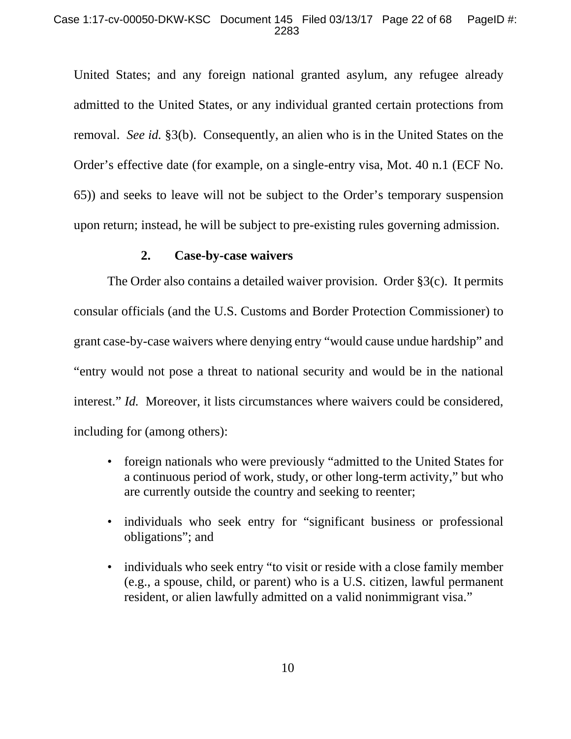United States; and any foreign national granted asylum, any refugee already admitted to the United States, or any individual granted certain protections from removal. *See id.* §3(b). Consequently, an alien who is in the United States on the Order's effective date (for example, on a single-entry visa, Mot. 40 n.1 (ECF No. 65)) and seeks to leave will not be subject to the Order's temporary suspension upon return; instead, he will be subject to pre-existing rules governing admission.

### 2. Case-by-case waivers

The Order also contains a detailed waiver provision. Order §3(c). It permits consular officials (and the U.S. Customs and Border Protection Commissioner) to grant case-by-case waivers where denying entry "would cause undue hardship" and "entry would not pose a threat to national security and would be in the national interest." *Id.* Moreover, it lists circumstances where waivers could be considered, including for (among others):

- foreign nationals who were previously "admitted to the United States for a continuous period of work, study, or other long-term activity," but who are currently outside the country and seeking to reenter;
- individuals who seek entry for "significant business or professional obligations"; and
- individuals who seek entry "to visit or reside with a close family member (e.g., a spouse, child, or parent) who is a U.S. citizen, lawful permanent resident, or alien lawfully admitted on a valid nonimmigrant visa."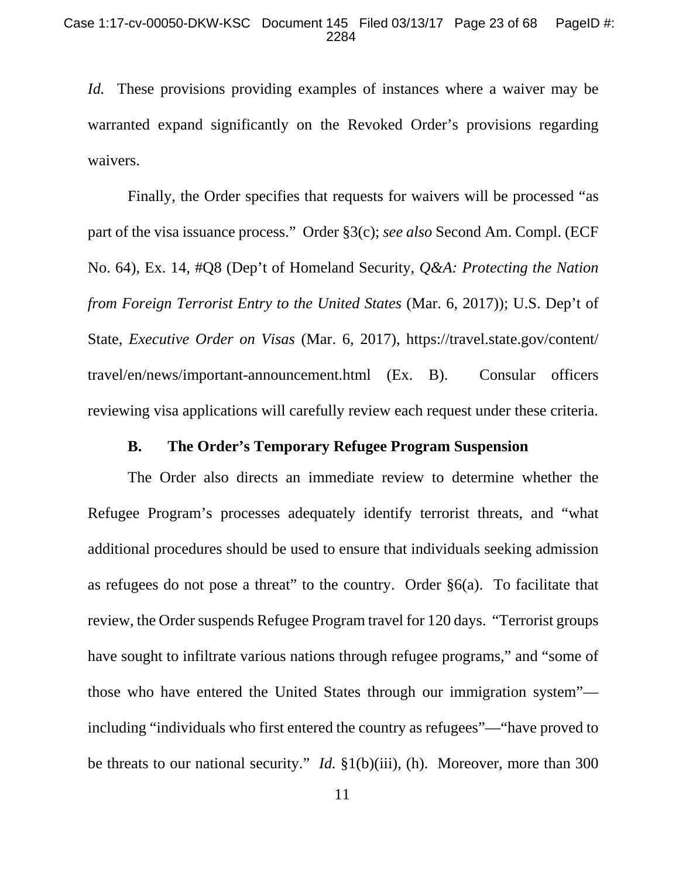*Id.* These provisions providing examples of instances where a waiver may be warranted expand significantly on the Revoked Order's provisions regarding waivers.

Finally, the Order specifies that requests for waivers will be processed "as part of the visa issuance process." Order §3(c); *see also* Second Am. Compl. (ECF No. 64), Ex. 14, #Q8 (Dep't of Homeland Security, *Q&A: Protecting the Nation from Foreign Terrorist Entry to the United States* (Mar. 6, 2017)); U.S. Dep't of State, *Executive Order on Visas* (Mar. 6, 2017), https://travel.state.gov/content/travel/en/news/important-announcement.html (Ex. B). Consular officers reviewing visa applications will carefully review each request under these criteria.

### B. The Order's Temporary Refugee Program Suspension

The Order also directs an immediate review to determine whether the Refugee Program's processes adequately identify terrorist threats, and "what additional procedures should be used to ensure that individuals seeking admission as refugees do not pose a threat" to the country. Order §6(a). To facilitate that review, the Order suspends Refugee Program travel for 120 days. "Terrorist groups have sought to infiltrate various nations through refugee programs," and "some of those who have entered the United States through our immigration system"—including "individuals who first entered the country as refugees"—"have proved to be threats to our national security." *Id.* §1(b)(iii), (h). Moreover, more than 300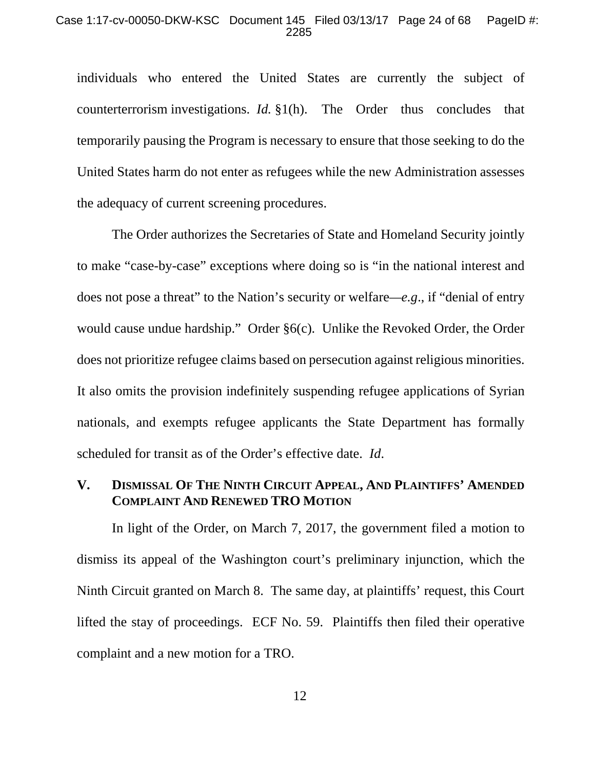individuals who entered the United States are currently the subject of counterterrorism investigations. *Id.* §1(h). The Order thus concludes that temporarily pausing the Program is necessary to ensure that those seeking to do the United States harm do not enter as refugees while the new Administration assesses the adequacy of current screening procedures.

The Order authorizes the Secretaries of State and Homeland Security jointly to make "case-by-case" exceptions where doing so is "in the national interest and does not pose a threat" to the Nation's security or welfare—*e.g.*, if "denial of entry would cause undue hardship." Order §6(c). Unlike the Revoked Order, the Order does not prioritize refugee claims based on persecution against religious minorities. It also omits the provision indefinitely suspending refugee applications of Syrian nationals, and exempts refugee applicants the State Department has formally scheduled for transit as of the Order's effective date. *Id.*

## V. DISMISSAL OF THE NINTH CIRCUIT APPEAL, AND PLAINTIFFS' AMENDED COMPLAINT AND RENEWED TRO MOTION

In light of the Order, on March 7, 2017, the government filed a motion to dismiss its appeal of the Washington court's preliminary injunction, which the Ninth Circuit granted on March 8. The same day, at plaintiffs' request, this Court lifted the stay of proceedings. ECF No. 59. Plaintiffs then filed their operative complaint and a new motion for a TRO.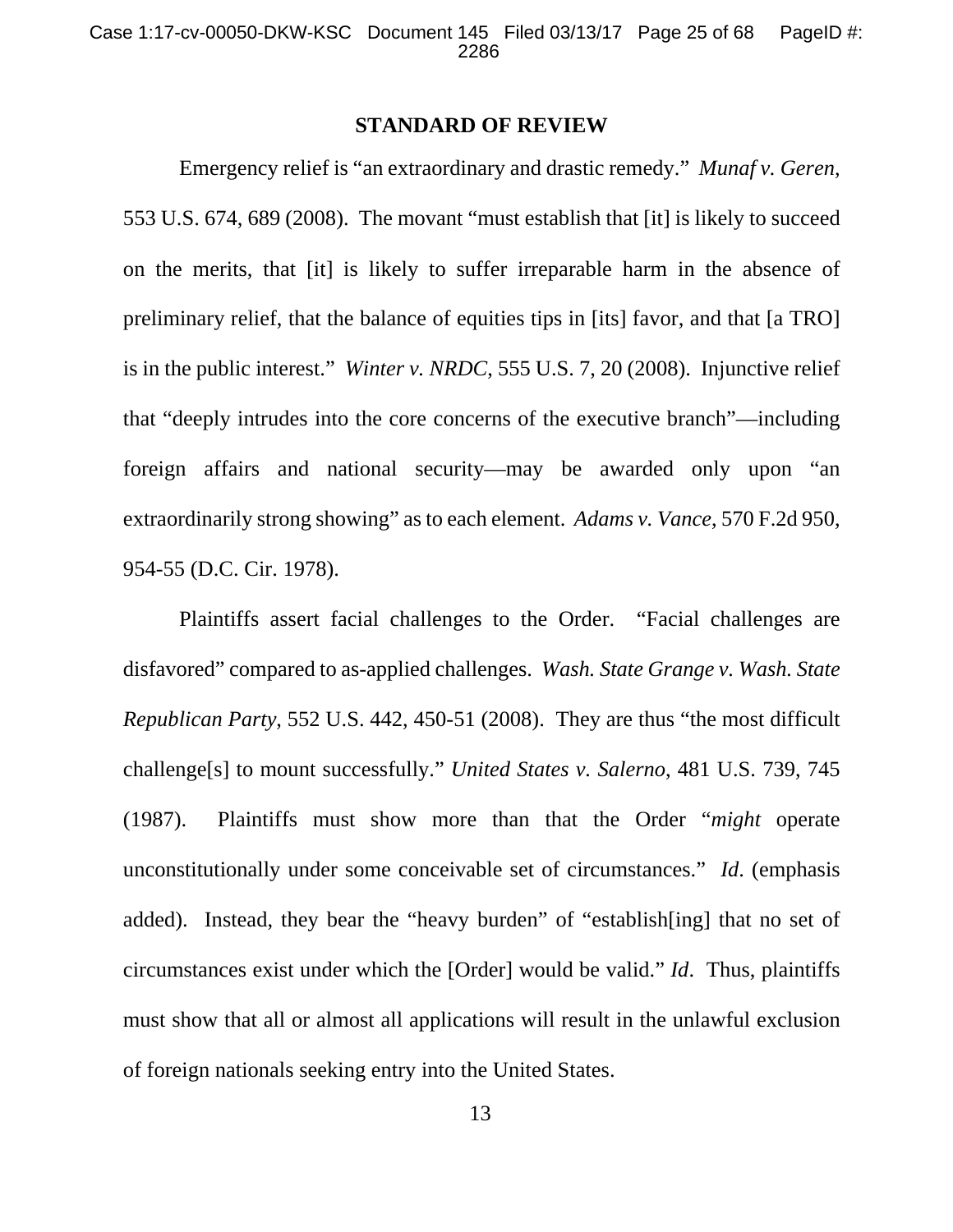## STANDARD OF REVIEW

Emergency relief is "an extraordinary and drastic remedy." *Munaf v. Geren*, 553 U.S. 674, 689 (2008). The movant "must establish that [it] is likely to succeed on the merits, that [it] is likely to suffer irreparable harm in the absence of preliminary relief, that the balance of equities tips in [its] favor, and that [a TRO] is in the public interest." *Winter v. NRDC*, 555 U.S. 7, 20 (2008). Injunctive relief that "deeply intrudes into the core concerns of the executive branch"—including foreign affairs and national security—may be awarded only upon "an extraordinarily strong showing" as to each element. *Adams v. Vance*, 570 F.2d 950, 954-55 (D.C. Cir. 1978).

Plaintiffs assert facial challenges to the Order. "Facial challenges are disfavored" compared to as-applied challenges. *Wash. State Grange v. Wash. State Republican Party*, 552 U.S. 442, 450-51 (2008). They are thus "the most difficult challenge[s] to mount successfully." *United States v. Salerno*, 481 U.S. 739, 745 (1987). Plaintiffs must show more than that the Order "*might* operate unconstitutionally under some conceivable set of circumstances." *Id*. (emphasis added). Instead, they bear the "heavy burden" of "establish[ing] that no set of circumstances exist under which the [Order] would be valid." *Id*. Thus, plaintiffs must show that all or almost all applications will result in the unlawful exclusion of foreign nationals seeking entry into the United States.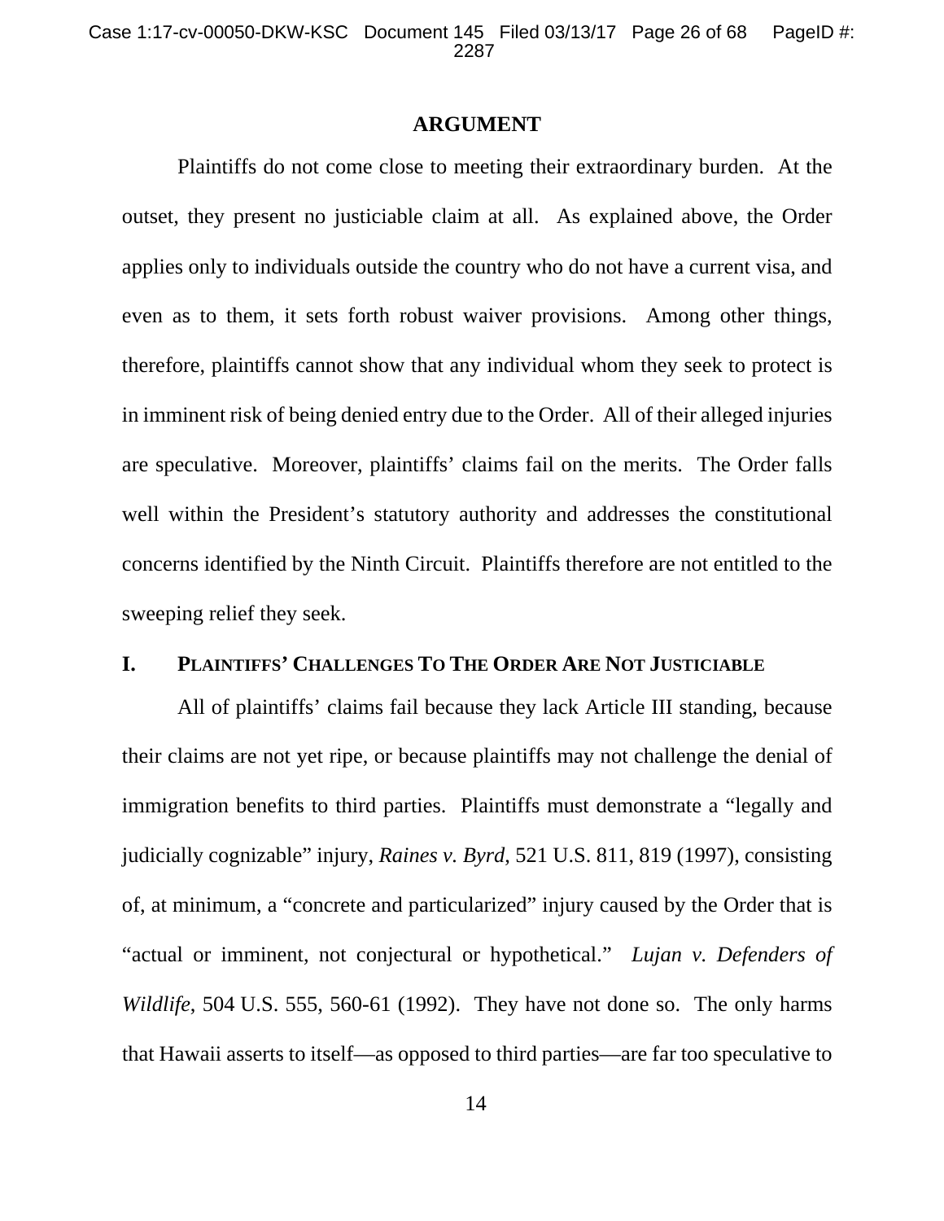## ARGUMENT

Plaintiffs do not come close to meeting their extraordinary burden. At the outset, they present no justiciable claim at all. As explained above, the Order applies only to individuals outside the country who do not have a current visa, and even as to them, it sets forth robust waiver provisions. Among other things, therefore, plaintiffs cannot show that any individual whom they seek to protect is in imminent risk of being denied entry due to the Order. All of their alleged injuries are speculative. Moreover, plaintiffs' claims fail on the merits. The Order falls well within the President's statutory authority and addresses the constitutional concerns identified by the Ninth Circuit. Plaintiffs therefore are not entitled to the sweeping relief they seek.

### I. PLAINTIFFS' CHALLENGES TO THE ORDER ARE NOT JUSTICIABLE

All of plaintiffs' claims fail because they lack Article III standing, because their claims are not yet ripe, or because plaintiffs may not challenge the denial of immigration benefits to third parties. Plaintiffs must demonstrate a "legally and judicially cognizable" injury, *Raines v. Byrd*, 521 U.S. 811, 819 (1997), consisting of, at minimum, a "concrete and particularized" injury caused by the Order that is "actual or imminent, not conjectural or hypothetical." *Lujan v. Defenders of Wildlife*, 504 U.S. 555, 560-61 (1992). They have not done so. The only harms that Hawaii asserts to itself—as opposed to third parties—are far too speculative to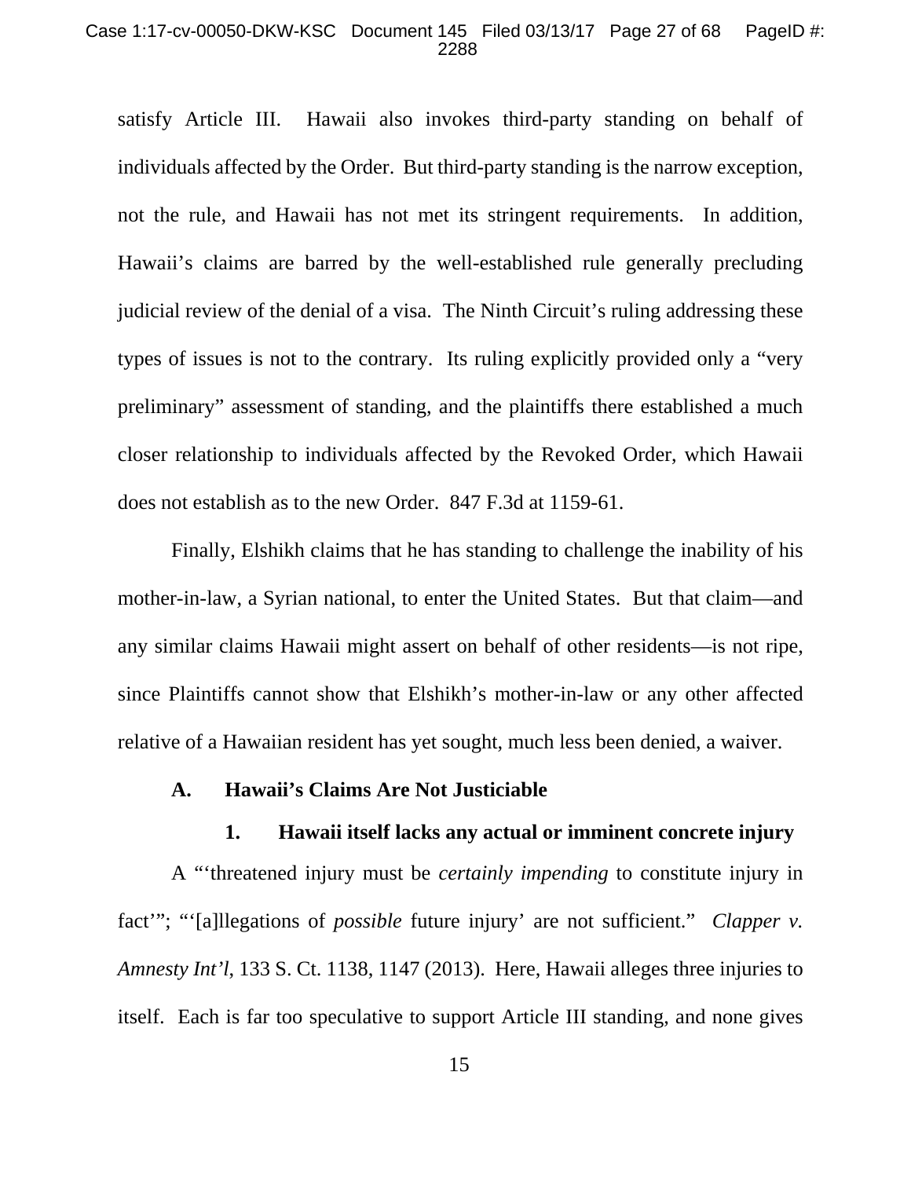satisfy Article III. Hawaii also invokes third-party standing on behalf of individuals affected by the Order. But third-party standing is the narrow exception, not the rule, and Hawaii has not met its stringent requirements. In addition, Hawaii's claims are barred by the well-established rule generally precluding judicial review of the denial of a visa. The Ninth Circuit's ruling addressing these types of issues is not to the contrary. Its ruling explicitly provided only a "very preliminary" assessment of standing, and the plaintiffs there established a much closer relationship to individuals affected by the Revoked Order, which Hawaii does not establish as to the new Order. 847 F.3d at 1159-61.

Finally, Elshikh claims that he has standing to challenge the inability of his mother-in-law, a Syrian national, to enter the United States. But that claim—and any similar claims Hawaii might assert on behalf of other residents—is not ripe, since Plaintiffs cannot show that Elshikh's mother-in-law or any other affected relative of a Hawaiian resident has yet sought, much less been denied, a waiver.

### A. Hawaii's Claims Are Not Justiciable

#### 1. Hawaii itself lacks any actual or imminent concrete injury

A "'threatened injury must be *certainly impending* to constitute injury in fact'"; "'[a]llegations of *possible* future injury' are not sufficient." *Clapper v. Amnesty Int'l*, 133 S. Ct. 1138, 1147 (2013). Here, Hawaii alleges three injuries to itself. Each is far too speculative to support Article III standing, and none gives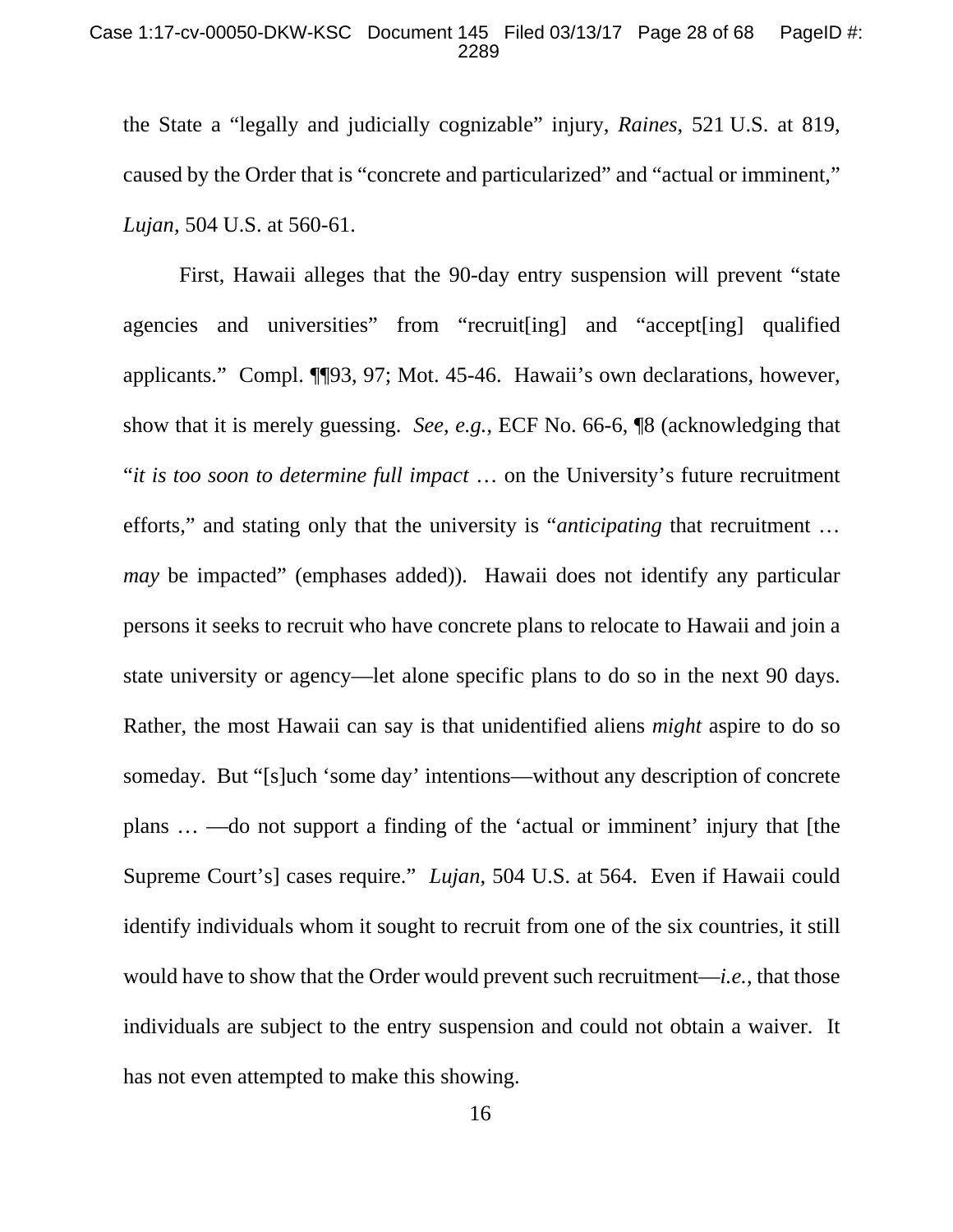the State a "legally and judicially cognizable" injury, *Raines*, 521 U.S. at 819, caused by the Order that is "concrete and particularized" and "actual or imminent," *Lujan*, 504 U.S. at 560-61.

First, Hawaii alleges that the 90-day entry suspension will prevent "state agencies and universities" from "recruit[ing] and "accept[ing] qualified applicants." Compl. ¶¶93, 97; Mot. 45-46. Hawaii's own declarations, however, show that it is merely guessing. *See, e.g.*, ECF No. 66-6, ¶8 (acknowledging that "*it is too soon to determine full impact* … on the University's future recruitment efforts," and stating only that the university is "*anticipating* that recruitment … *may* be impacted" (emphases added)). Hawaii does not identify any particular persons it seeks to recruit who have concrete plans to relocate to Hawaii and join a state university or agency—let alone specific plans to do so in the next 90 days. Rather, the most Hawaii can say is that unidentified aliens *might* aspire to do so someday. But "[s]uch 'some day' intentions—without any description of concrete plans … —do not support a finding of the 'actual or imminent' injury that [the Supreme Court's] cases require." *Lujan*, 504 U.S. at 564. Even if Hawaii could identify individuals whom it sought to recruit from one of the six countries, it still would have to show that the Order would prevent such recruitment—*i.e.*, that those individuals are subject to the entry suspension and could not obtain a waiver. It has not even attempted to make this showing.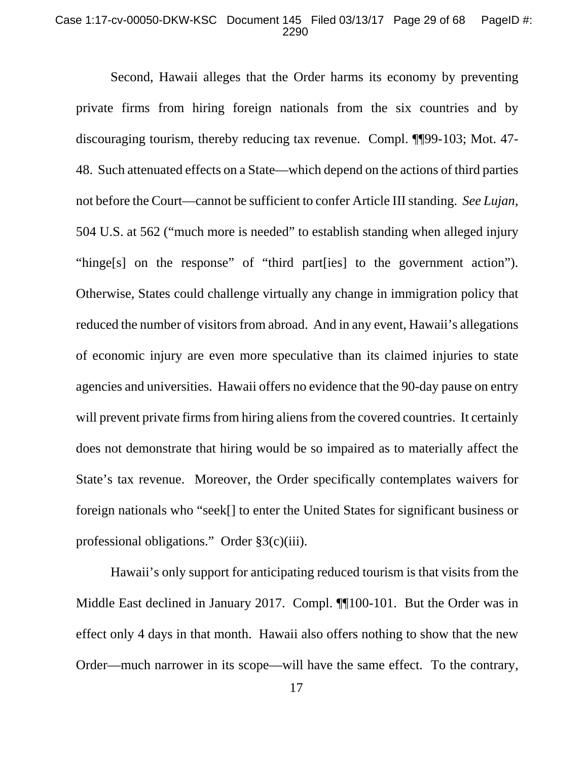Second, Hawaii alleges that the Order harms its economy by preventing private firms from hiring foreign nationals from the six countries and by discouraging tourism, thereby reducing tax revenue. Compl. ¶¶99-103; Mot. 47-48. Such attenuated effects on a State—which depend on the actions of third parties not before the Court—cannot be sufficient to confer Article III standing. *See Lujan*, 504 U.S. at 562 ("much more is needed" to establish standing when alleged injury "hinge[s] on the response" of "third part[ies] to the government action"). Otherwise, States could challenge virtually any change in immigration policy that reduced the number of visitors from abroad. And in any event, Hawaii's allegations of economic injury are even more speculative than its claimed injuries to state agencies and universities. Hawaii offers no evidence that the 90-day pause on entry will prevent private firms from hiring aliens from the covered countries. It certainly does not demonstrate that hiring would be so impaired as to materially affect the State's tax revenue. Moreover, the Order specifically contemplates waivers for foreign nationals who "seek[] to enter the United States for significant business or professional obligations." Order §3(c)(iii).

Hawaii's only support for anticipating reduced tourism is that visits from the Middle East declined in January 2017. Compl. ¶¶100-101. But the Order was in effect only 4 days in that month. Hawaii also offers nothing to show that the new Order—much narrower in its scope—will have the same effect. To the contrary,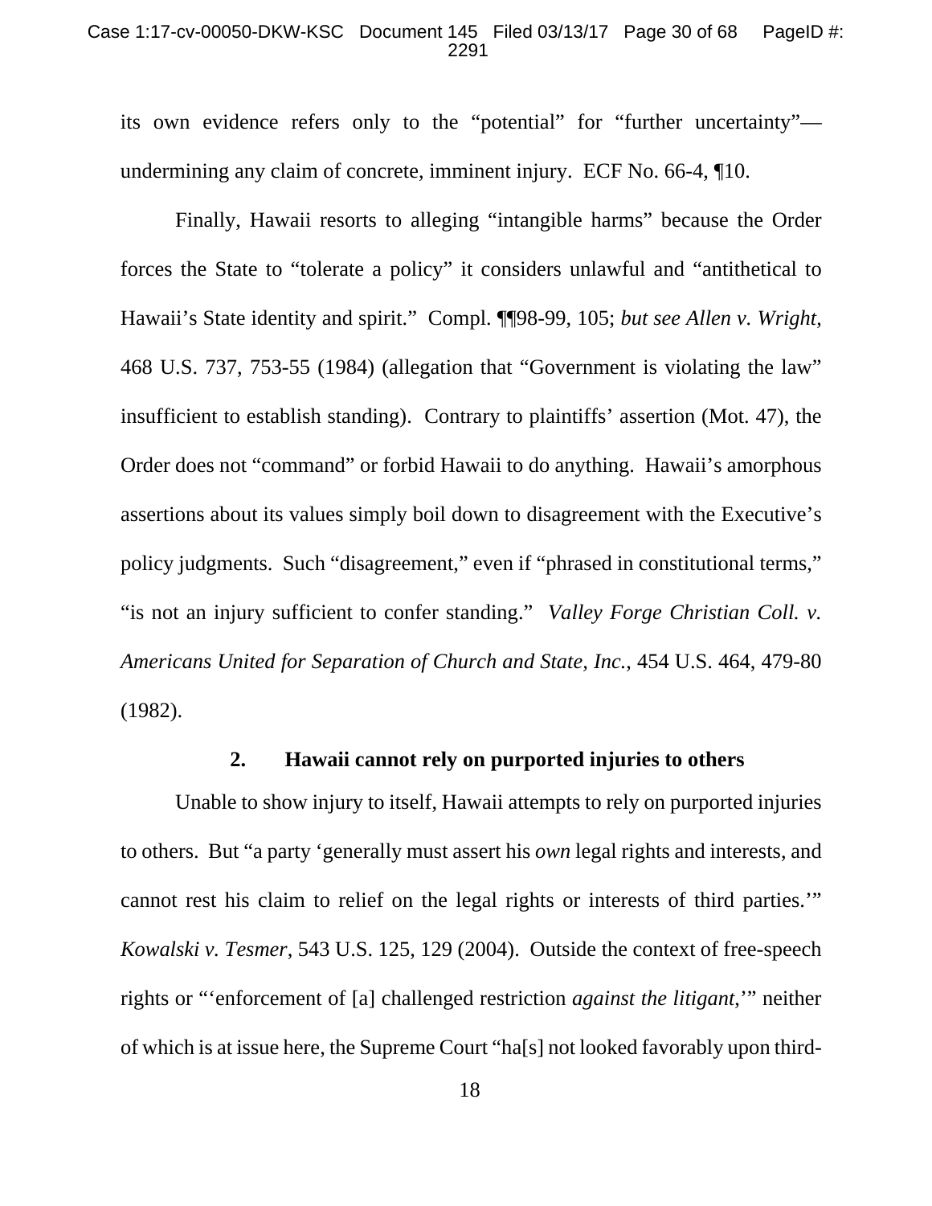its own evidence refers only to the "potential" for "further uncertainty"—undermining any claim of concrete, imminent injury. ECF No. 66-4, ¶10.

Finally, Hawaii resorts to alleging "intangible harms" because the Order forces the State to "tolerate a policy" it considers unlawful and "antithetical to Hawaii's State identity and spirit." Compl. ¶¶98-99, 105; *but see Allen v. Wright*, 468 U.S. 737, 753-55 (1984) (allegation that "Government is violating the law" insufficient to establish standing). Contrary to plaintiffs' assertion (Mot. 47), the Order does not "command" or forbid Hawaii to do anything. Hawaii's amorphous assertions about its values simply boil down to disagreement with the Executive's policy judgments. Such "disagreement," even if "phrased in constitutional terms," "is not an injury sufficient to confer standing." *Valley Forge Christian Coll. v. Americans United for Separation of Church and State, Inc.*, 454 U.S. 464, 479-80 (1982).

### 2. Hawaii cannot rely on purported injuries to others

Unable to show injury to itself, Hawaii attempts to rely on purported injuries to others. But "a party 'generally must assert his *own* legal rights and interests, and cannot rest his claim to relief on the legal rights or interests of third parties.'" *Kowalski v. Tesmer*, 543 U.S. 125, 129 (2004). Outside the context of free-speech rights or "'enforcement of [a] challenged restriction *against the litigant*,'" neither of which is at issue here, the Supreme Court "ha[s] not looked favorably upon third-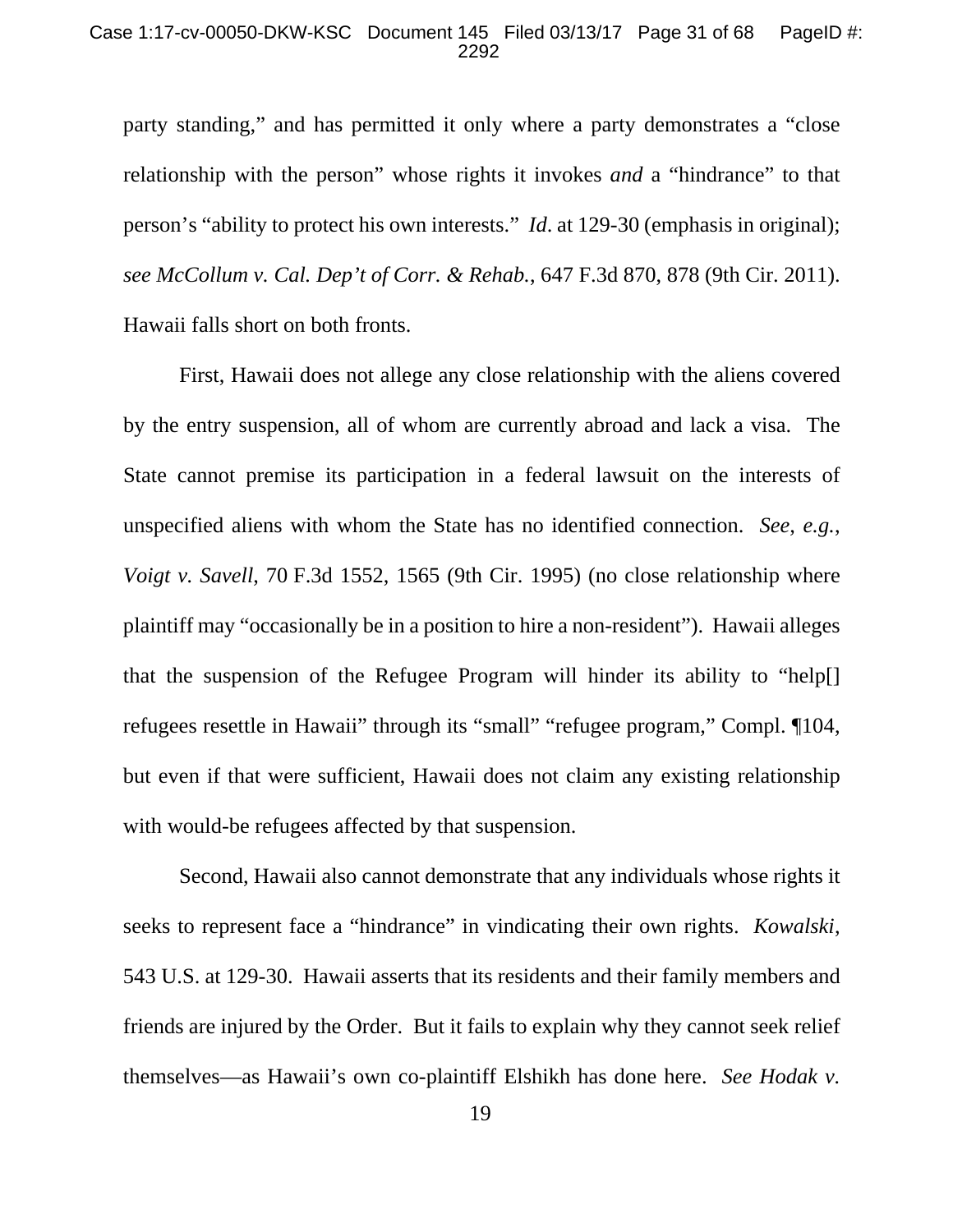party standing," and has permitted it only where a party demonstrates a "close relationship with the person" whose rights it invokes *and* a "hindrance" to that person's "ability to protect his own interests." *Id*. at 129-30 (emphasis in original); *see McCollum v. Cal. Dep't of Corr. & Rehab.*, 647 F.3d 870, 878 (9th Cir. 2011). Hawaii falls short on both fronts.

First, Hawaii does not allege any close relationship with the aliens covered by the entry suspension, all of whom are currently abroad and lack a visa. The State cannot premise its participation in a federal lawsuit on the interests of unspecified aliens with whom the State has no identified connection. *See, e.g.*, *Voigt v. Savell*, 70 F.3d 1552, 1565 (9th Cir. 1995) (no close relationship where plaintiff may "occasionally be in a position to hire a non-resident"). Hawaii alleges that the suspension of the Refugee Program will hinder its ability to "help[] refugees resettle in Hawaii" through its "small" "refugee program," Compl. ¶104, but even if that were sufficient, Hawaii does not claim any existing relationship with would-be refugees affected by that suspension.

Second, Hawaii also cannot demonstrate that any individuals whose rights it seeks to represent face a "hindrance" in vindicating their own rights. *Kowalski*, 543 U.S. at 129-30. Hawaii asserts that its residents and their family members and friends are injured by the Order. But it fails to explain why they cannot seek relief themselves—as Hawaii's own co-plaintiff Elshikh has done here. *See Hodak v.*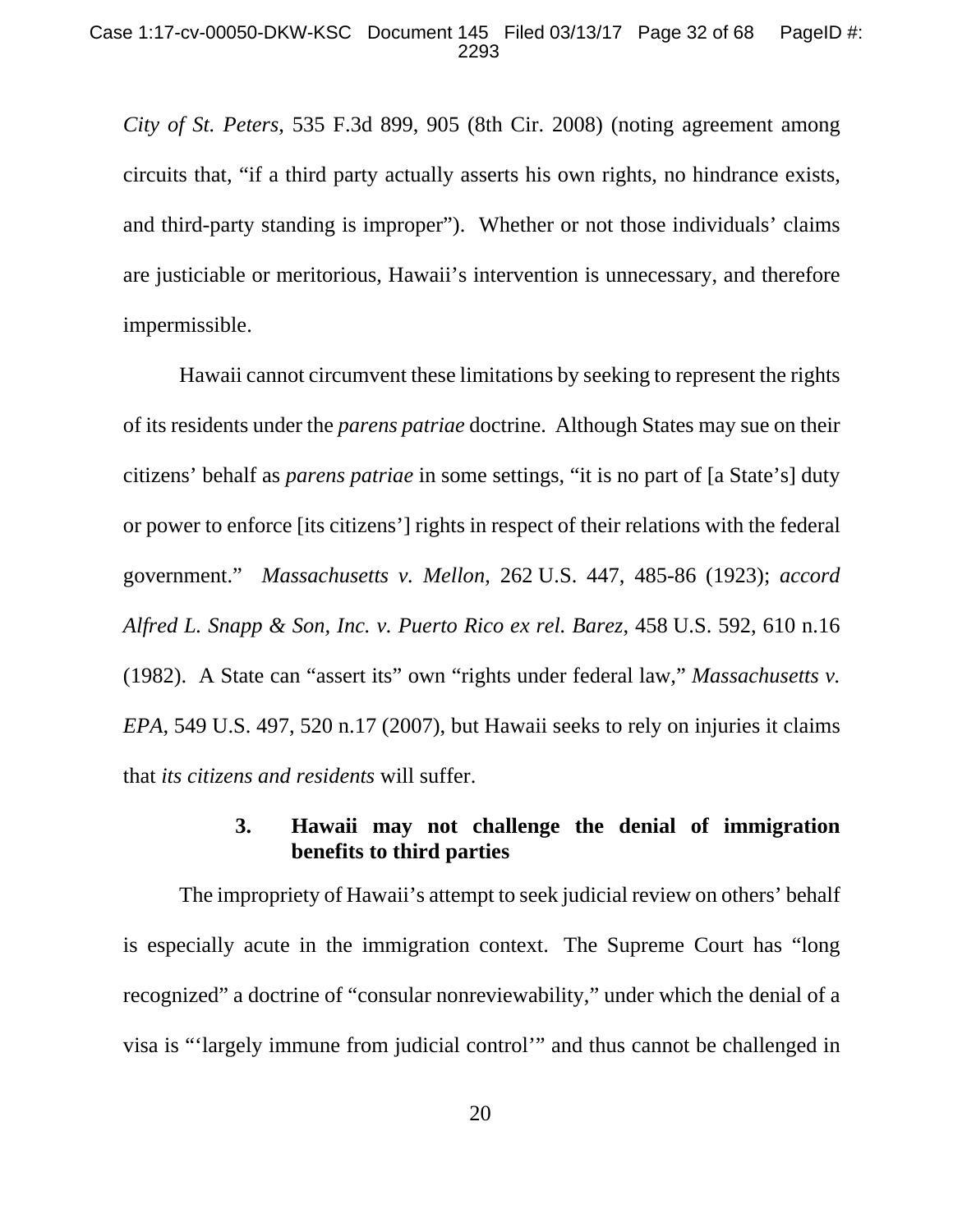*City of St. Peters*, 535 F.3d 899, 905 (8th Cir. 2008) (noting agreement among circuits that, "if a third party actually asserts his own rights, no hindrance exists, and third-party standing is improper"). Whether or not those individuals' claims are justiciable or meritorious, Hawaii's intervention is unnecessary, and therefore impermissible.

Hawaii cannot circumvent these limitations by seeking to represent the rights of its residents under the *parens patriae* doctrine. Although States may sue on their citizens' behalf as *parens patriae* in some settings, "it is no part of [a State's] duty or power to enforce [its citizens'] rights in respect of their relations with the federal government." *Massachusetts v. Mellon*, 262 U.S. 447, 485-86 (1923); *accord Alfred L. Snapp & Son, Inc. v. Puerto Rico ex rel. Barez,* 458 U.S. 592, 610 n.16 (1982). A State can "assert its" own "rights under federal law," *Massachusetts v. EPA*, 549 U.S. 497, 520 n.17 (2007), but Hawaii seeks to rely on injuries it claims that *its citizens and residents* will suffer.

### 3. Hawaii may not challenge the denial of immigration benefits to third parties

The impropriety of Hawaii's attempt to seek judicial review on others' behalf is especially acute in the immigration context. The Supreme Court has "long recognized" a doctrine of "consular nonreviewability," under which the denial of a visa is "'largely immune from judicial control'" and thus cannot be challenged in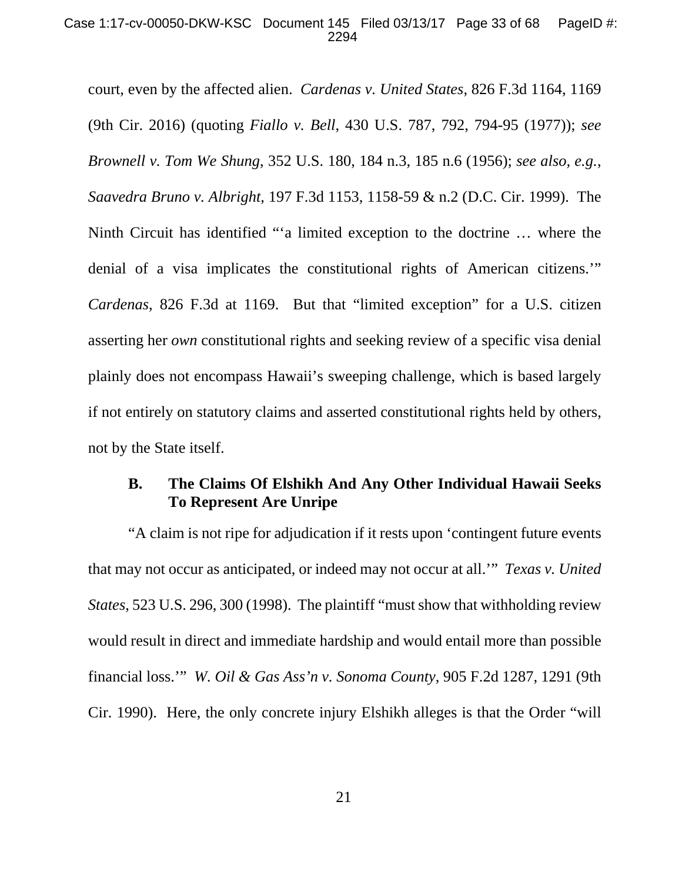court, even by the affected alien. *Cardenas v. United States*, 826 F.3d 1164, 1169 (9th Cir. 2016) (quoting *Fiallo v. Bell*, 430 U.S. 787, 792, 794-95 (1977)); *see Brownell v. Tom We Shung*, 352 U.S. 180, 184 n.3, 185 n.6 (1956); *see also, e.g.*, *Saavedra Bruno v. Albright*, 197 F.3d 1153, 1158-59 & n.2 (D.C. Cir. 1999). The Ninth Circuit has identified "'a limited exception to the doctrine … where the denial of a visa implicates the constitutional rights of American citizens.'" *Cardenas*, 826 F.3d at 1169. But that "limited exception" for a U.S. citizen asserting her *own* constitutional rights and seeking review of a specific visa denial plainly does not encompass Hawaii's sweeping challenge, which is based largely if not entirely on statutory claims and asserted constitutional rights held by others, not by the State itself.

### B. The Claims Of Elshikh And Any Other Individual Hawaii Seeks To Represent Are Unripe

"A claim is not ripe for adjudication if it rests upon 'contingent future events that may not occur as anticipated, or indeed may not occur at all.'" *Texas v. United States*, 523 U.S. 296, 300 (1998). The plaintiff "must show that withholding review would result in direct and immediate hardship and would entail more than possible financial loss.'" *W. Oil & Gas Ass'n v. Sonoma County*, 905 F.2d 1287, 1291 (9th Cir. 1990). Here, the only concrete injury Elshikh alleges is that the Order "will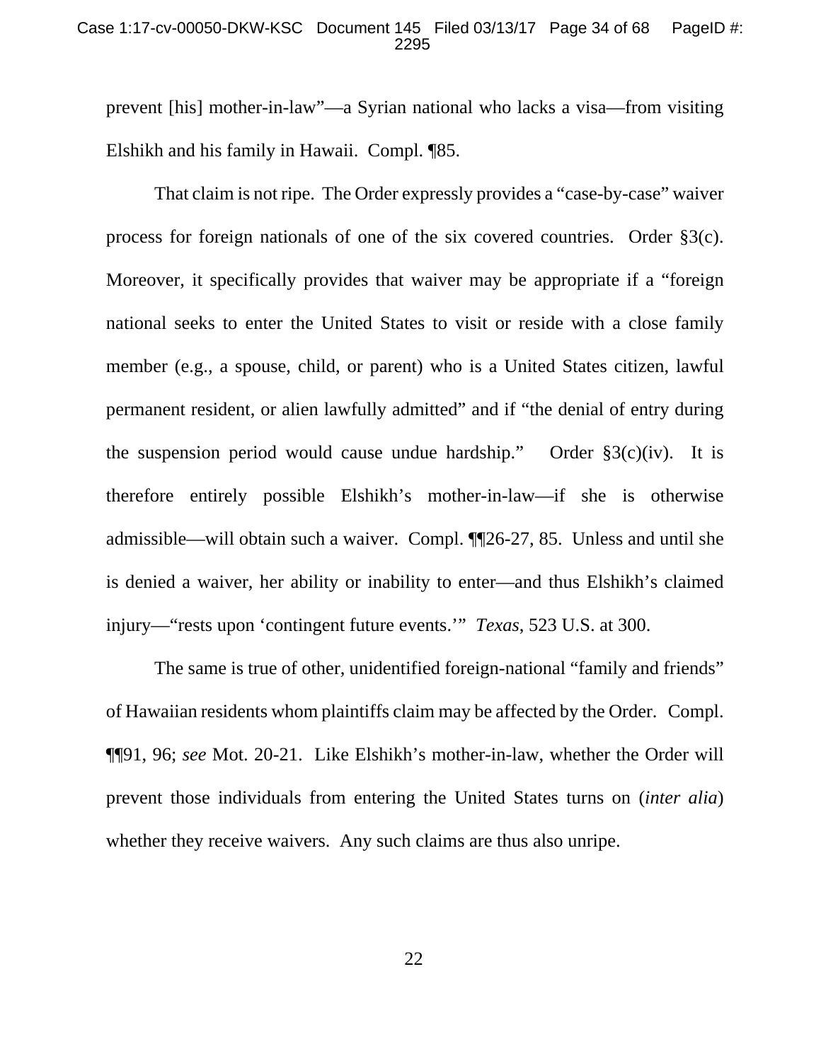prevent [his] mother-in-law"—a Syrian national who lacks a visa—from visiting Elshikh and his family in Hawaii. Compl. ¶85.

That claim is not ripe. The Order expressly provides a "case-by-case" waiver process for foreign nationals of one of the six covered countries. Order §3(c). Moreover, it specifically provides that waiver may be appropriate if a "foreign national seeks to enter the United States to visit or reside with a close family member (e.g., a spouse, child, or parent) who is a United States citizen, lawful permanent resident, or alien lawfully admitted" and if "the denial of entry during the suspension period would cause undue hardship." Order §3(c)(iv). It is therefore entirely possible Elshikh's mother-in-law—if she is otherwise admissible—will obtain such a waiver. Compl. ¶¶26-27, 85. Unless and until she is denied a waiver, her ability or inability to enter—and thus Elshikh's claimed injury—"rests upon 'contingent future events.'" *Texas*, 523 U.S. at 300.

The same is true of other, unidentified foreign-national "family and friends" of Hawaiian residents whom plaintiffs claim may be affected by the Order. Compl. ¶¶91, 96; *see* Mot. 20-21. Like Elshikh's mother-in-law, whether the Order will prevent those individuals from entering the United States turns on (*inter alia*) whether they receive waivers. Any such claims are thus also unripe.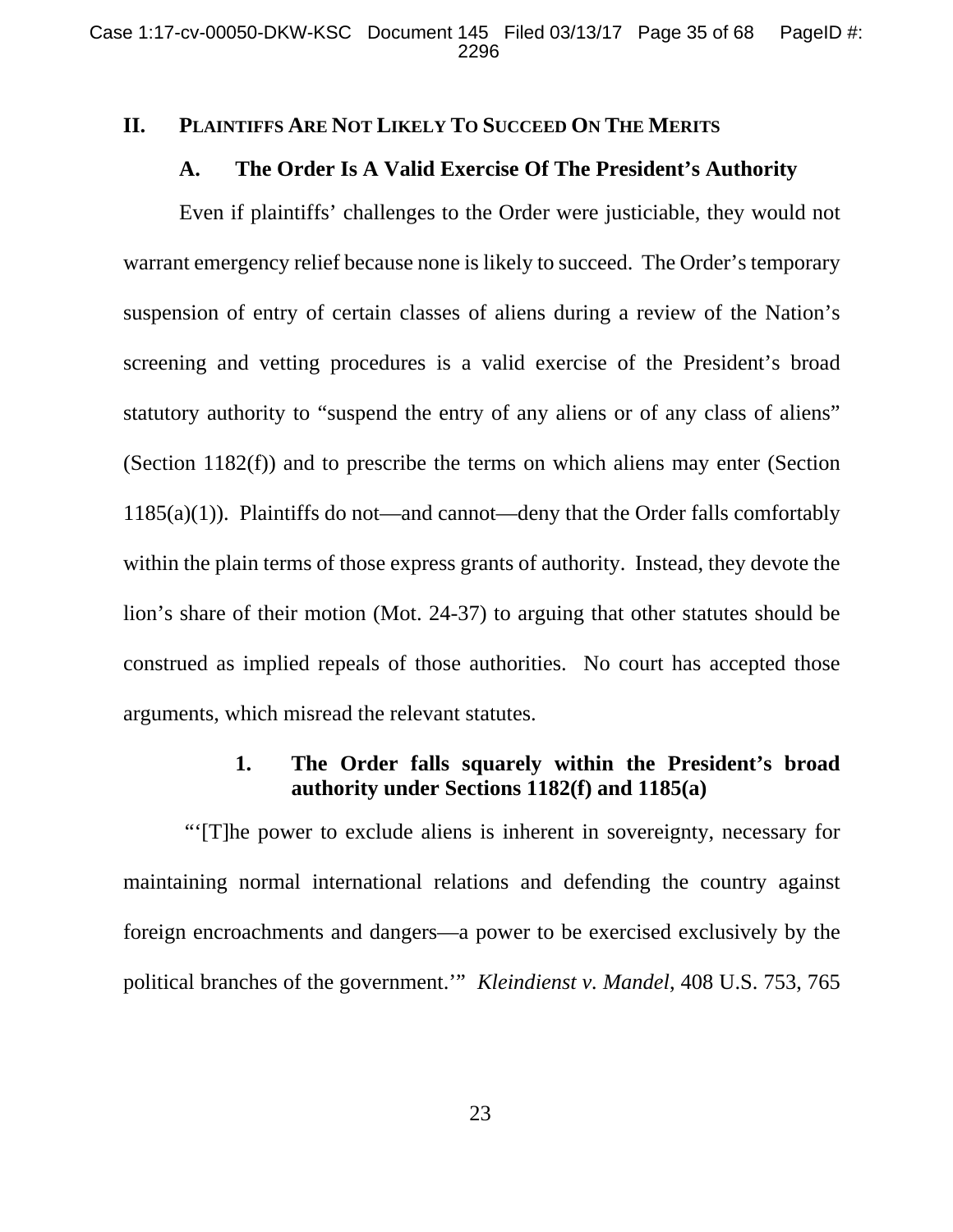## II. PLAINTIFFS ARE NOT LIKELY TO SUCCEED ON THE MERITS

### A. The Order Is A Valid Exercise Of The President's Authority

Even if plaintiffs' challenges to the Order were justiciable, they would not warrant emergency relief because none is likely to succeed. The Order's temporary suspension of entry of certain classes of aliens during a review of the Nation's screening and vetting procedures is a valid exercise of the President's broad statutory authority to "suspend the entry of any aliens or of any class of aliens" (Section 1182(f)) and to prescribe the terms on which aliens may enter (Section 1185(a)(1)). Plaintiffs do not—and cannot—deny that the Order falls comfortably within the plain terms of those express grants of authority. Instead, they devote the lion's share of their motion (Mot. 24-37) to arguing that other statutes should be construed as implied repeals of those authorities. No court has accepted those arguments, which misread the relevant statutes.

#### 1. The Order falls squarely within the President's broad authority under Sections 1182(f) and 1185(a)

"'[T]he power to exclude aliens is inherent in sovereignty, necessary for maintaining normal international relations and defending the country against foreign encroachments and dangers—a power to be exercised exclusively by the political branches of the government.'" *Kleindienst v. Mandel*, 408 U.S. 753, 765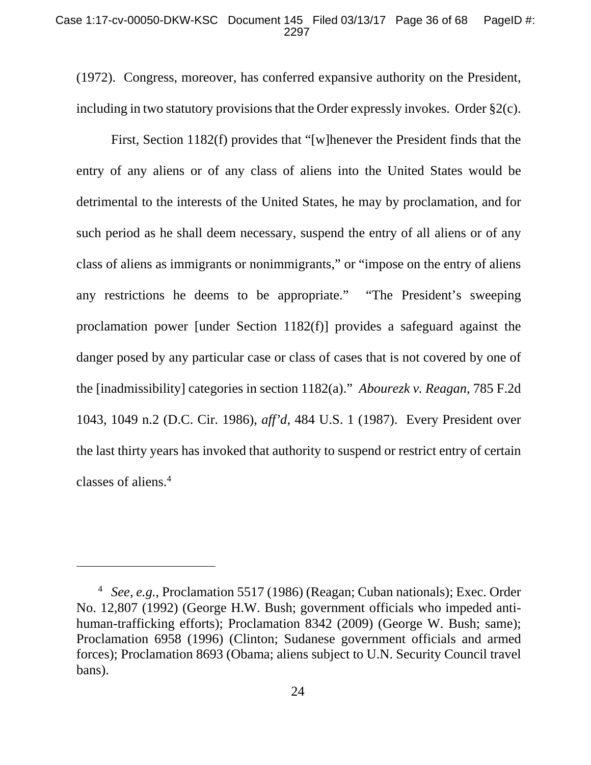(1972). Congress, moreover, has conferred expansive authority on the President, including in two statutory provisions that the Order expressly invokes. Order §2(c).

First, Section 1182(f) provides that "[w]henever the President finds that the entry of any aliens or of any class of aliens into the United States would be detrimental to the interests of the United States, he may by proclamation, and for such period as he shall deem necessary, suspend the entry of all aliens or of any class of aliens as immigrants or nonimmigrants," or "impose on the entry of aliens any restrictions he deems to be appropriate." "The President's sweeping proclamation power [under Section 1182(f)] provides a safeguard against the danger posed by any particular case or class of cases that is not covered by one of the [inadmissibility] categories in section 1182(a)." *Abourezk v. Reagan,* 785 F.2d 1043, 1049 n.2 (D.C. Cir. 1986), *aff'd*, 484 U.S. 1 (1987). Every President over the last thirty years has invoked that authority to suspend or restrict entry of certain classes of aliens.[4]

---

[4] *See, e.g.*, Proclamation 5517 (1986) (Reagan; Cuban nationals); Exec. Order No. 12,807 (1992) (George H.W. Bush; government officials who impeded anti-human-trafficking efforts); Proclamation 8342 (2009) (George W. Bush; same); Proclamation 6958 (1996) (Clinton; Sudanese government officials and armed forces); Proclamation 8693 (Obama; aliens subject to U.N. Security Council travel bans).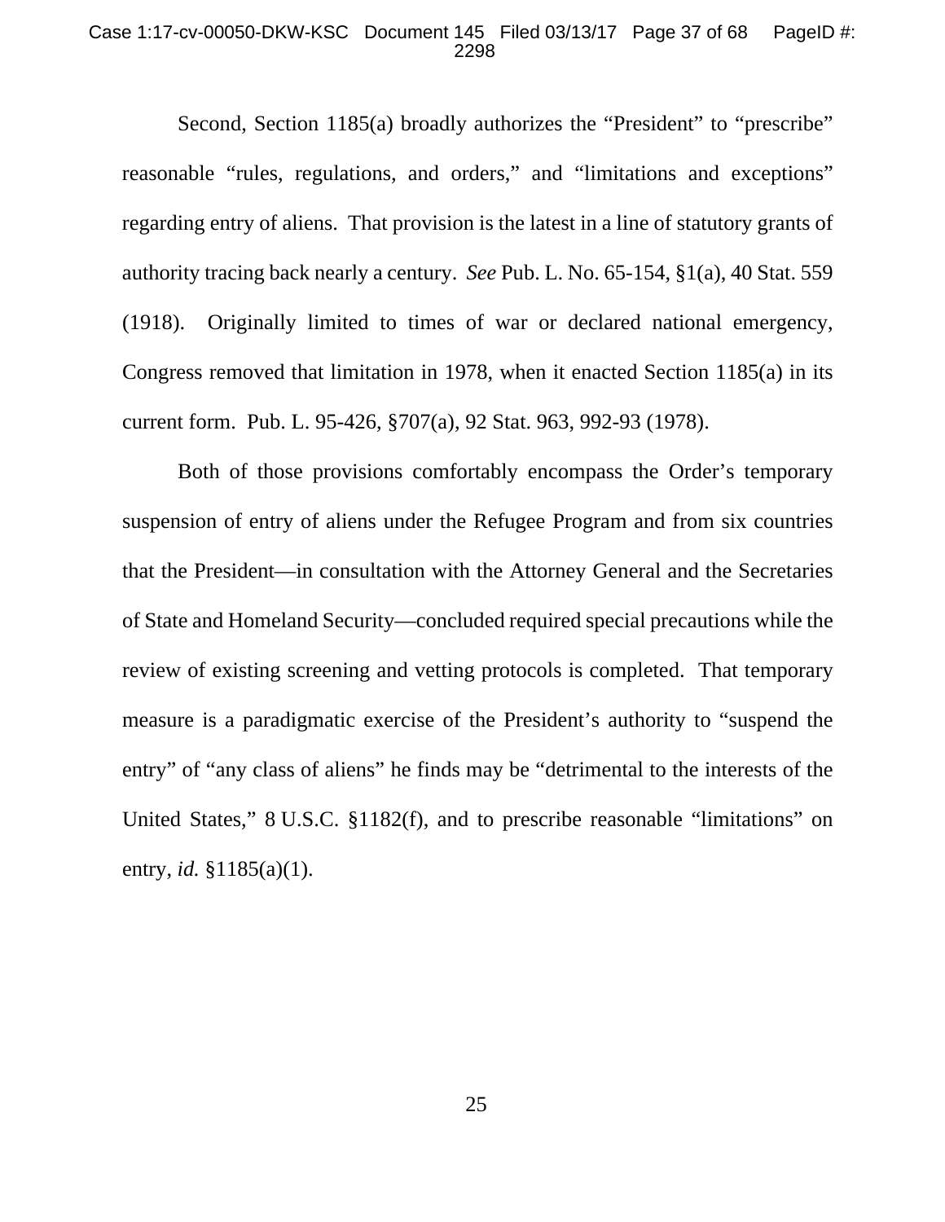Second, Section 1185(a) broadly authorizes the "President" to "prescribe" reasonable "rules, regulations, and orders," and "limitations and exceptions" regarding entry of aliens. That provision is the latest in a line of statutory grants of authority tracing back nearly a century. *See* Pub. L. No. 65-154, §1(a), 40 Stat. 559 (1918). Originally limited to times of war or declared national emergency, Congress removed that limitation in 1978, when it enacted Section 1185(a) in its current form. Pub. L. 95-426, §707(a), 92 Stat. 963, 992-93 (1978).

Both of those provisions comfortably encompass the Order's temporary suspension of entry of aliens under the Refugee Program and from six countries that the President—in consultation with the Attorney General and the Secretaries of State and Homeland Security—concluded required special precautions while the review of existing screening and vetting protocols is completed. That temporary measure is a paradigmatic exercise of the President's authority to "suspend the entry" of "any class of aliens" he finds may be "detrimental to the interests of the United States," 8 U.S.C. §1182(f), and to prescribe reasonable "limitations" on entry, *id.* §1185(a)(1).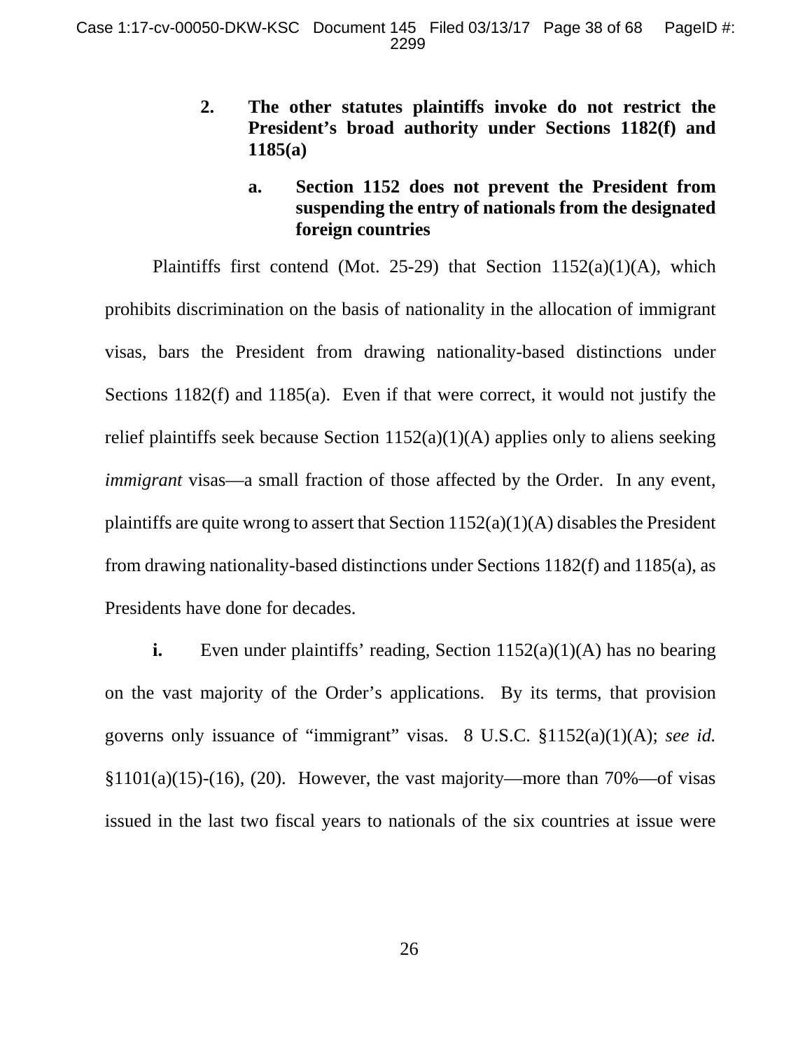**2. The other statutes plaintiffs invoke do not restrict the President's broad authority under Sections 1182(f) and 1185(a)**

**a. Section 1152 does not prevent the President from suspending the entry of nationals from the designated foreign countries**

Plaintiffs first contend (Mot. 25-29) that Section 1152(a)(1)(A), which prohibits discrimination on the basis of nationality in the allocation of immigrant visas, bars the President from drawing nationality-based distinctions under Sections 1182(f) and 1185(a). Even if that were correct, it would not justify the relief plaintiffs seek because Section 1152(a)(1)(A) applies only to aliens seeking *immigrant* visas—a small fraction of those affected by the Order. In any event, plaintiffs are quite wrong to assert that Section 1152(a)(1)(A) disables the President from drawing nationality-based distinctions under Sections 1182(f) and 1185(a), as Presidents have done for decades.

**i.** Even under plaintiffs' reading, Section 1152(a)(1)(A) has no bearing on the vast majority of the Order's applications. By its terms, that provision governs only issuance of "immigrant" visas. 8 U.S.C. §1152(a)(1)(A); *see id.* §1101(a)(15)-(16), (20). However, the vast majority—more than 70%—of visas issued in the last two fiscal years to nationals of the six countries at issue were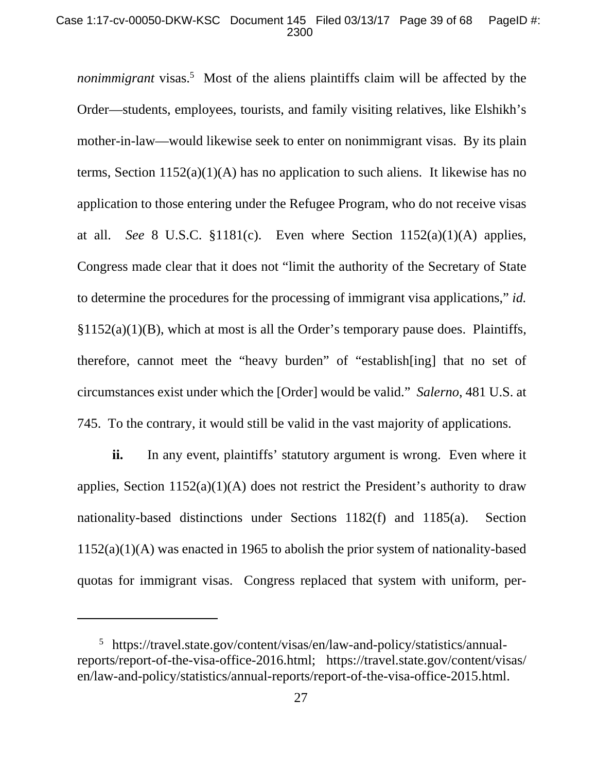*nonimmigrant* visas.[5] Most of the aliens plaintiffs claim will be affected by the Order—students, employees, tourists, and family visiting relatives, like Elshikh's mother-in-law—would likewise seek to enter on nonimmigrant visas. By its plain terms, Section 1152(a)(1)(A) has no application to such aliens. It likewise has no application to those entering under the Refugee Program, who do not receive visas at all. *See* 8 U.S.C. §1181(c). Even where Section 1152(a)(1)(A) applies, Congress made clear that it does not "limit the authority of the Secretary of State to determine the procedures for the processing of immigrant visa applications," *id.* §1152(a)(1)(B), which at most is all the Order's temporary pause does. Plaintiffs, therefore, cannot meet the "heavy burden" of "establish[ing] that no set of circumstances exist under which the [Order] would be valid." *Salerno*, 481 U.S. at 745. To the contrary, it would still be valid in the vast majority of applications.

**ii.** In any event, plaintiffs' statutory argument is wrong. Even where it applies, Section 1152(a)(1)(A) does not restrict the President's authority to draw nationality-based distinctions under Sections 1182(f) and 1185(a). Section 1152(a)(1)(A) was enacted in 1965 to abolish the prior system of nationality-based quotas for immigrant visas. Congress replaced that system with uniform, per-

---

[5] https://travel.state.gov/content/visas/en/law-and-policy/statistics/annual-reports/report-of-the-visa-office-2016.html; https://travel.state.gov/content/visas/en/law-and-policy/statistics/annual-reports/report-of-the-visa-office-2015.html.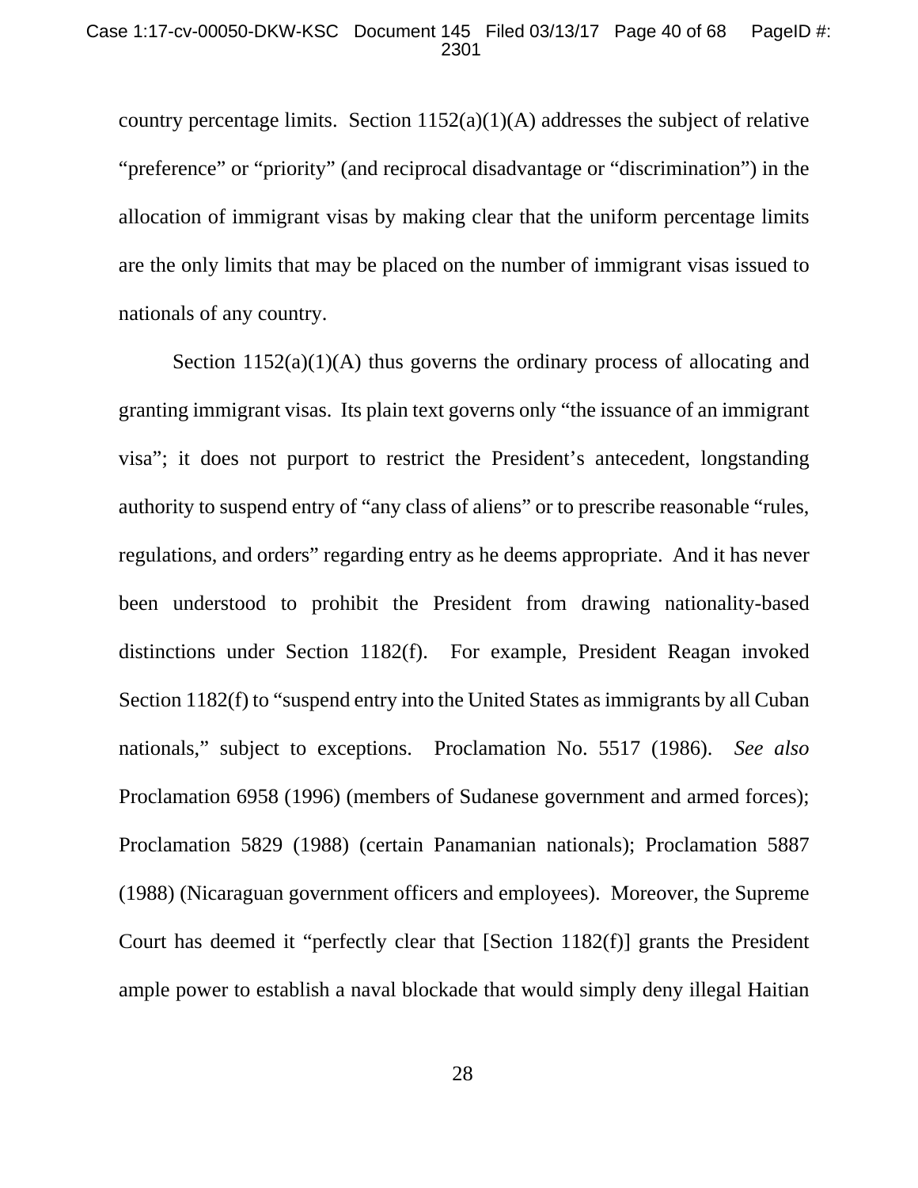country percentage limits. Section 1152(a)(1)(A) addresses the subject of relative "preference" or "priority" (and reciprocal disadvantage or "discrimination") in the allocation of immigrant visas by making clear that the uniform percentage limits are the only limits that may be placed on the number of immigrant visas issued to nationals of any country.

Section 1152(a)(1)(A) thus governs the ordinary process of allocating and granting immigrant visas. Its plain text governs only "the issuance of an immigrant visa"; it does not purport to restrict the President's antecedent, longstanding authority to suspend entry of "any class of aliens" or to prescribe reasonable "rules, regulations, and orders" regarding entry as he deems appropriate. And it has never been understood to prohibit the President from drawing nationality-based distinctions under Section 1182(f). For example, President Reagan invoked Section 1182(f) to "suspend entry into the United States as immigrants by all Cuban nationals," subject to exceptions. Proclamation No. 5517 (1986). *See also* Proclamation 6958 (1996) (members of Sudanese government and armed forces); Proclamation 5829 (1988) (certain Panamanian nationals); Proclamation 5887 (1988) (Nicaraguan government officers and employees). Moreover, the Supreme Court has deemed it "perfectly clear that [Section 1182(f)] grants the President ample power to establish a naval blockade that would simply deny illegal Haitian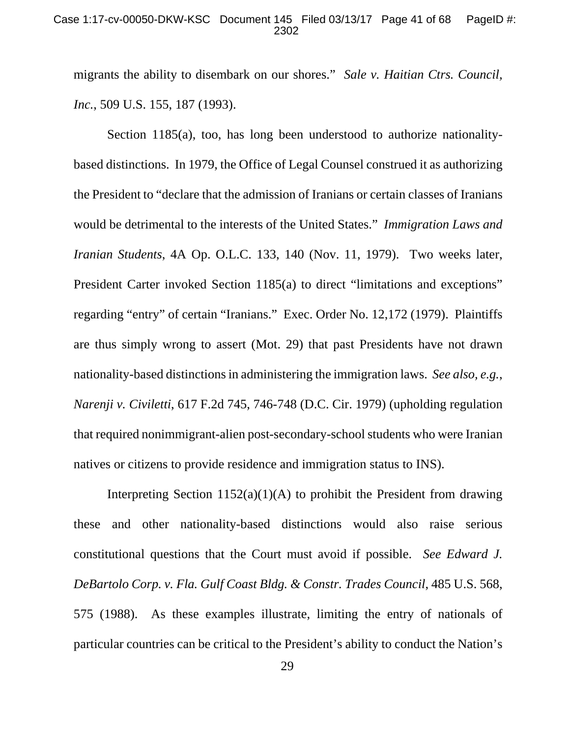migrants the ability to disembark on our shores." *Sale v. Haitian Ctrs. Council, Inc.*, 509 U.S. 155, 187 (1993).

Section 1185(a), too, has long been understood to authorize nationality-based distinctions. In 1979, the Office of Legal Counsel construed it as authorizing the President to "declare that the admission of Iranians or certain classes of Iranians would be detrimental to the interests of the United States." *Immigration Laws and Iranian Students*, 4A Op. O.L.C. 133, 140 (Nov. 11, 1979). Two weeks later, President Carter invoked Section 1185(a) to direct "limitations and exceptions" regarding "entry" of certain "Iranians." Exec. Order No. 12,172 (1979). Plaintiffs are thus simply wrong to assert (Mot. 29) that past Presidents have not drawn nationality-based distinctions in administering the immigration laws. *See also, e.g.*, *Narenji v. Civiletti*, 617 F.2d 745, 746-748 (D.C. Cir. 1979) (upholding regulation that required nonimmigrant-alien post-secondary-school students who were Iranian natives or citizens to provide residence and immigration status to INS).

Interpreting Section 1152(a)(1)(A) to prohibit the President from drawing these and other nationality-based distinctions would also raise serious constitutional questions that the Court must avoid if possible. *See Edward J. DeBartolo Corp. v. Fla. Gulf Coast Bldg. & Constr. Trades Council*, 485 U.S. 568, 575 (1988). As these examples illustrate, limiting the entry of nationals of particular countries can be critical to the President's ability to conduct the Nation's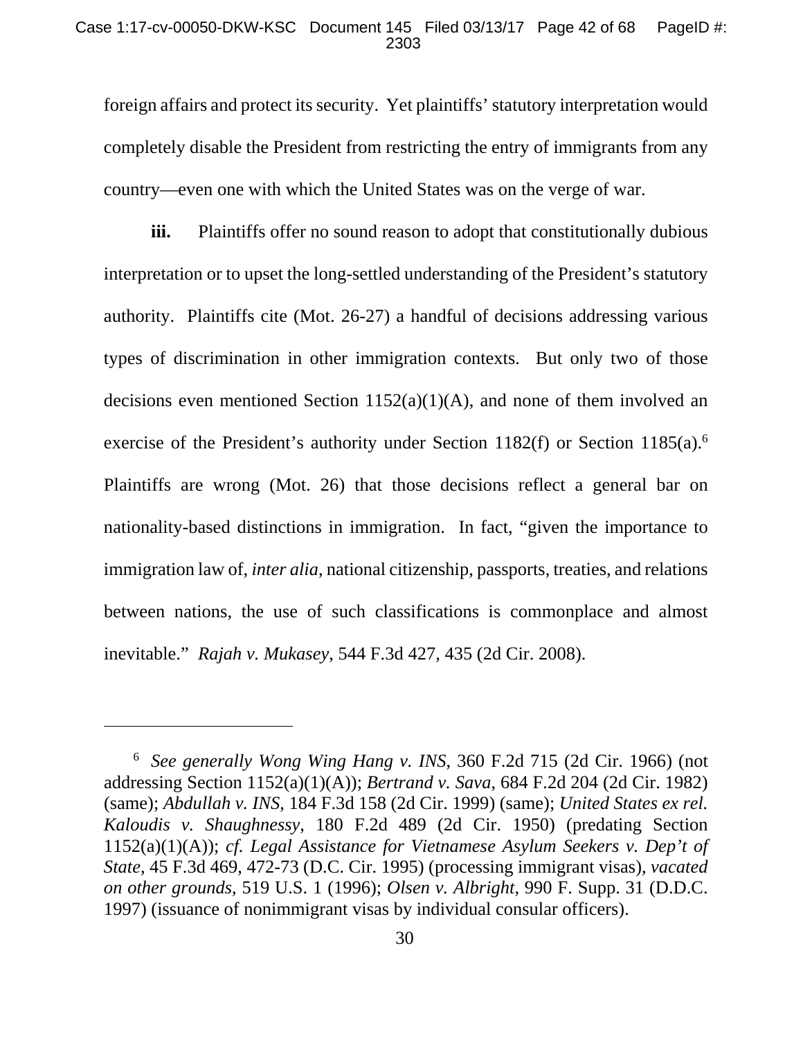foreign affairs and protect its security. Yet plaintiffs' statutory interpretation would completely disable the President from restricting the entry of immigrants from any country—even one with which the United States was on the verge of war.

**iii.** Plaintiffs offer no sound reason to adopt that constitutionally dubious interpretation or to upset the long-settled understanding of the President's statutory authority. Plaintiffs cite (Mot. 26-27) a handful of decisions addressing various types of discrimination in other immigration contexts. But only two of those decisions even mentioned Section 1152(a)(1)(A), and none of them involved an exercise of the President's authority under Section 1182(f) or Section 1185(a).[6] Plaintiffs are wrong (Mot. 26) that those decisions reflect a general bar on nationality-based distinctions in immigration. In fact, "given the importance to immigration law of, *inter alia*, national citizenship, passports, treaties, and relations between nations, the use of such classifications is commonplace and almost inevitable." *Rajah v. Mukasey*, 544 F.3d 427, 435 (2d Cir. 2008).

---

[6] *See generally Wong Wing Hang v. INS*, 360 F.2d 715 (2d Cir. 1966) (not addressing Section 1152(a)(1)(A)); *Bertrand v. Sava*, 684 F.2d 204 (2d Cir. 1982) (same); *Abdullah v. INS*, 184 F.3d 158 (2d Cir. 1999) (same); *United States ex rel. Kaloudis v. Shaughnessy*, 180 F.2d 489 (2d Cir. 1950) (predating Section 1152(a)(1)(A)); *cf. Legal Assistance for Vietnamese Asylum Seekers v. Dep't of State*, 45 F.3d 469, 472-73 (D.C. Cir. 1995) (processing immigrant visas), *vacated on other grounds*, 519 U.S. 1 (1996); *Olsen v. Albright*, 990 F. Supp. 31 (D.D.C. 1997) (issuance of nonimmigrant visas by individual consular officers).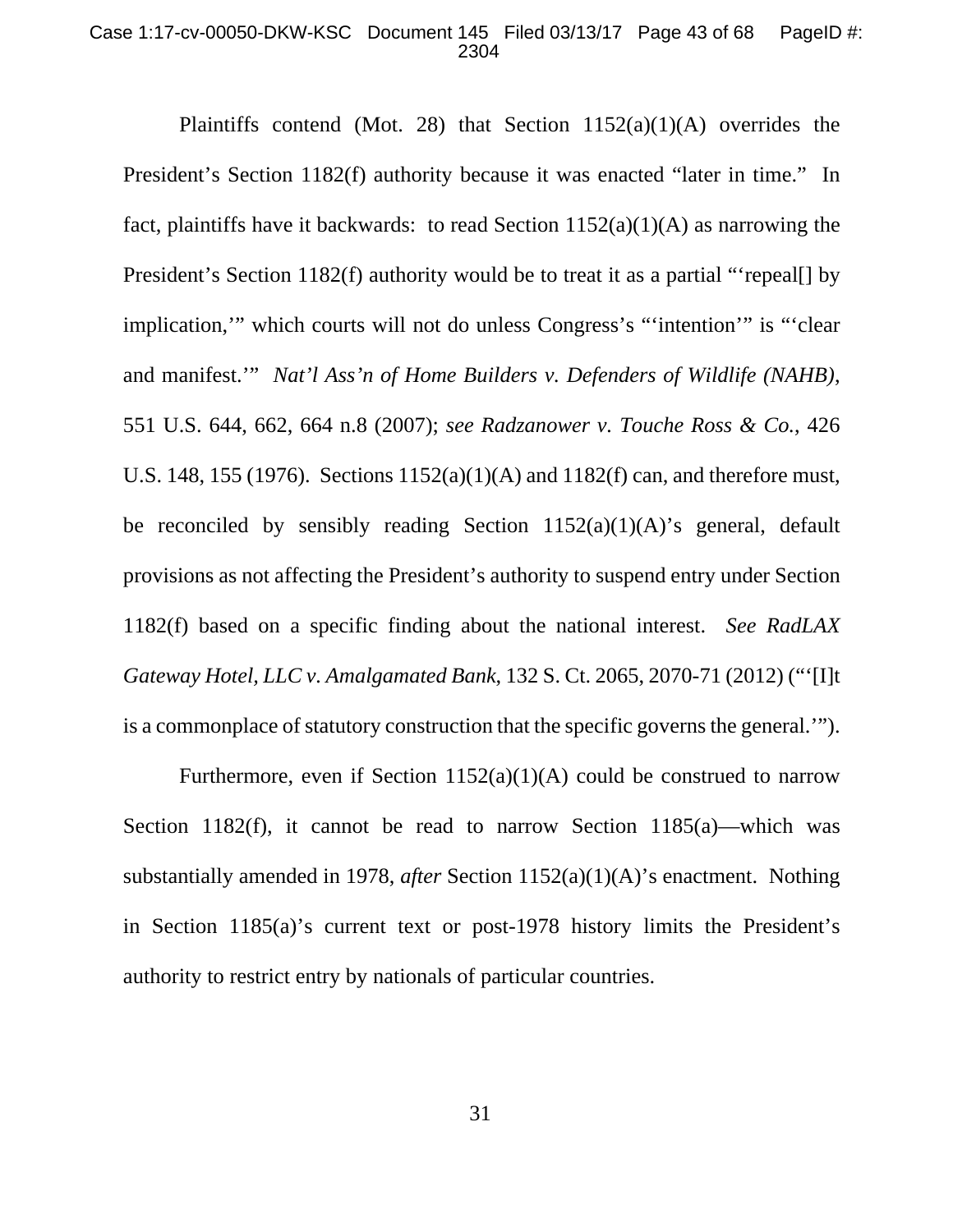Plaintiffs contend (Mot. 28) that Section 1152(a)(1)(A) overrides the President's Section 1182(f) authority because it was enacted "later in time." In fact, plaintiffs have it backwards: to read Section 1152(a)(1)(A) as narrowing the President's Section 1182(f) authority would be to treat it as a partial "'repeal[] by implication,'" which courts will not do unless Congress's "'intention'" is "'clear and manifest.'" *Nat'l Ass'n of Home Builders v. Defenders of Wildlife (NAHB)*, 551 U.S. 644, 662, 664 n.8 (2007); *see Radzanower v. Touche Ross & Co.*, 426 U.S. 148, 155 (1976). Sections 1152(a)(1)(A) and 1182(f) can, and therefore must, be reconciled by sensibly reading Section 1152(a)(1)(A)'s general, default provisions as not affecting the President's authority to suspend entry under Section 1182(f) based on a specific finding about the national interest. *See RadLAX Gateway Hotel, LLC v. Amalgamated Bank*, 132 S. Ct. 2065, 2070-71 (2012) ("'[I]t is a commonplace of statutory construction that the specific governs the general.'").

Furthermore, even if Section 1152(a)(1)(A) could be construed to narrow Section 1182(f), it cannot be read to narrow Section 1185(a)—which was substantially amended in 1978, *after* Section 1152(a)(1)(A)'s enactment. Nothing in Section 1185(a)'s current text or post-1978 history limits the President's authority to restrict entry by nationals of particular countries.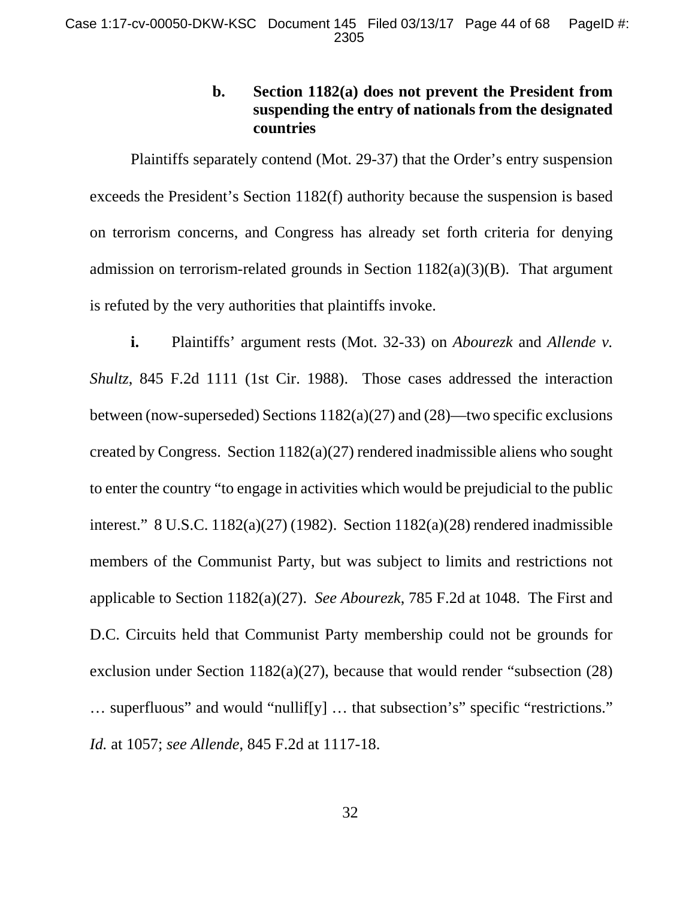### b. Section 1182(a) does not prevent the President from suspending the entry of nationals from the designated countries

Plaintiffs separately contend (Mot. 29-37) that the Order's entry suspension exceeds the President's Section 1182(f) authority because the suspension is based on terrorism concerns, and Congress has already set forth criteria for denying admission on terrorism-related grounds in Section 1182(a)(3)(B). That argument is refuted by the very authorities that plaintiffs invoke.

**i.** Plaintiffs' argument rests (Mot. 32-33) on *Abourezk* and *Allende v. Shultz*, 845 F.2d 1111 (1st Cir. 1988). Those cases addressed the interaction between (now-superseded) Sections 1182(a)(27) and (28)—two specific exclusions created by Congress. Section 1182(a)(27) rendered inadmissible aliens who sought to enter the country "to engage in activities which would be prejudicial to the public interest." 8 U.S.C. 1182(a)(27) (1982). Section 1182(a)(28) rendered inadmissible members of the Communist Party, but was subject to limits and restrictions not applicable to Section 1182(a)(27). *See Abourezk*, 785 F.2d at 1048. The First and D.C. Circuits held that Communist Party membership could not be grounds for exclusion under Section 1182(a)(27), because that would render "subsection (28) … superfluous" and would "nullif[y] … that subsection's" specific "restrictions." *Id.* at 1057; *see Allende*, 845 F.2d at 1117-18.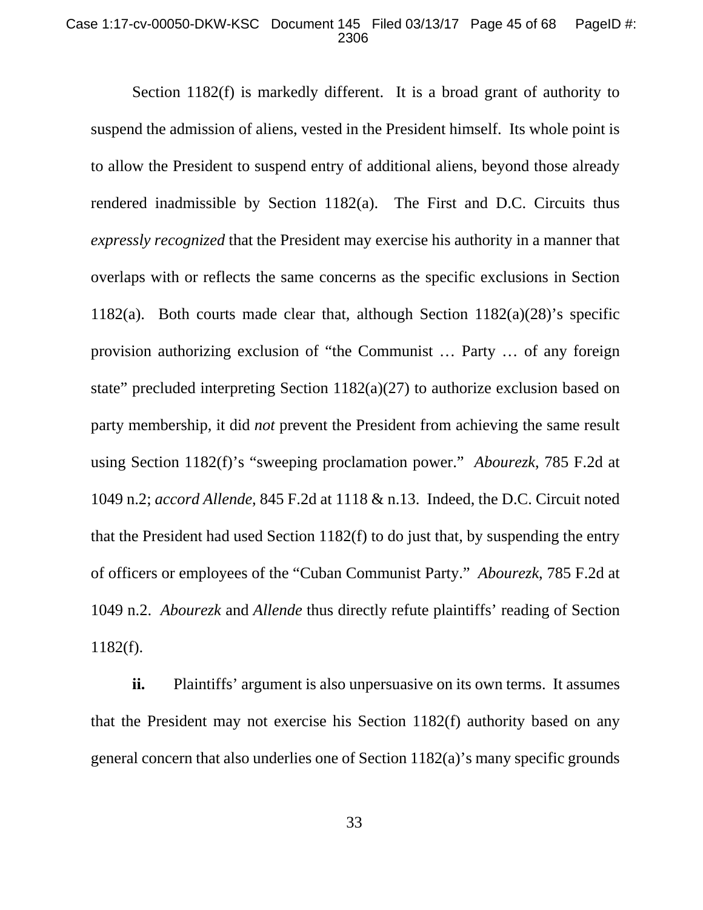Section 1182(f) is markedly different. It is a broad grant of authority to suspend the admission of aliens, vested in the President himself. Its whole point is to allow the President to suspend entry of additional aliens, beyond those already rendered inadmissible by Section 1182(a). The First and D.C. Circuits thus *expressly recognized* that the President may exercise his authority in a manner that overlaps with or reflects the same concerns as the specific exclusions in Section 1182(a). Both courts made clear that, although Section 1182(a)(28)'s specific provision authorizing exclusion of "the Communist … Party … of any foreign state" precluded interpreting Section 1182(a)(27) to authorize exclusion based on party membership, it did *not* prevent the President from achieving the same result using Section 1182(f)'s "sweeping proclamation power." *Abourezk*, 785 F.2d at 1049 n.2; *accord Allende*, 845 F.2d at 1118 & n.13. Indeed, the D.C. Circuit noted that the President had used Section 1182(f) to do just that, by suspending the entry of officers or employees of the "Cuban Communist Party." *Abourezk*, 785 F.2d at 1049 n.2. *Abourezk* and *Allende* thus directly refute plaintiffs' reading of Section 1182(f).

**ii.** Plaintiffs' argument is also unpersuasive on its own terms. It assumes that the President may not exercise his Section 1182(f) authority based on any general concern that also underlies one of Section 1182(a)'s many specific grounds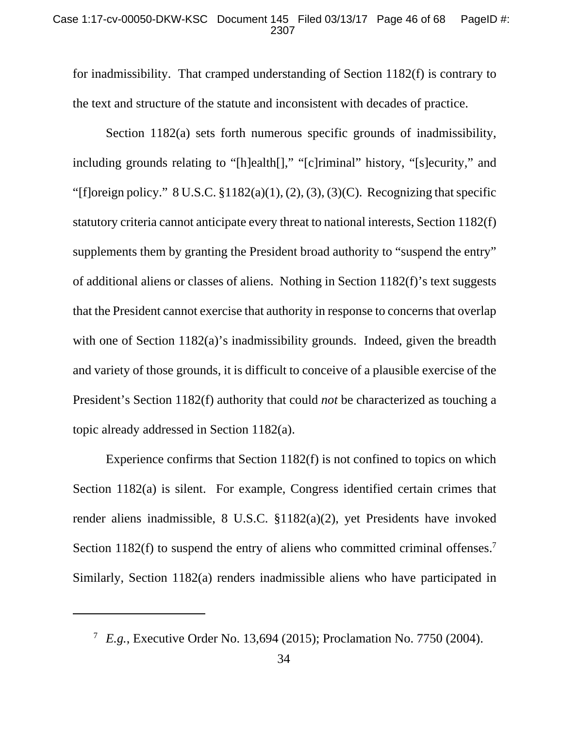for inadmissibility. That cramped understanding of Section 1182(f) is contrary to the text and structure of the statute and inconsistent with decades of practice.

Section 1182(a) sets forth numerous specific grounds of inadmissibility, including grounds relating to "[h]ealth[]," "[c]riminal" history, "[s]ecurity," and "[f]oreign policy." 8 U.S.C. §1182(a)(1), (2), (3), (3)(C). Recognizing that specific statutory criteria cannot anticipate every threat to national interests, Section 1182(f) supplements them by granting the President broad authority to "suspend the entry" of additional aliens or classes of aliens. Nothing in Section 1182(f)'s text suggests that the President cannot exercise that authority in response to concerns that overlap with one of Section 1182(a)'s inadmissibility grounds. Indeed, given the breadth and variety of those grounds, it is difficult to conceive of a plausible exercise of the President's Section 1182(f) authority that could *not* be characterized as touching a topic already addressed in Section 1182(a).

Experience confirms that Section 1182(f) is not confined to topics on which Section 1182(a) is silent. For example, Congress identified certain crimes that render aliens inadmissible, 8 U.S.C. §1182(a)(2), yet Presidents have invoked Section 1182(f) to suspend the entry of aliens who committed criminal offenses.[7] Similarly, Section 1182(a) renders inadmissible aliens who have participated in

---

[7] *E.g.*, Executive Order No. 13,694 (2015); Proclamation No. 7750 (2004).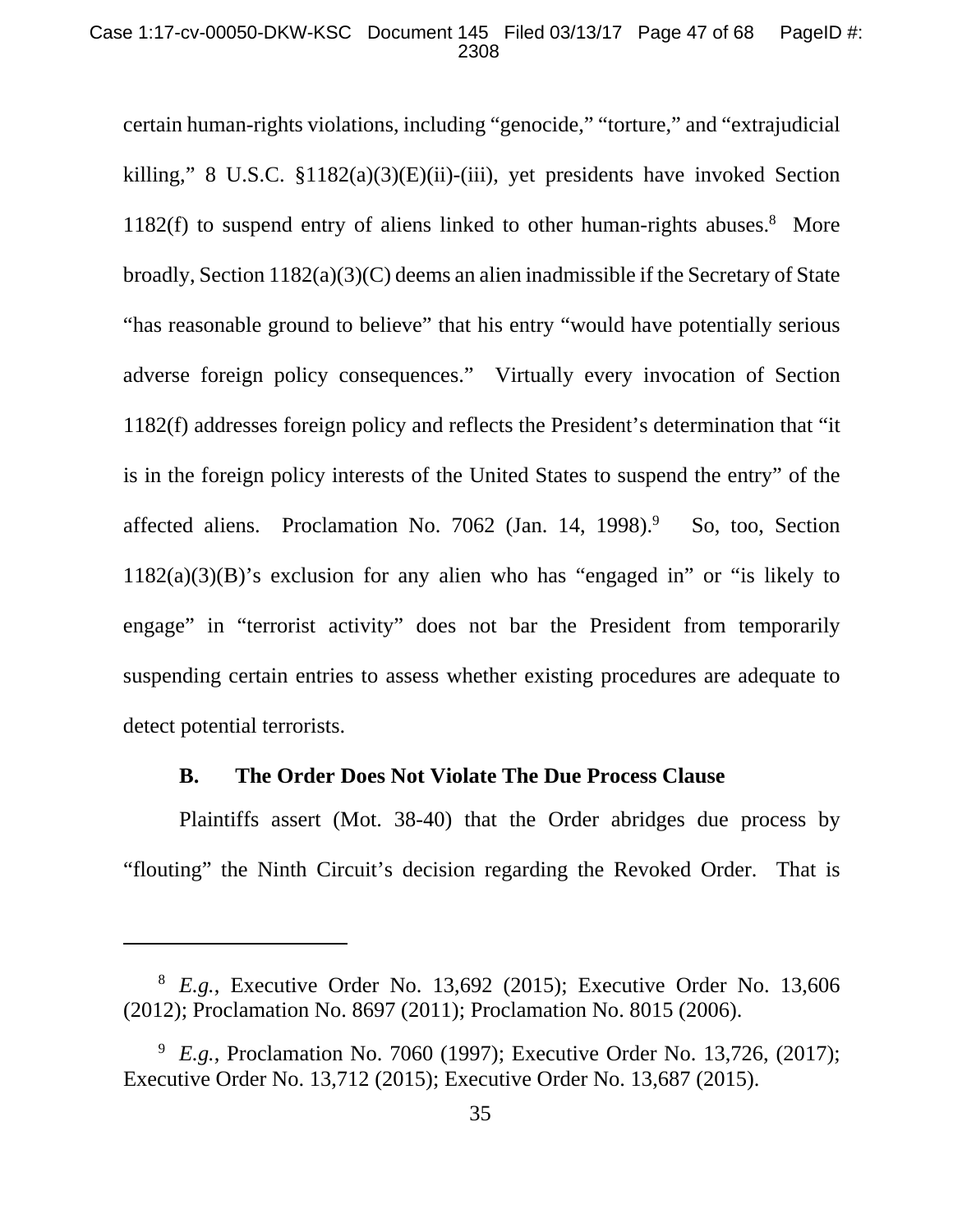certain human-rights violations, including "genocide," "torture," and "extrajudicial killing," 8 U.S.C. §1182(a)(3)(E)(ii)-(iii), yet presidents have invoked Section 1182(f) to suspend entry of aliens linked to other human-rights abuses.[8] More broadly, Section 1182(a)(3)(C) deems an alien inadmissible if the Secretary of State "has reasonable ground to believe" that his entry "would have potentially serious adverse foreign policy consequences." Virtually every invocation of Section 1182(f) addresses foreign policy and reflects the President's determination that "it is in the foreign policy interests of the United States to suspend the entry" of the affected aliens. Proclamation No. 7062 (Jan. 14, 1998).[9] So, too, Section 1182(a)(3)(B)'s exclusion for any alien who has "engaged in" or "is likely to engage" in "terrorist activity" does not bar the President from temporarily suspending certain entries to assess whether existing procedures are adequate to detect potential terrorists.

### B. The Order Does Not Violate The Due Process Clause

Plaintiffs assert (Mot. 38-40) that the Order abridges due process by "flouting" the Ninth Circuit's decision regarding the Revoked Order. That is

---

[8] *E.g.*, Executive Order No. 13,692 (2015); Executive Order No. 13,606 (2012); Proclamation No. 8697 (2011); Proclamation No. 8015 (2006).

[9] *E.g.*, Proclamation No. 7060 (1997); Executive Order No. 13,726, (2017); Executive Order No. 13,712 (2015); Executive Order No. 13,687 (2015).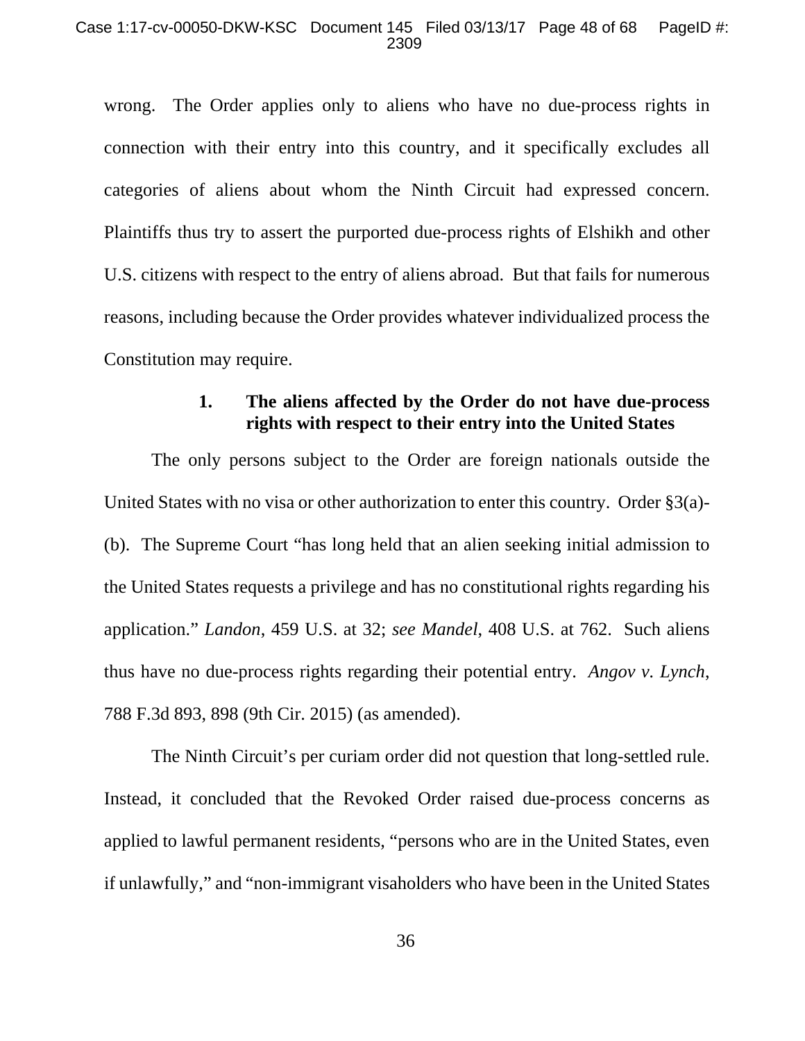wrong. The Order applies only to aliens who have no due-process rights in connection with their entry into this country, and it specifically excludes all categories of aliens about whom the Ninth Circuit had expressed concern. Plaintiffs thus try to assert the purported due-process rights of Elshikh and other U.S. citizens with respect to the entry of aliens abroad. But that fails for numerous reasons, including because the Order provides whatever individualized process the Constitution may require.

### 1. The aliens affected by the Order do not have due-process rights with respect to their entry into the United States

The only persons subject to the Order are foreign nationals outside the United States with no visa or other authorization to enter this country. Order §3(a)-(b). The Supreme Court "has long held that an alien seeking initial admission to the United States requests a privilege and has no constitutional rights regarding his application." *Landon*, 459 U.S. at 32; *see Mandel*, 408 U.S. at 762. Such aliens thus have no due-process rights regarding their potential entry. *Angov v. Lynch*, 788 F.3d 893, 898 (9th Cir. 2015) (as amended).

The Ninth Circuit's per curiam order did not question that long-settled rule. Instead, it concluded that the Revoked Order raised due-process concerns as applied to lawful permanent residents, "persons who are in the United States, even if unlawfully," and "non-immigrant visaholders who have been in the United States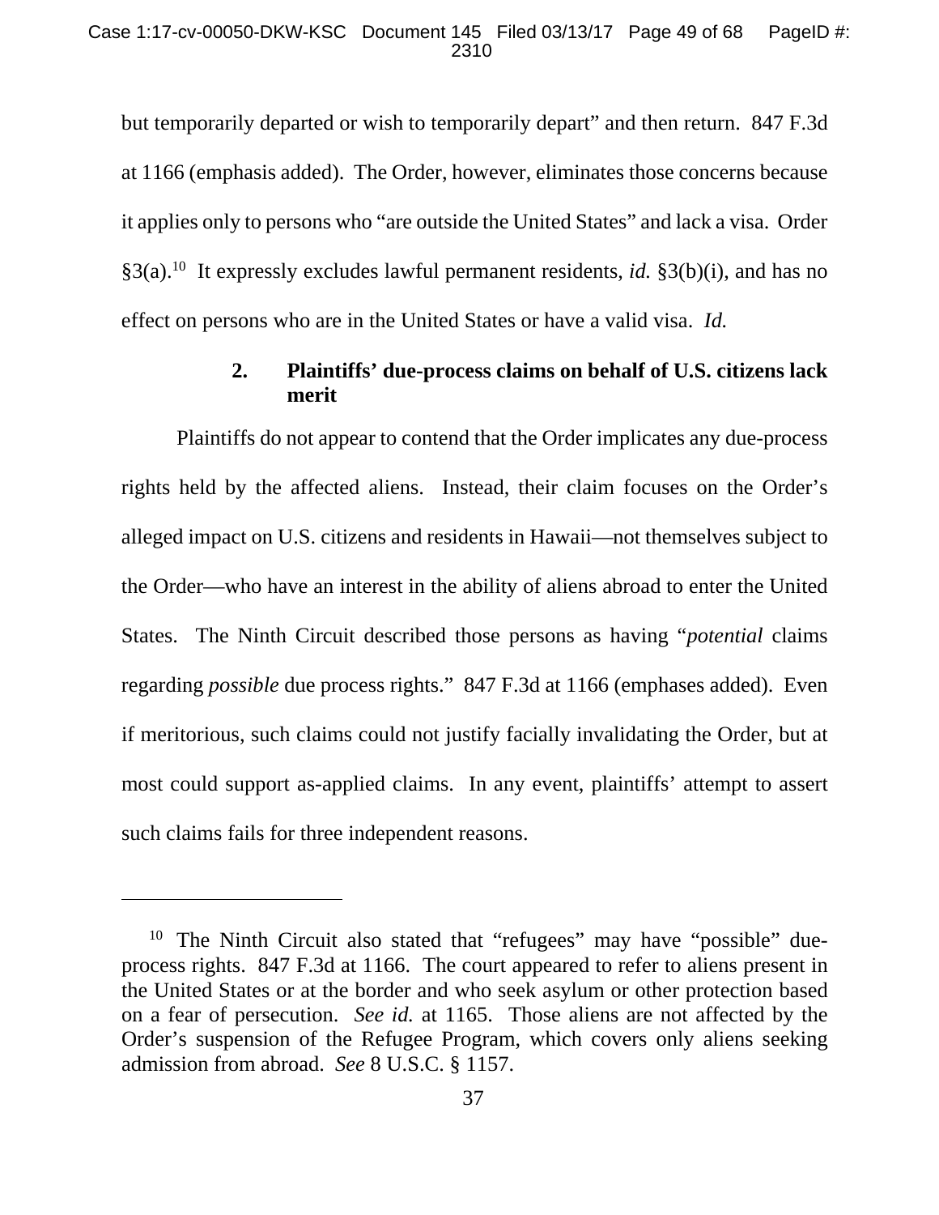but temporarily departed or wish to temporarily depart" and then return. 847 F.3d at 1166 (emphasis added). The Order, however, eliminates those concerns because it applies only to persons who "are outside the United States" and lack a visa. Order §3(a).[10] It expressly excludes lawful permanent residents, *id.* §3(b)(i), and has no effect on persons who are in the United States or have a valid visa. *Id.*

### 2. Plaintiffs' due-process claims on behalf of U.S. citizens lack merit

Plaintiffs do not appear to contend that the Order implicates any due-process rights held by the affected aliens. Instead, their claim focuses on the Order's alleged impact on U.S. citizens and residents in Hawaii—not themselves subject to the Order—who have an interest in the ability of aliens abroad to enter the United States. The Ninth Circuit described those persons as having "*potential* claims regarding *possible* due process rights." 847 F.3d at 1166 (emphases added). Even if meritorious, such claims could not justify facially invalidating the Order, but at most could support as-applied claims. In any event, plaintiffs' attempt to assert such claims fails for three independent reasons.

---

[10] The Ninth Circuit also stated that "refugees" may have "possible" due-process rights. 847 F.3d at 1166. The court appeared to refer to aliens present in the United States or at the border and who seek asylum or other protection based on a fear of persecution. *See id.* at 1165. Those aliens are not affected by the Order's suspension of the Refugee Program, which covers only aliens seeking admission from abroad. *See* 8 U.S.C. § 1157.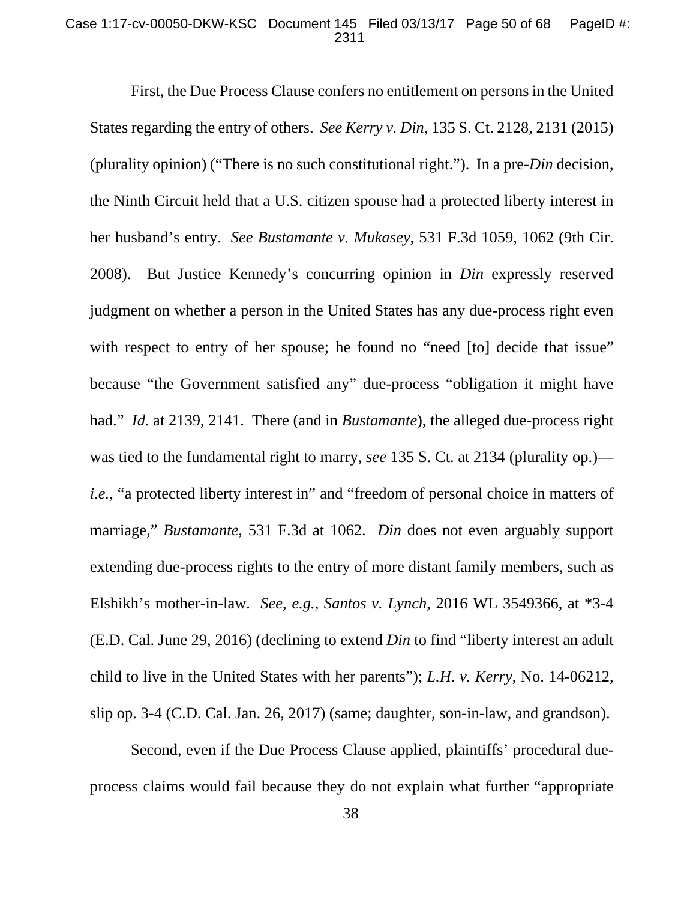First, the Due Process Clause confers no entitlement on persons in the United States regarding the entry of others. *See Kerry v. Din*, 135 S. Ct. 2128, 2131 (2015) (plurality opinion) ("There is no such constitutional right."). In a pre-*Din* decision, the Ninth Circuit held that a U.S. citizen spouse had a protected liberty interest in her husband's entry. *See Bustamante v. Mukasey*, 531 F.3d 1059, 1062 (9th Cir. 2008). But Justice Kennedy's concurring opinion in *Din* expressly reserved judgment on whether a person in the United States has any due-process right even with respect to entry of her spouse; he found no "need [to] decide that issue" because "the Government satisfied any" due-process "obligation it might have had." *Id.* at 2139, 2141. There (and in *Bustamante*), the alleged due-process right was tied to the fundamental right to marry, *see* 135 S. Ct. at 2134 (plurality op.)—*i.e.*, "a protected liberty interest in" and "freedom of personal choice in matters of marriage," *Bustamante*, 531 F.3d at 1062. *Din* does not even arguably support extending due-process rights to the entry of more distant family members, such as Elshikh's mother-in-law. *See, e.g.*, *Santos v. Lynch*, 2016 WL 3549366, at *3-4 (E.D. Cal. June 29, 2016) (declining to extend *Din* to find "liberty interest an adult child to live in the United States with her parents"); *L.H. v. Kerry*, No. 14-06212, slip op. 3-4 (C.D. Cal. Jan. 26, 2017) (same; daughter, son-in-law, and grandson).

Second, even if the Due Process Clause applied, plaintiffs' procedural due-process claims would fail because they do not explain what further "appropriate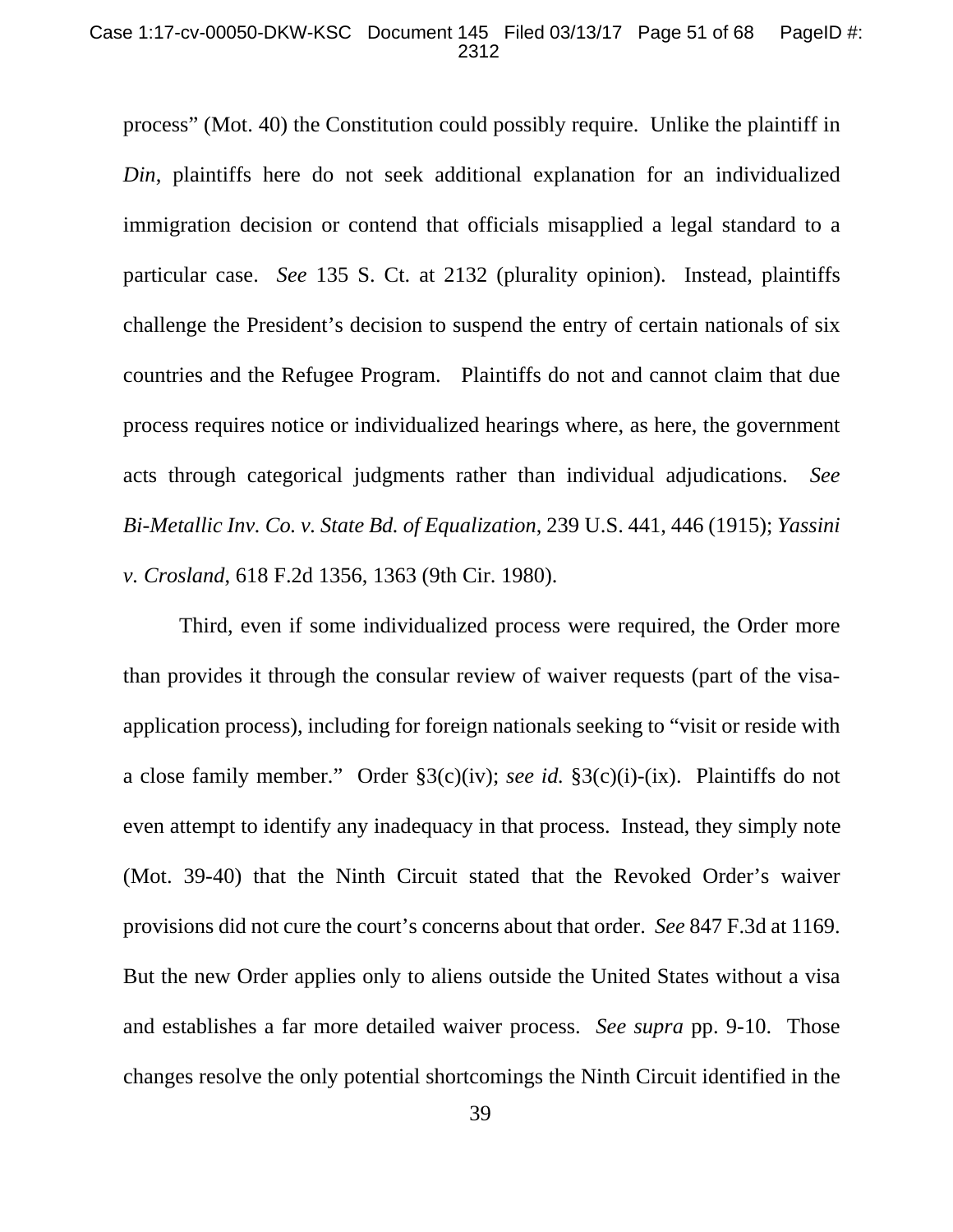process" (Mot. 40) the Constitution could possibly require. Unlike the plaintiff in *Din*, plaintiffs here do not seek additional explanation for an individualized immigration decision or contend that officials misapplied a legal standard to a particular case. *See* 135 S. Ct. at 2132 (plurality opinion). Instead, plaintiffs challenge the President's decision to suspend the entry of certain nationals of six countries and the Refugee Program. Plaintiffs do not and cannot claim that due process requires notice or individualized hearings where, as here, the government acts through categorical judgments rather than individual adjudications. *See Bi-Metallic Inv. Co. v. State Bd. of Equalization*, 239 U.S. 441, 446 (1915); *Yassini v. Crosland*, 618 F.2d 1356, 1363 (9th Cir. 1980).

Third, even if some individualized process were required, the Order more than provides it through the consular review of waiver requests (part of the visa-application process), including for foreign nationals seeking to "visit or reside with a close family member." Order §3(c)(iv); *see id.* §3(c)(i)-(ix). Plaintiffs do not even attempt to identify any inadequacy in that process. Instead, they simply note (Mot. 39-40) that the Ninth Circuit stated that the Revoked Order's waiver provisions did not cure the court's concerns about that order. *See* 847 F.3d at 1169. But the new Order applies only to aliens outside the United States without a visa and establishes a far more detailed waiver process. *See supra* pp. 9-10. Those changes resolve the only potential shortcomings the Ninth Circuit identified in the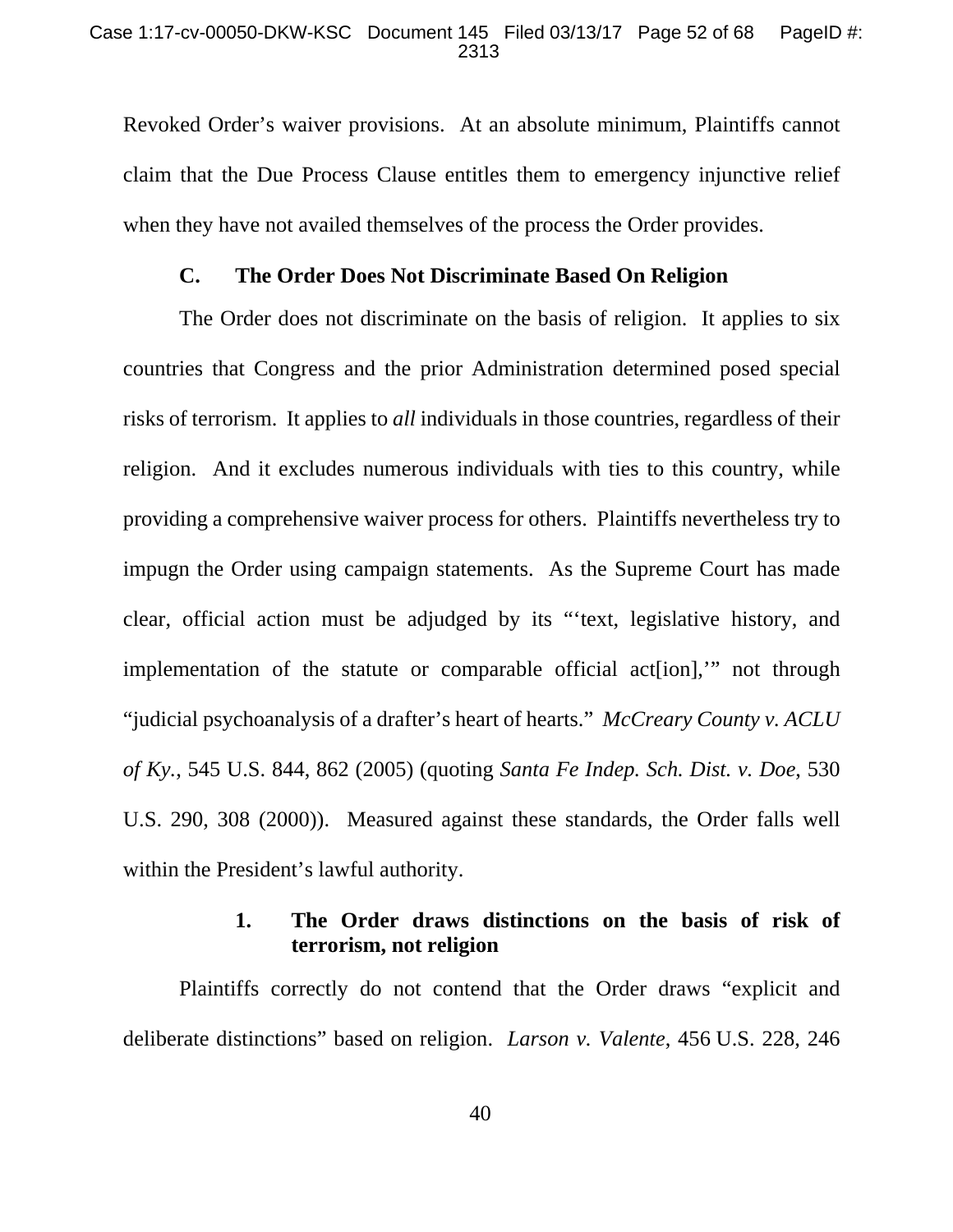Revoked Order's waiver provisions. At an absolute minimum, Plaintiffs cannot claim that the Due Process Clause entitles them to emergency injunctive relief when they have not availed themselves of the process the Order provides.

### C. The Order Does Not Discriminate Based On Religion

The Order does not discriminate on the basis of religion. It applies to six countries that Congress and the prior Administration determined posed special risks of terrorism. It applies to *all* individuals in those countries, regardless of their religion. And it excludes numerous individuals with ties to this country, while providing a comprehensive waiver process for others. Plaintiffs nevertheless try to impugn the Order using campaign statements. As the Supreme Court has made clear, official action must be adjudged by its "'text, legislative history, and implementation of the statute or comparable official act[ion],'" not through "judicial psychoanalysis of a drafter's heart of hearts." *McCreary County v. ACLU of Ky.*, 545 U.S. 844, 862 (2005) (quoting *Santa Fe Indep. Sch. Dist. v. Doe*, 530 U.S. 290, 308 (2000)). Measured against these standards, the Order falls well within the President's lawful authority.

#### 1. The Order draws distinctions on the basis of risk of terrorism, not religion

Plaintiffs correctly do not contend that the Order draws "explicit and deliberate distinctions" based on religion. *Larson v. Valente*, 456 U.S. 228, 246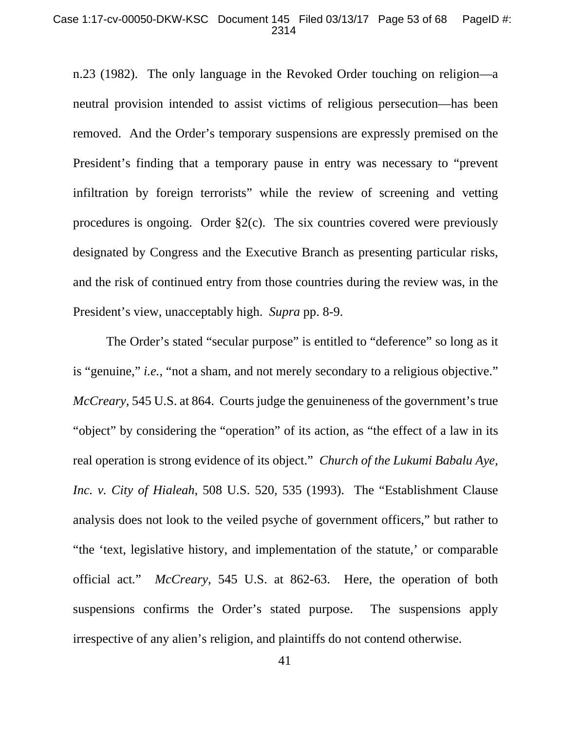n.23 (1982). The only language in the Revoked Order touching on religion—a neutral provision intended to assist victims of religious persecution—has been removed. And the Order's temporary suspensions are expressly premised on the President's finding that a temporary pause in entry was necessary to "prevent infiltration by foreign terrorists" while the review of screening and vetting procedures is ongoing. Order §2(c). The six countries covered were previously designated by Congress and the Executive Branch as presenting particular risks, and the risk of continued entry from those countries during the review was, in the President's view, unacceptably high. *Supra* pp. 8-9.

The Order's stated "secular purpose" is entitled to "deference" so long as it is "genuine," *i.e.*, "not a sham, and not merely secondary to a religious objective." *McCreary*, 545 U.S. at 864. Courts judge the genuineness of the government's true "object" by considering the "operation" of its action, as "the effect of a law in its real operation is strong evidence of its object." *Church of the Lukumi Babalu Aye, Inc. v. City of Hialeah*, 508 U.S. 520, 535 (1993). The "Establishment Clause analysis does not look to the veiled psyche of government officers," but rather to "the 'text, legislative history, and implementation of the statute,' or comparable official act." *McCreary*, 545 U.S. at 862-63. Here, the operation of both suspensions confirms the Order's stated purpose. The suspensions apply irrespective of any alien's religion, and plaintiffs do not contend otherwise.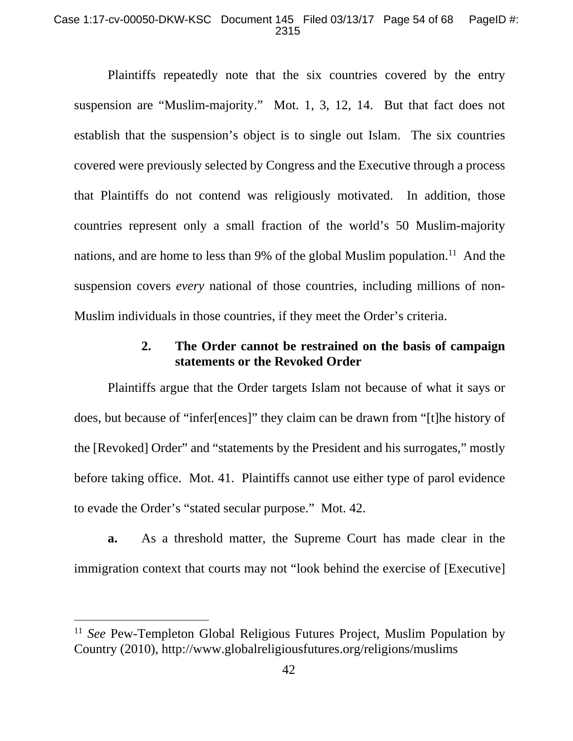Plaintiffs repeatedly note that the six countries covered by the entry suspension are "Muslim-majority." Mot. 1, 3, 12, 14. But that fact does not establish that the suspension's object is to single out Islam. The six countries covered were previously selected by Congress and the Executive through a process that Plaintiffs do not contend was religiously motivated. In addition, those countries represent only a small fraction of the world's 50 Muslim-majority nations, and are home to less than 9% of the global Muslim population.[11] And the suspension covers *every* national of those countries, including millions of non-Muslim individuals in those countries, if they meet the Order's criteria.

### 2. The Order cannot be restrained on the basis of campaign statements or the Revoked Order

Plaintiffs argue that the Order targets Islam not because of what it says or does, but because of "infer[ences]" they claim can be drawn from "[t]he history of the [Revoked] Order" and "statements by the President and his surrogates," mostly before taking office. Mot. 41. Plaintiffs cannot use either type of parol evidence to evade the Order's "stated secular purpose." Mot. 42.

**a.** As a threshold matter, the Supreme Court has made clear in the immigration context that courts may not "look behind the exercise of [Executive]

---

[11] *See* Pew-Templeton Global Religious Futures Project, Muslim Population by Country (2010), http://www.globalreligiousfutures.org/religions/muslims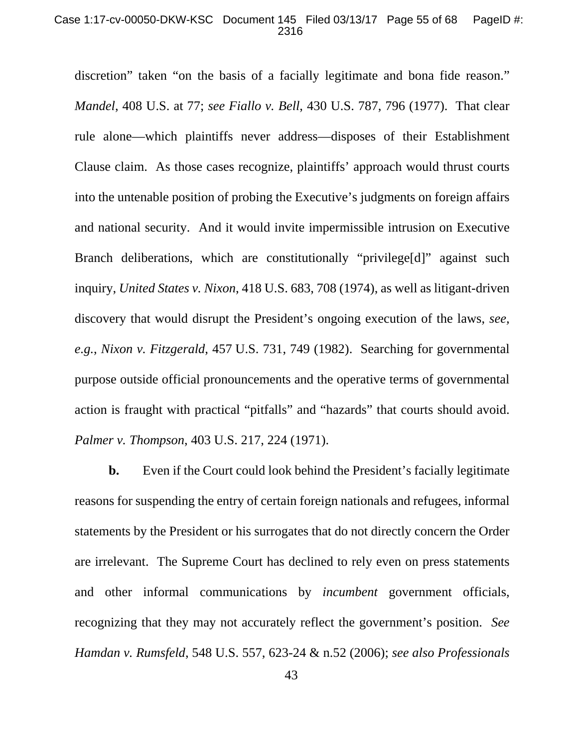discretion" taken "on the basis of a facially legitimate and bona fide reason." *Mandel*, 408 U.S. at 77; *see Fiallo v. Bell*, 430 U.S. 787, 796 (1977). That clear rule alone—which plaintiffs never address—disposes of their Establishment Clause claim. As those cases recognize, plaintiffs' approach would thrust courts into the untenable position of probing the Executive's judgments on foreign affairs and national security. And it would invite impermissible intrusion on Executive Branch deliberations, which are constitutionally "privilege[d]" against such inquiry, *United States v. Nixon*, 418 U.S. 683, 708 (1974), as well as litigant-driven discovery that would disrupt the President's ongoing execution of the laws, *see, e.g.*, *Nixon v. Fitzgerald*, 457 U.S. 731, 749 (1982). Searching for governmental purpose outside official pronouncements and the operative terms of governmental action is fraught with practical "pitfalls" and "hazards" that courts should avoid. *Palmer v. Thompson*, 403 U.S. 217, 224 (1971).

**b.** Even if the Court could look behind the President's facially legitimate reasons for suspending the entry of certain foreign nationals and refugees, informal statements by the President or his surrogates that do not directly concern the Order are irrelevant. The Supreme Court has declined to rely even on press statements and other informal communications by *incumbent* government officials, recognizing that they may not accurately reflect the government's position. *See Hamdan v. Rumsfeld*, 548 U.S. 557, 623-24 & n.52 (2006); *see also Professionals*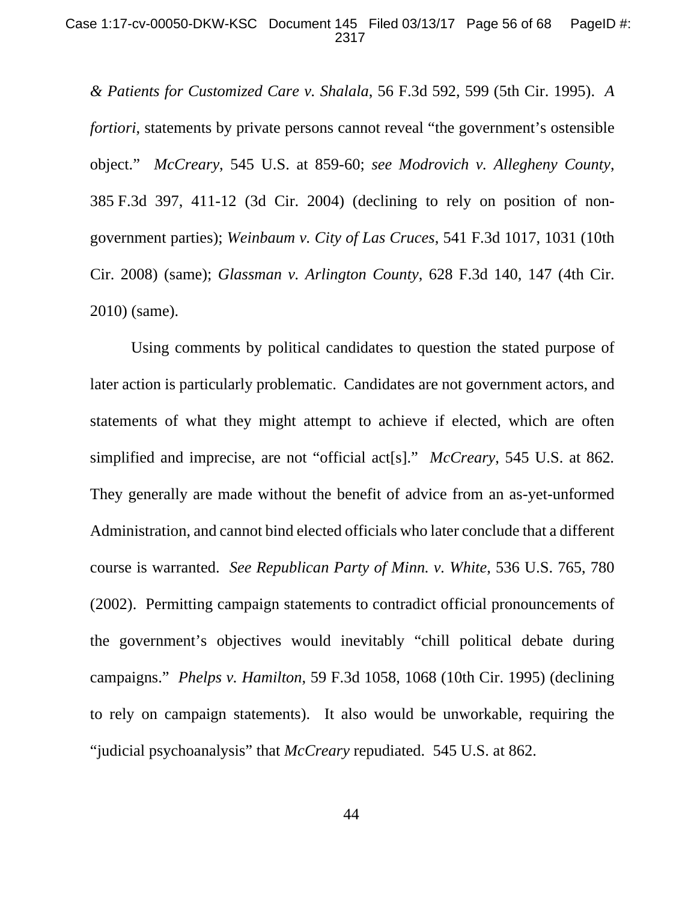*& Patients for Customized Care v. Shalala*, 56 F.3d 592, 599 (5th Cir. 1995). *A fortiori*, statements by private persons cannot reveal "the government's ostensible object." *McCreary*, 545 U.S. at 859-60; *see Modrovich v. Allegheny County*, 385 F.3d 397, 411-12 (3d Cir. 2004) (declining to rely on position of non-government parties); *Weinbaum v. City of Las Cruces*, 541 F.3d 1017, 1031 (10th Cir. 2008) (same); *Glassman v. Arlington County*, 628 F.3d 140, 147 (4th Cir. 2010) (same).

Using comments by political candidates to question the stated purpose of later action is particularly problematic. Candidates are not government actors, and statements of what they might attempt to achieve if elected, which are often simplified and imprecise, are not "official act[s]." *McCreary*, 545 U.S. at 862. They generally are made without the benefit of advice from an as-yet-unformed Administration, and cannot bind elected officials who later conclude that a different course is warranted. *See Republican Party of Minn. v. White*, 536 U.S. 765, 780 (2002). Permitting campaign statements to contradict official pronouncements of the government's objectives would inevitably "chill political debate during campaigns." *Phelps v. Hamilton*, 59 F.3d 1058, 1068 (10th Cir. 1995) (declining to rely on campaign statements). It also would be unworkable, requiring the "judicial psychoanalysis" that *McCreary* repudiated. 545 U.S. at 862.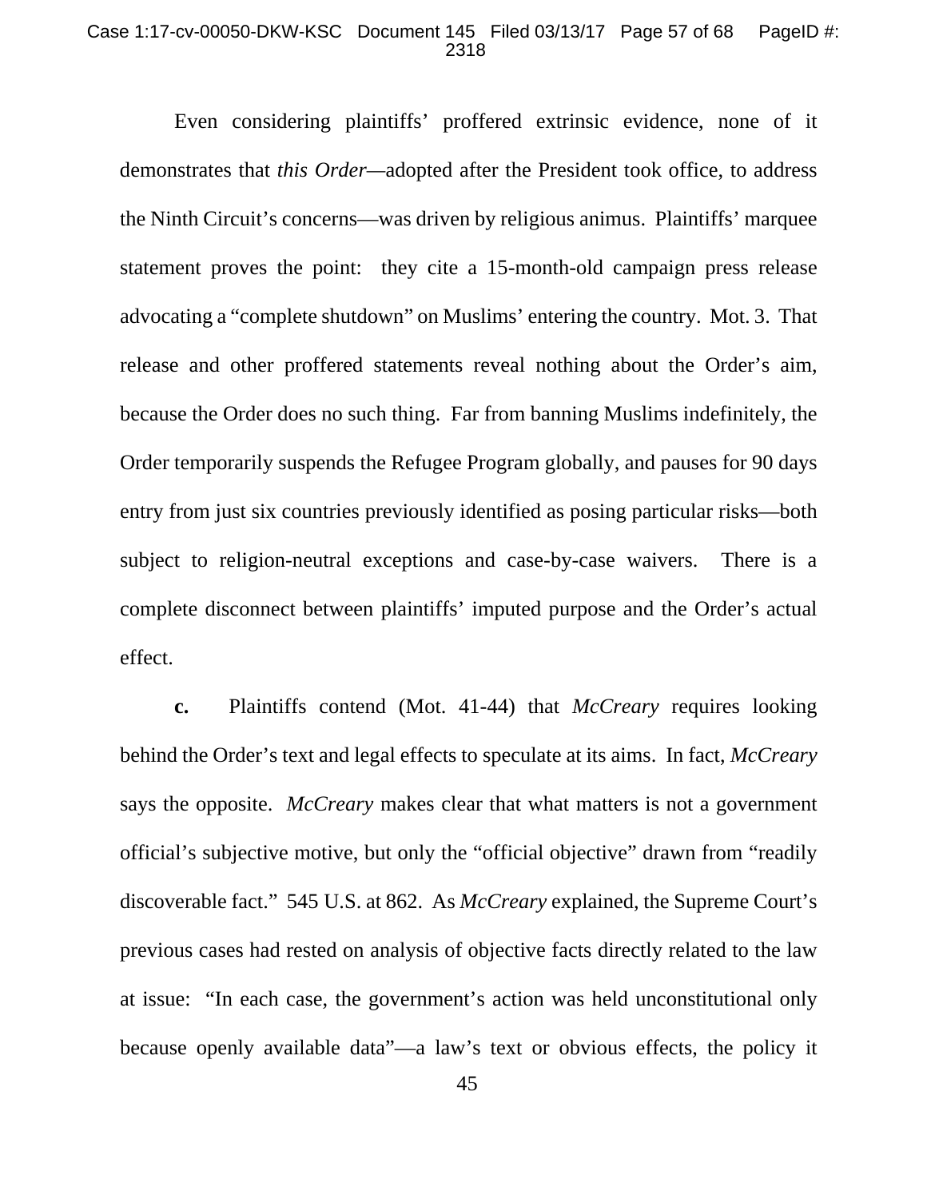Even considering plaintiffs' proffered extrinsic evidence, none of it demonstrates that *this Order*—adopted after the President took office, to address the Ninth Circuit's concerns—was driven by religious animus. Plaintiffs' marquee statement proves the point: they cite a 15-month-old campaign press release advocating a "complete shutdown" on Muslims' entering the country. Mot. 3. That release and other proffered statements reveal nothing about the Order's aim, because the Order does no such thing. Far from banning Muslims indefinitely, the Order temporarily suspends the Refugee Program globally, and pauses for 90 days entry from just six countries previously identified as posing particular risks—both subject to religion-neutral exceptions and case-by-case waivers. There is a complete disconnect between plaintiffs' imputed purpose and the Order's actual effect.

**c.** Plaintiffs contend (Mot. 41-44) that *McCreary* requires looking behind the Order's text and legal effects to speculate at its aims. In fact, *McCreary* says the opposite. *McCreary* makes clear that what matters is not a government official's subjective motive, but only the "official objective" drawn from "readily discoverable fact." 545 U.S. at 862. As *McCreary* explained, the Supreme Court's previous cases had rested on analysis of objective facts directly related to the law at issue: "In each case, the government's action was held unconstitutional only because openly available data"—a law's text or obvious effects, the policy it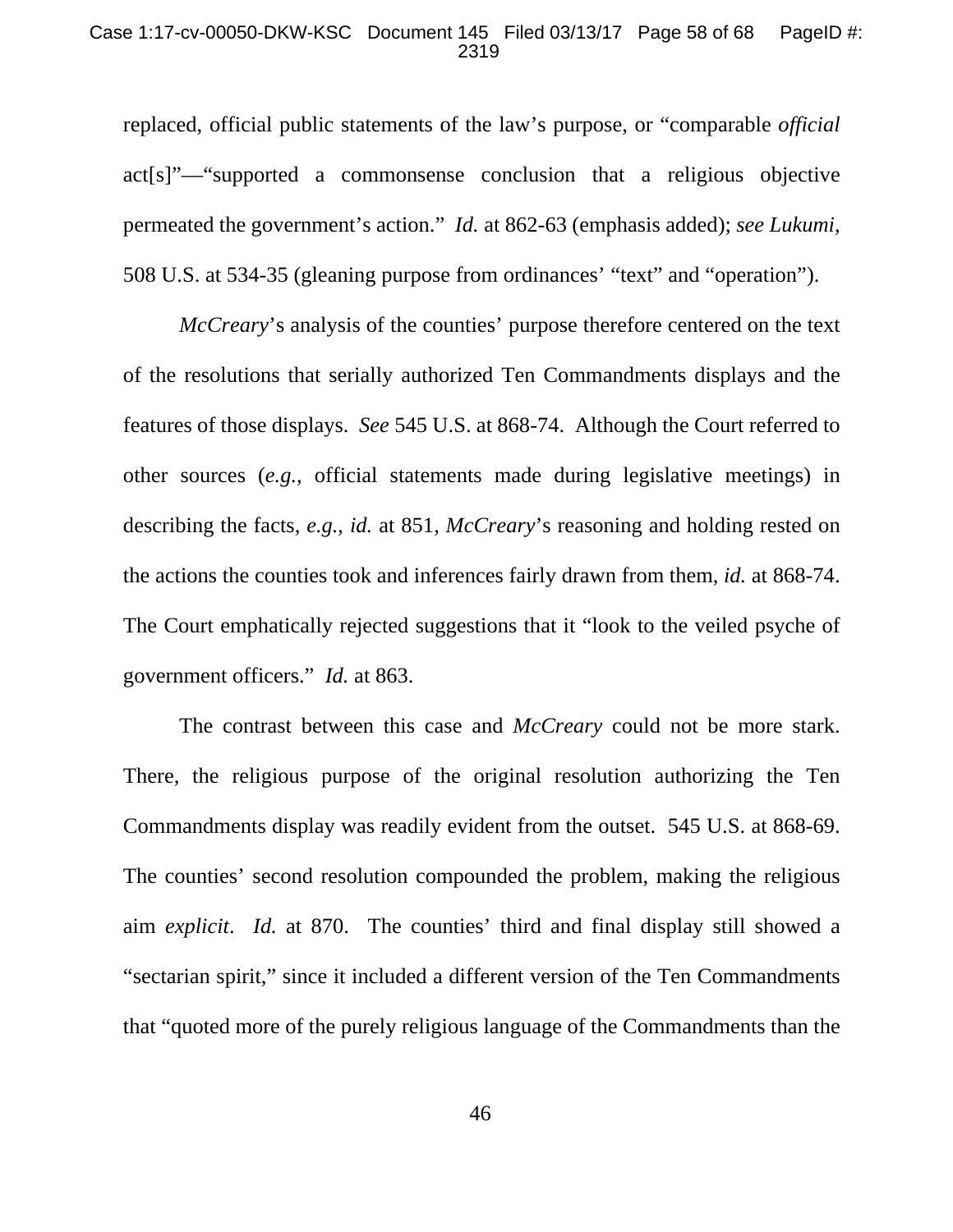replaced, official public statements of the law's purpose, or "comparable *official* act[s]"—"supported a commonsense conclusion that a religious objective permeated the government's action." *Id.* at 862-63 (emphasis added); *see Lukumi*, 508 U.S. at 534-35 (gleaning purpose from ordinances' "text" and "operation").

*McCreary*'s analysis of the counties' purpose therefore centered on the text of the resolutions that serially authorized Ten Commandments displays and the features of those displays. *See* 545 U.S. at 868-74. Although the Court referred to other sources (*e.g.*, official statements made during legislative meetings) in describing the facts, *e.g.*, *id.* at 851, *McCreary*'s reasoning and holding rested on the actions the counties took and inferences fairly drawn from them, *id.* at 868-74. The Court emphatically rejected suggestions that it "look to the veiled psyche of government officers." *Id.* at 863.

The contrast between this case and *McCreary* could not be more stark. There, the religious purpose of the original resolution authorizing the Ten Commandments display was readily evident from the outset. 545 U.S. at 868-69. The counties' second resolution compounded the problem, making the religious aim *explicit*. *Id.* at 870. The counties' third and final display still showed a "sectarian spirit," since it included a different version of the Ten Commandments that "quoted more of the purely religious language of the Commandments than the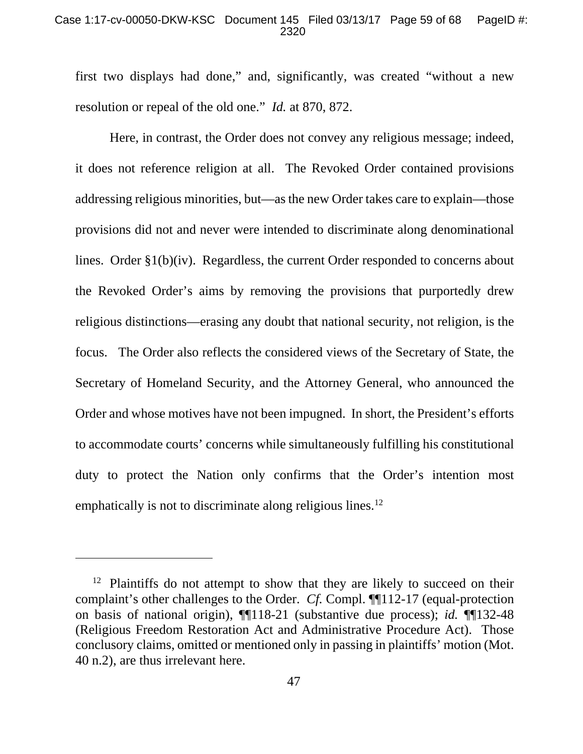first two displays had done," and, significantly, was created "without a new resolution or repeal of the old one." *Id.* at 870, 872.

Here, in contrast, the Order does not convey any religious message; indeed, it does not reference religion at all. The Revoked Order contained provisions addressing religious minorities, but—as the new Order takes care to explain—those provisions did not and never were intended to discriminate along denominational lines. Order §1(b)(iv). Regardless, the current Order responded to concerns about the Revoked Order's aims by removing the provisions that purportedly drew religious distinctions—erasing any doubt that national security, not religion, is the focus. The Order also reflects the considered views of the Secretary of State, the Secretary of Homeland Security, and the Attorney General, who announced the Order and whose motives have not been impugned. In short, the President's efforts to accommodate courts' concerns while simultaneously fulfilling his constitutional duty to protect the Nation only confirms that the Order's intention most emphatically is not to discriminate along religious lines.[12]

---

[12] Plaintiffs do not attempt to show that they are likely to succeed on their complaint's other challenges to the Order. *Cf.* Compl. ¶¶112-17 (equal-protection on basis of national origin), ¶¶118-21 (substantive due process); *id.* ¶¶132-48 (Religious Freedom Restoration Act and Administrative Procedure Act). Those conclusory claims, omitted or mentioned only in passing in plaintiffs' motion (Mot. 40 n.2), are thus irrelevant here.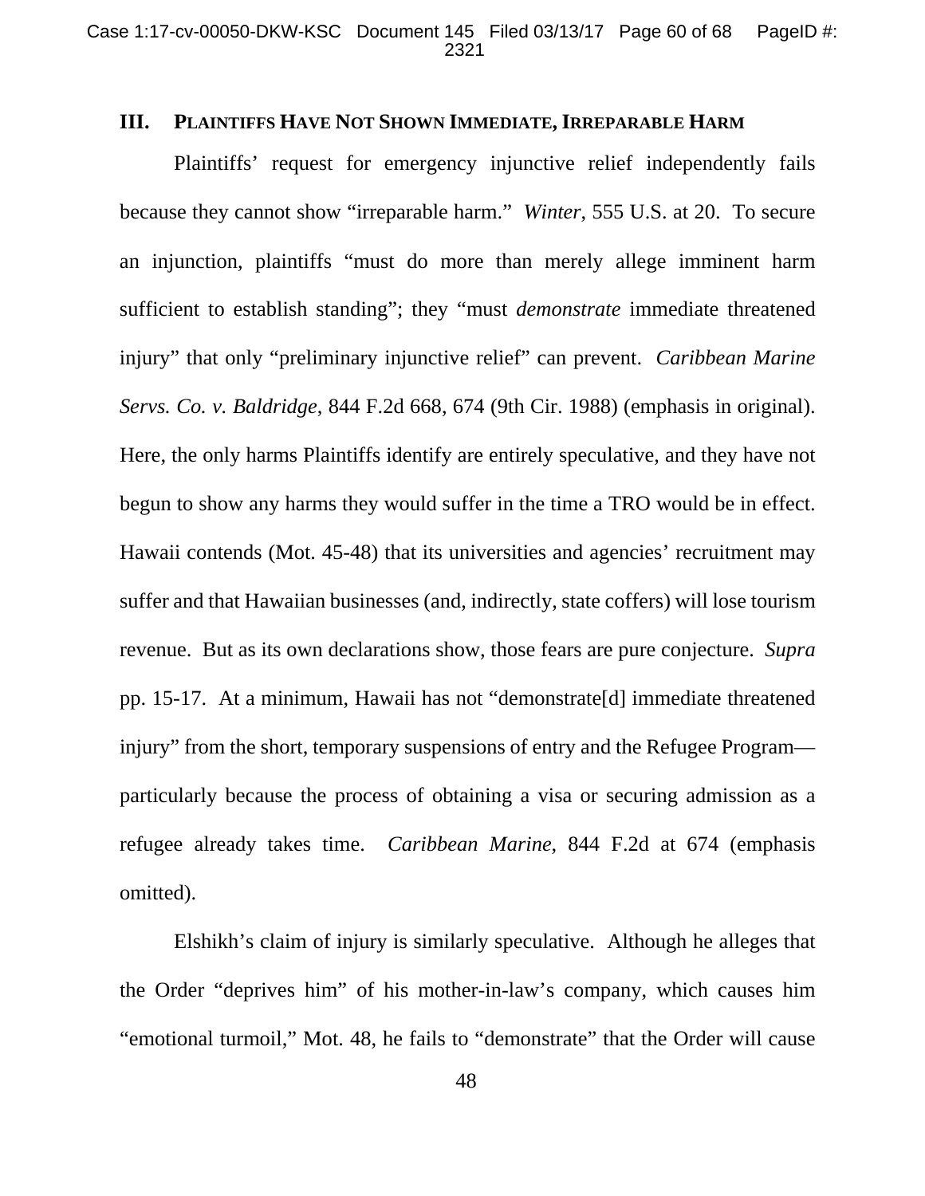## III. PLAINTIFFS HAVE NOT SHOWN IMMEDIATE, IRREPARABLE HARM

Plaintiffs' request for emergency injunctive relief independently fails because they cannot show "irreparable harm." *Winter*, 555 U.S. at 20. To secure an injunction, plaintiffs "must do more than merely allege imminent harm sufficient to establish standing"; they "must *demonstrate* immediate threatened injury" that only "preliminary injunctive relief" can prevent. *Caribbean Marine Servs. Co. v. Baldridge*, 844 F.2d 668, 674 (9th Cir. 1988) (emphasis in original). Here, the only harms Plaintiffs identify are entirely speculative, and they have not begun to show any harms they would suffer in the time a TRO would be in effect. Hawaii contends (Mot. 45-48) that its universities and agencies' recruitment may suffer and that Hawaiian businesses (and, indirectly, state coffers) will lose tourism revenue. But as its own declarations show, those fears are pure conjecture. *Supra* pp. 15-17. At a minimum, Hawaii has not "demonstrate[d] immediate threatened injury" from the short, temporary suspensions of entry and the Refugee Program—particularly because the process of obtaining a visa or securing admission as a refugee already takes time. *Caribbean Marine*, 844 F.2d at 674 (emphasis omitted).

Elshikh's claim of injury is similarly speculative. Although he alleges that the Order "deprives him" of his mother-in-law's company, which causes him "emotional turmoil," Mot. 48, he fails to "demonstrate" that the Order will cause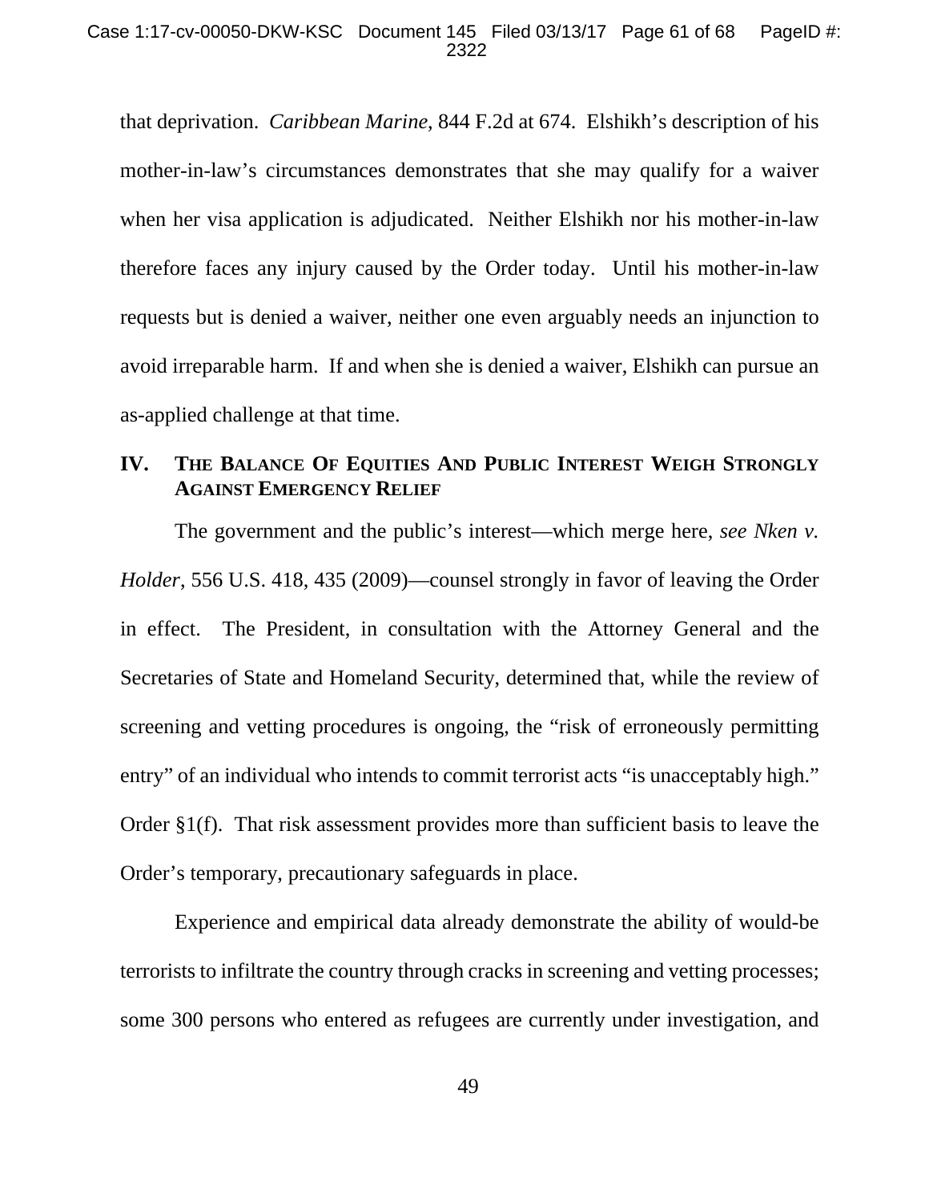that deprivation. *Caribbean Marine*, 844 F.2d at 674. Elshikh's description of his mother-in-law's circumstances demonstrates that she may qualify for a waiver when her visa application is adjudicated. Neither Elshikh nor his mother-in-law therefore faces any injury caused by the Order today. Until his mother-in-law requests but is denied a waiver, neither one even arguably needs an injunction to avoid irreparable harm. If and when she is denied a waiver, Elshikh can pursue an as-applied challenge at that time.

## IV. THE BALANCE OF EQUITIES AND PUBLIC INTEREST WEIGH STRONGLY AGAINST EMERGENCY RELIEF

The government and the public's interest—which merge here, *see Nken v. Holder*, 556 U.S. 418, 435 (2009)—counsel strongly in favor of leaving the Order in effect. The President, in consultation with the Attorney General and the Secretaries of State and Homeland Security, determined that, while the review of screening and vetting procedures is ongoing, the "risk of erroneously permitting entry" of an individual who intends to commit terrorist acts "is unacceptably high." Order §1(f). That risk assessment provides more than sufficient basis to leave the Order's temporary, precautionary safeguards in place.

Experience and empirical data already demonstrate the ability of would-be terrorists to infiltrate the country through cracks in screening and vetting processes; some 300 persons who entered as refugees are currently under investigation, and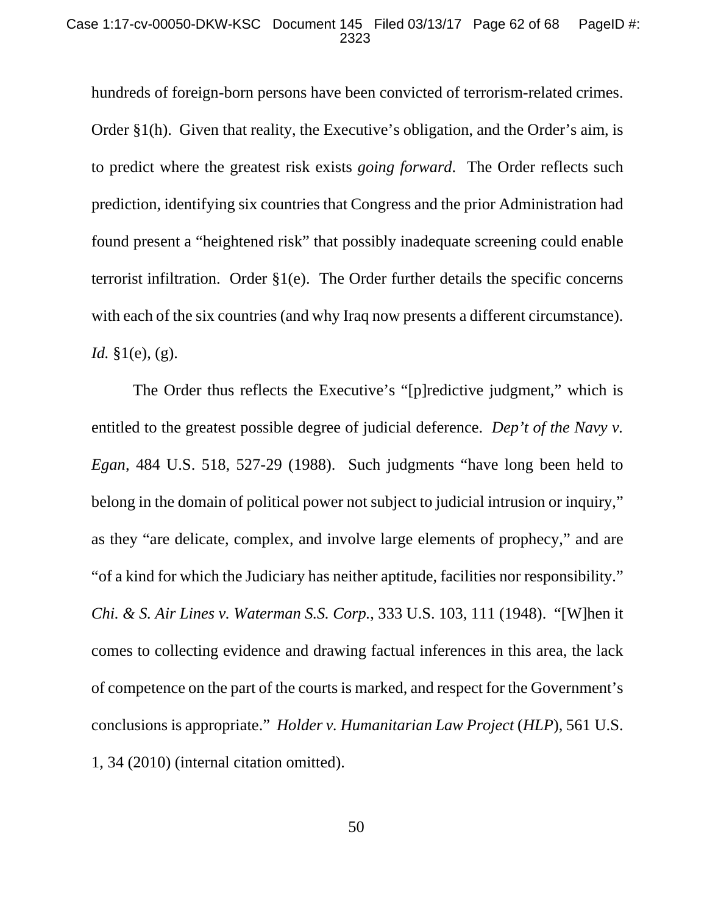hundreds of foreign-born persons have been convicted of terrorism-related crimes. Order §1(h). Given that reality, the Executive's obligation, and the Order's aim, is to predict where the greatest risk exists *going forward*. The Order reflects such prediction, identifying six countries that Congress and the prior Administration had found present a "heightened risk" that possibly inadequate screening could enable terrorist infiltration. Order §1(e). The Order further details the specific concerns with each of the six countries (and why Iraq now presents a different circumstance). *Id.* §1(e), (g).

The Order thus reflects the Executive's "[p]redictive judgment," which is entitled to the greatest possible degree of judicial deference. *Dep't of the Navy v. Egan*, 484 U.S. 518, 527-29 (1988). Such judgments "have long been held to belong in the domain of political power not subject to judicial intrusion or inquiry," as they "are delicate, complex, and involve large elements of prophecy," and are "of a kind for which the Judiciary has neither aptitude, facilities nor responsibility." *Chi. & S. Air Lines v. Waterman S.S. Corp.*, 333 U.S. 103, 111 (1948). "[W]hen it comes to collecting evidence and drawing factual inferences in this area, the lack of competence on the part of the courts is marked, and respect for the Government's conclusions is appropriate." *Holder v. Humanitarian Law Project* (*HLP*), 561 U.S. 1, 34 (2010) (internal citation omitted).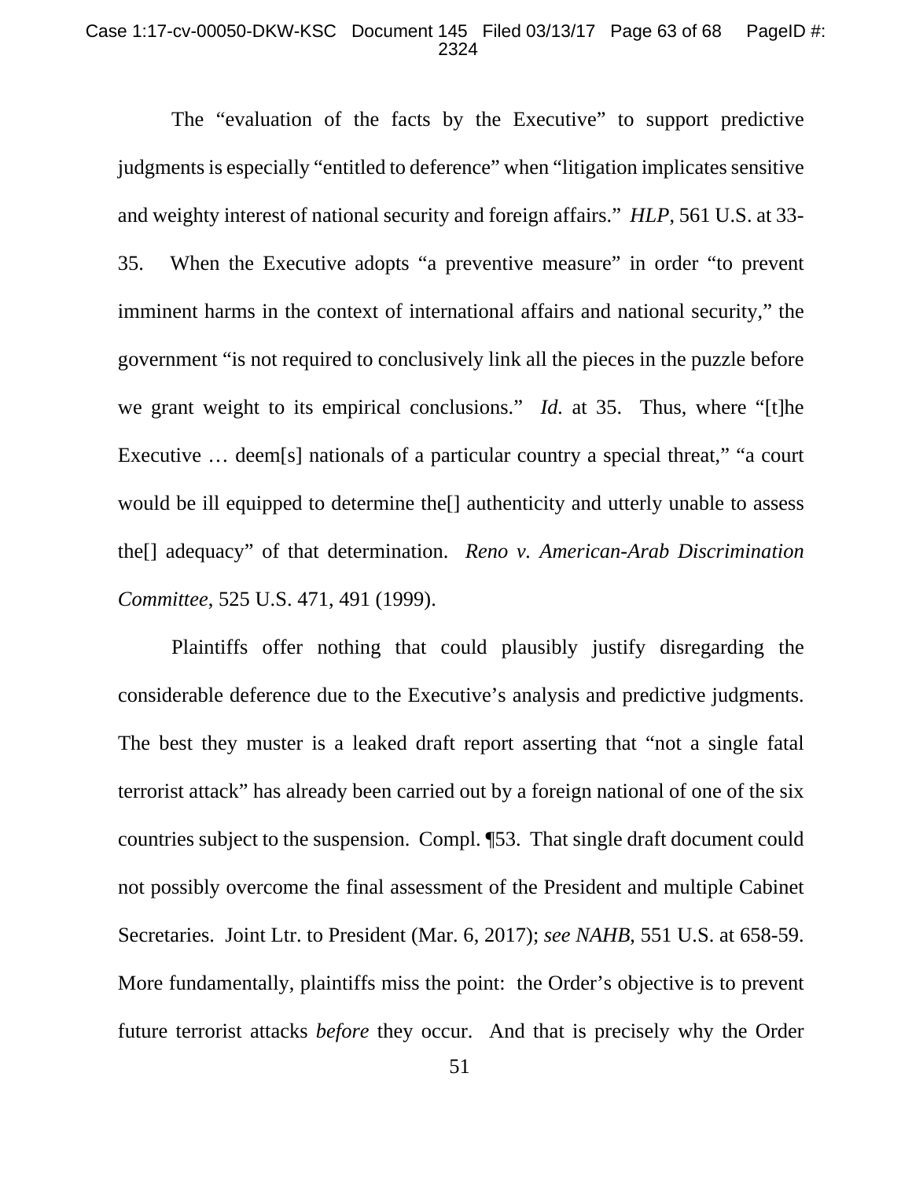The "evaluation of the facts by the Executive" to support predictive judgments is especially "entitled to deference" when "litigation implicates sensitive and weighty interest of national security and foreign affairs." *HLP*, 561 U.S. at 33-35. When the Executive adopts "a preventive measure" in order "to prevent imminent harms in the context of international affairs and national security," the government "is not required to conclusively link all the pieces in the puzzle before we grant weight to its empirical conclusions." *Id.* at 35. Thus, where "[t]he Executive … deem[s] nationals of a particular country a special threat," "a court would be ill equipped to determine the[] authenticity and utterly unable to assess the[] adequacy" of that determination. *Reno v. American-Arab Discrimination Committee*, 525 U.S. 471, 491 (1999).

Plaintiffs offer nothing that could plausibly justify disregarding the considerable deference due to the Executive's analysis and predictive judgments. The best they muster is a leaked draft report asserting that "not a single fatal terrorist attack" has already been carried out by a foreign national of one of the six countries subject to the suspension. Compl. ¶53. That single draft document could not possibly overcome the final assessment of the President and multiple Cabinet Secretaries. Joint Ltr. to President (Mar. 6, 2017); *see NAHB*, 551 U.S. at 658-59. More fundamentally, plaintiffs miss the point: the Order's objective is to prevent future terrorist attacks *before* they occur. And that is precisely why the Order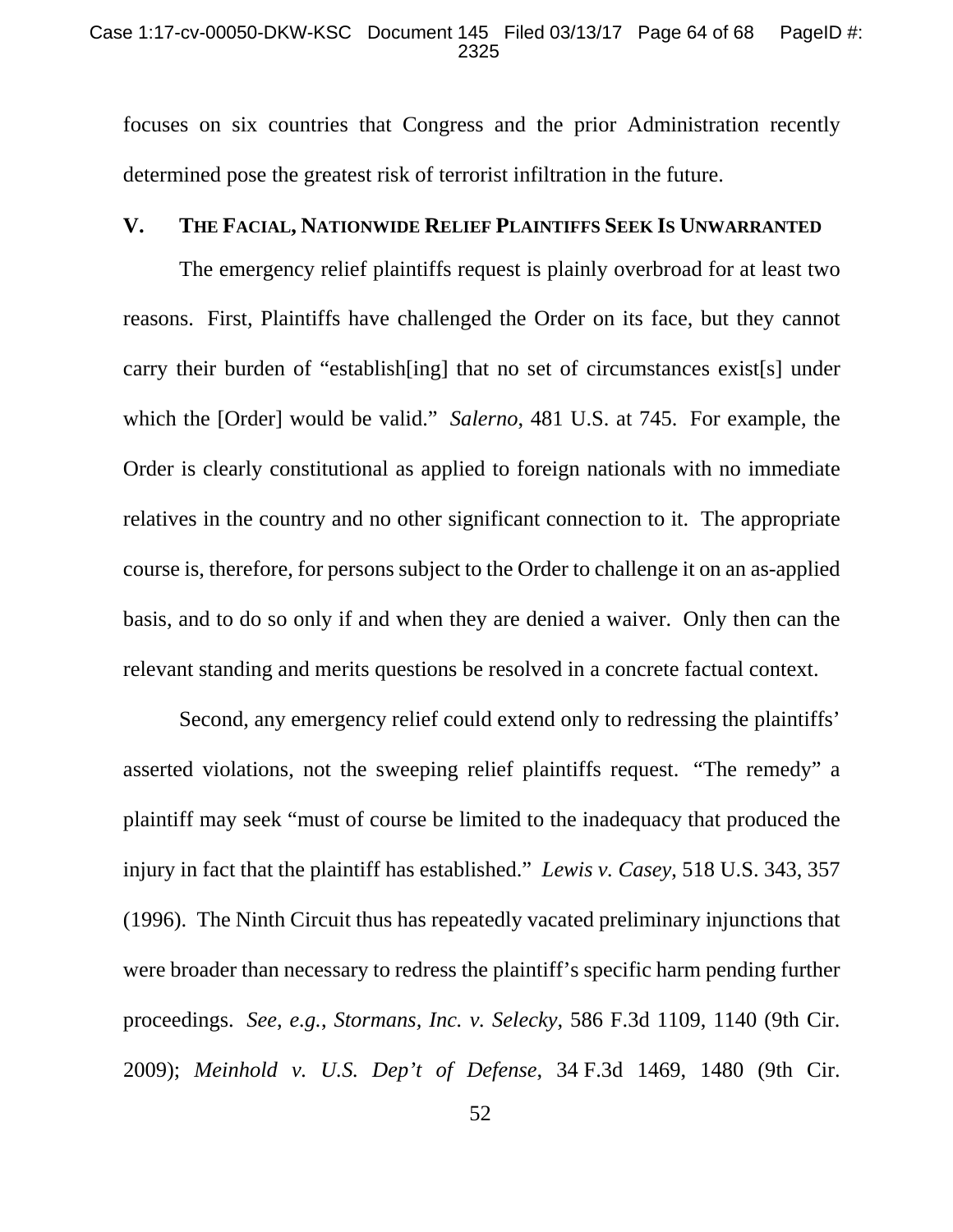focuses on six countries that Congress and the prior Administration recently determined pose the greatest risk of terrorist infiltration in the future.

## V. THE FACIAL, NATIONWIDE RELIEF PLAINTIFFS SEEK IS UNWARRANTED

The emergency relief plaintiffs request is plainly overbroad for at least two reasons. First, Plaintiffs have challenged the Order on its face, but they cannot carry their burden of "establish[ing] that no set of circumstances exist[s] under which the [Order] would be valid." *Salerno*, 481 U.S. at 745. For example, the Order is clearly constitutional as applied to foreign nationals with no immediate relatives in the country and no other significant connection to it. The appropriate course is, therefore, for persons subject to the Order to challenge it on an as-applied basis, and to do so only if and when they are denied a waiver. Only then can the relevant standing and merits questions be resolved in a concrete factual context.

Second, any emergency relief could extend only to redressing the plaintiffs' asserted violations, not the sweeping relief plaintiffs request. "The remedy" a plaintiff may seek "must of course be limited to the inadequacy that produced the injury in fact that the plaintiff has established." *Lewis v. Casey*, 518 U.S. 343, 357 (1996). The Ninth Circuit thus has repeatedly vacated preliminary injunctions that were broader than necessary to redress the plaintiff's specific harm pending further proceedings. *See, e.g.*, *Stormans, Inc. v. Selecky*, 586 F.3d 1109, 1140 (9th Cir. 2009); *Meinhold v. U.S. Dep't of Defense*, 34 F.3d 1469, 1480 (9th Cir.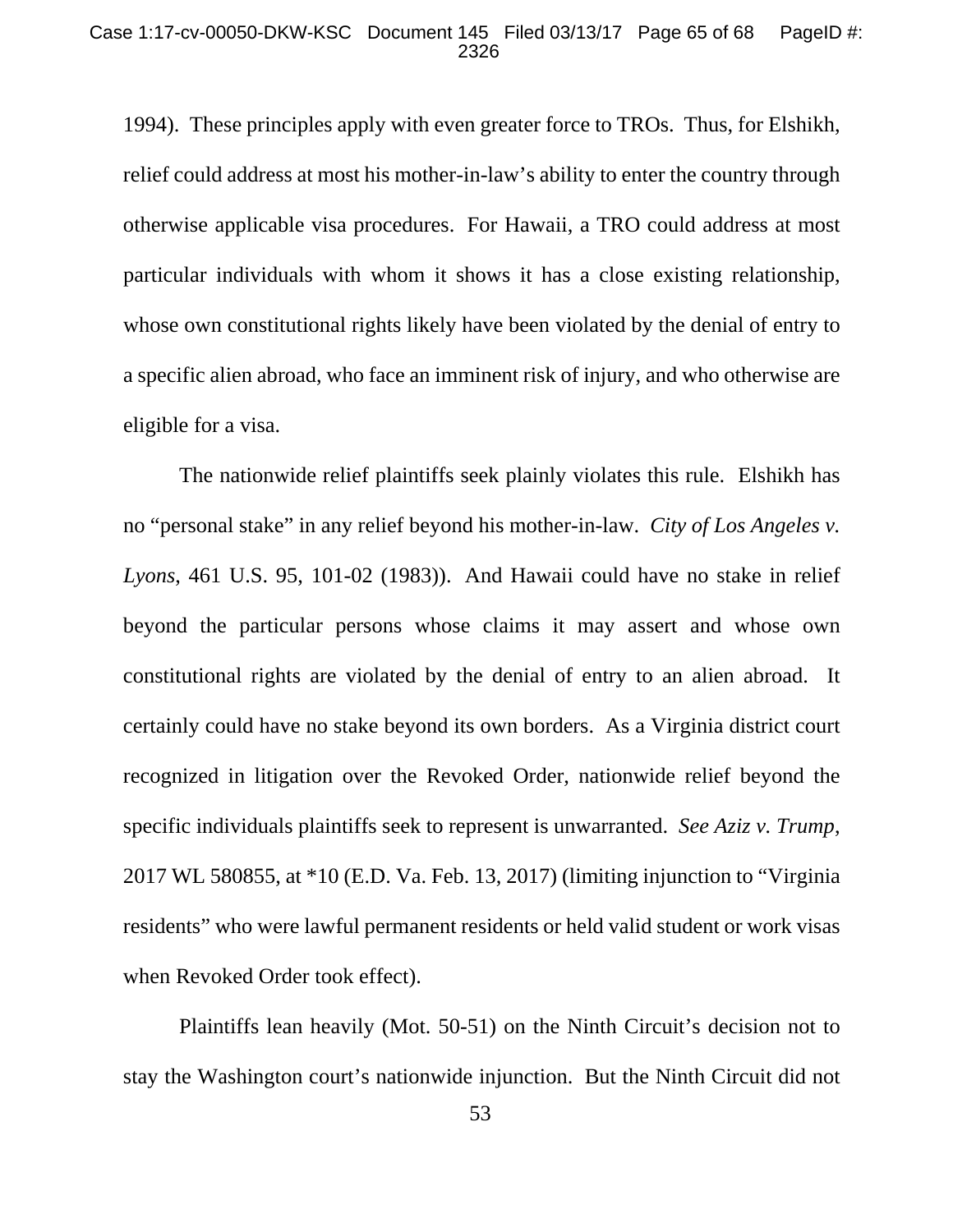1994). These principles apply with even greater force to TROs. Thus, for Elshikh, relief could address at most his mother-in-law's ability to enter the country through otherwise applicable visa procedures. For Hawaii, a TRO could address at most particular individuals with whom it shows it has a close existing relationship, whose own constitutional rights likely have been violated by the denial of entry to a specific alien abroad, who face an imminent risk of injury, and who otherwise are eligible for a visa.

The nationwide relief plaintiffs seek plainly violates this rule. Elshikh has no "personal stake" in any relief beyond his mother-in-law. *City of Los Angeles v. Lyons*, 461 U.S. 95, 101-02 (1983)). And Hawaii could have no stake in relief beyond the particular persons whose claims it may assert and whose own constitutional rights are violated by the denial of entry to an alien abroad. It certainly could have no stake beyond its own borders. As a Virginia district court recognized in litigation over the Revoked Order, nationwide relief beyond the specific individuals plaintiffs seek to represent is unwarranted. *See Aziz v. Trump*, 2017 WL 580855, at *10 (E.D. Va. Feb. 13, 2017) (limiting injunction to "Virginia residents" who were lawful permanent residents or held valid student or work visas when Revoked Order took effect).

Plaintiffs lean heavily (Mot. 50-51) on the Ninth Circuit's decision not to stay the Washington court's nationwide injunction. But the Ninth Circuit did not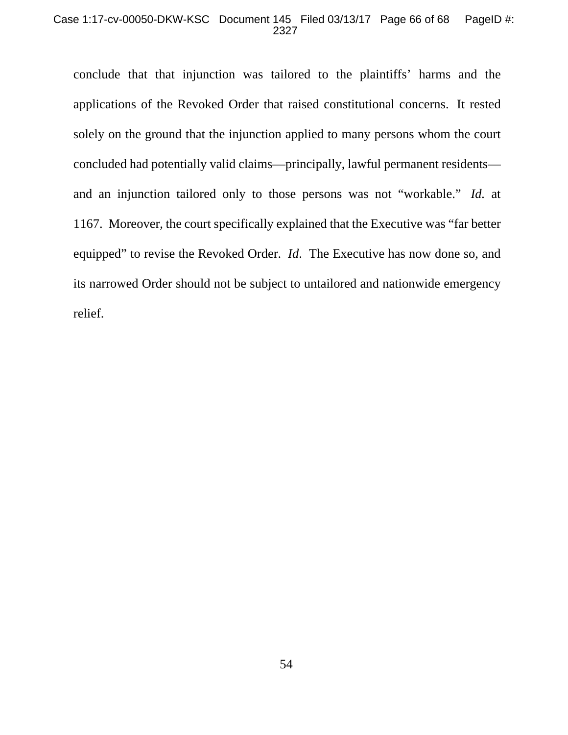conclude that that injunction was tailored to the plaintiffs' harms and the applications of the Revoked Order that raised constitutional concerns. It rested solely on the ground that the injunction applied to many persons whom the court concluded had potentially valid claims—principally, lawful permanent residents—and an injunction tailored only to those persons was not "workable." *Id.* at 1167. Moreover, the court specifically explained that the Executive was "far better equipped" to revise the Revoked Order. *Id*. The Executive has now done so, and its narrowed Order should not be subject to untailored and nationwide emergency relief.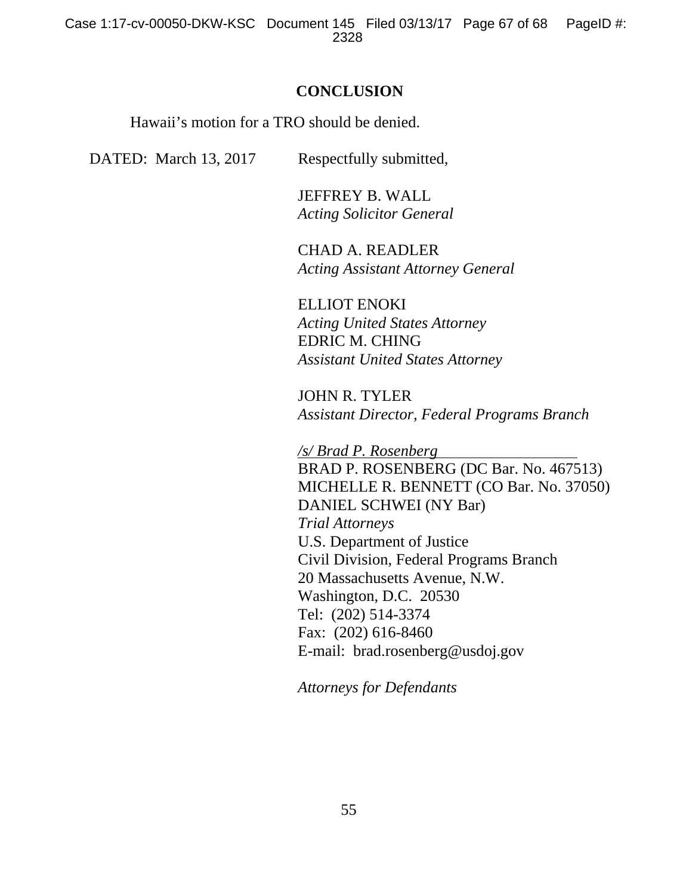## CONCLUSION

Hawaii's motion for a TRO should be denied.

DATED: March 13, 2017

Respectfully submitted,

JEFFREY B. WALL
*Acting Solicitor General*

CHAD A. READLER
*Acting Assistant Attorney General*

ELLIOT ENOKI
*Acting United States Attorney*
EDRIC M. CHING
*Assistant United States Attorney*

JOHN R. TYLER
*Assistant Director, Federal Programs Branch*

*/s/ Brad P. Rosenberg*
BRAD P. ROSENBERG (DC Bar. No. 467513)
MICHELLE R. BENNETT (CO Bar. No. 37050)
DANIEL SCHWEI (NY Bar)
*Trial Attorneys*
U.S. Department of Justice
Civil Division, Federal Programs Branch
20 Massachusetts Avenue, N.W.
Washington, D.C. 20530
Tel: (202) 514-3374
Fax: (202) 616-8460
E-mail: brad.rosenberg@usdoj.gov

*Attorneys for Defendants*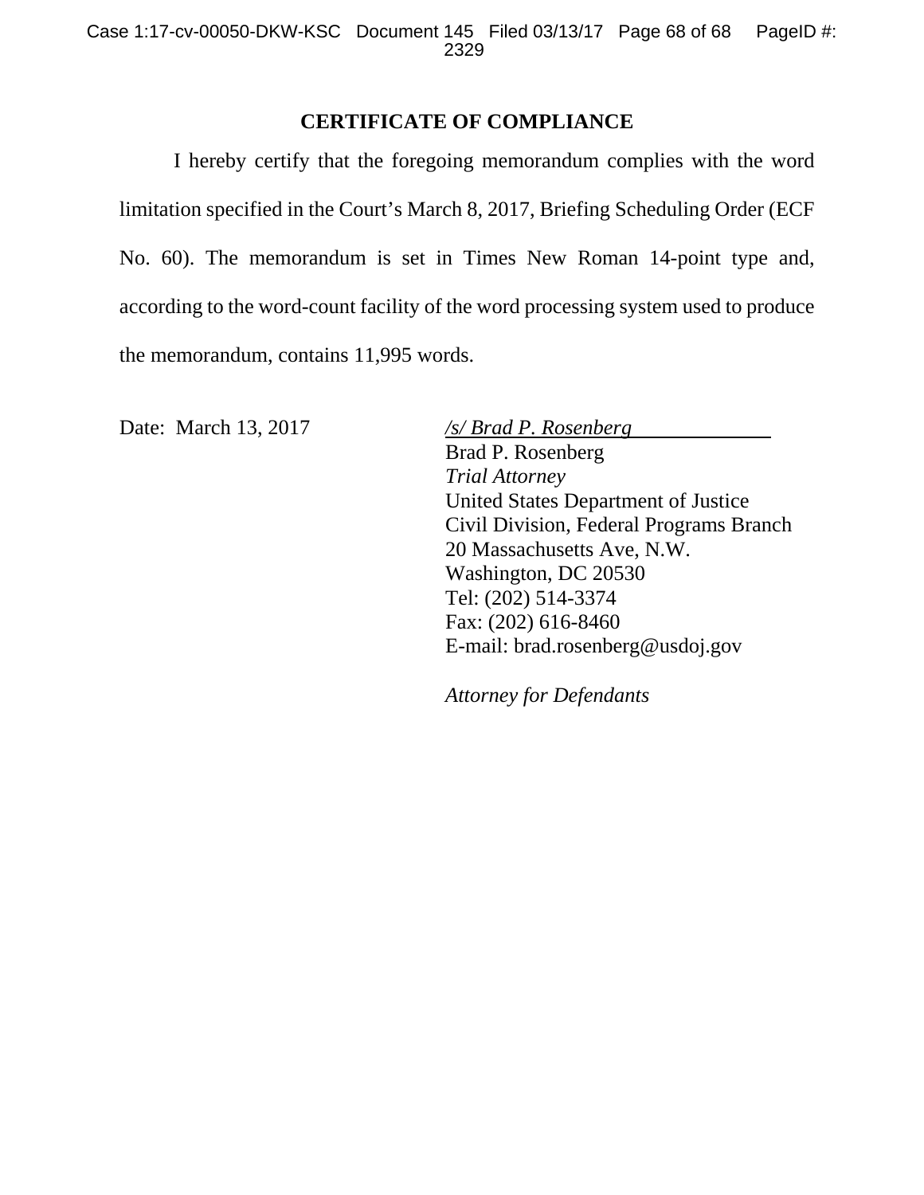## CERTIFICATE OF COMPLIANCE

I hereby certify that the foregoing memorandum complies with the word limitation specified in the Court's March 8, 2017, Briefing Scheduling Order (ECF No. 60). The memorandum is set in Times New Roman 14-point type and, according to the word-count facility of the word processing system used to produce the memorandum, contains 11,995 words.

Date: March 13, 2017

*/s/ Brad P. Rosenberg*
Brad P. Rosenberg
*Trial Attorney*
United States Department of Justice
Civil Division, Federal Programs Branch
20 Massachusetts Ave, N.W.
Washington, DC 20530
Tel: (202) 514-3374
Fax: (202) 616-8460
E-mail: brad.rosenberg@usdoj.gov

*Attorney for Defendants*